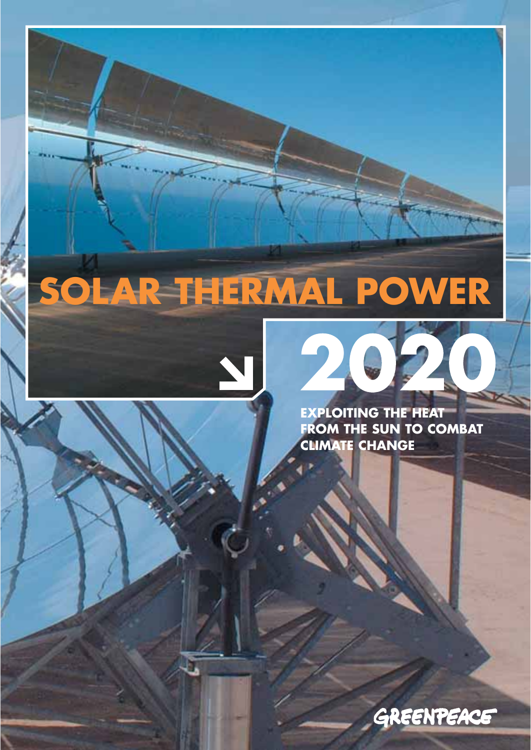# SOLAR THERMAL POWER

# 2020

**EXPLOITING THE HEAT FROM THE SUN TO COMBAT CLIMATE CHANGE**

GREENPEACE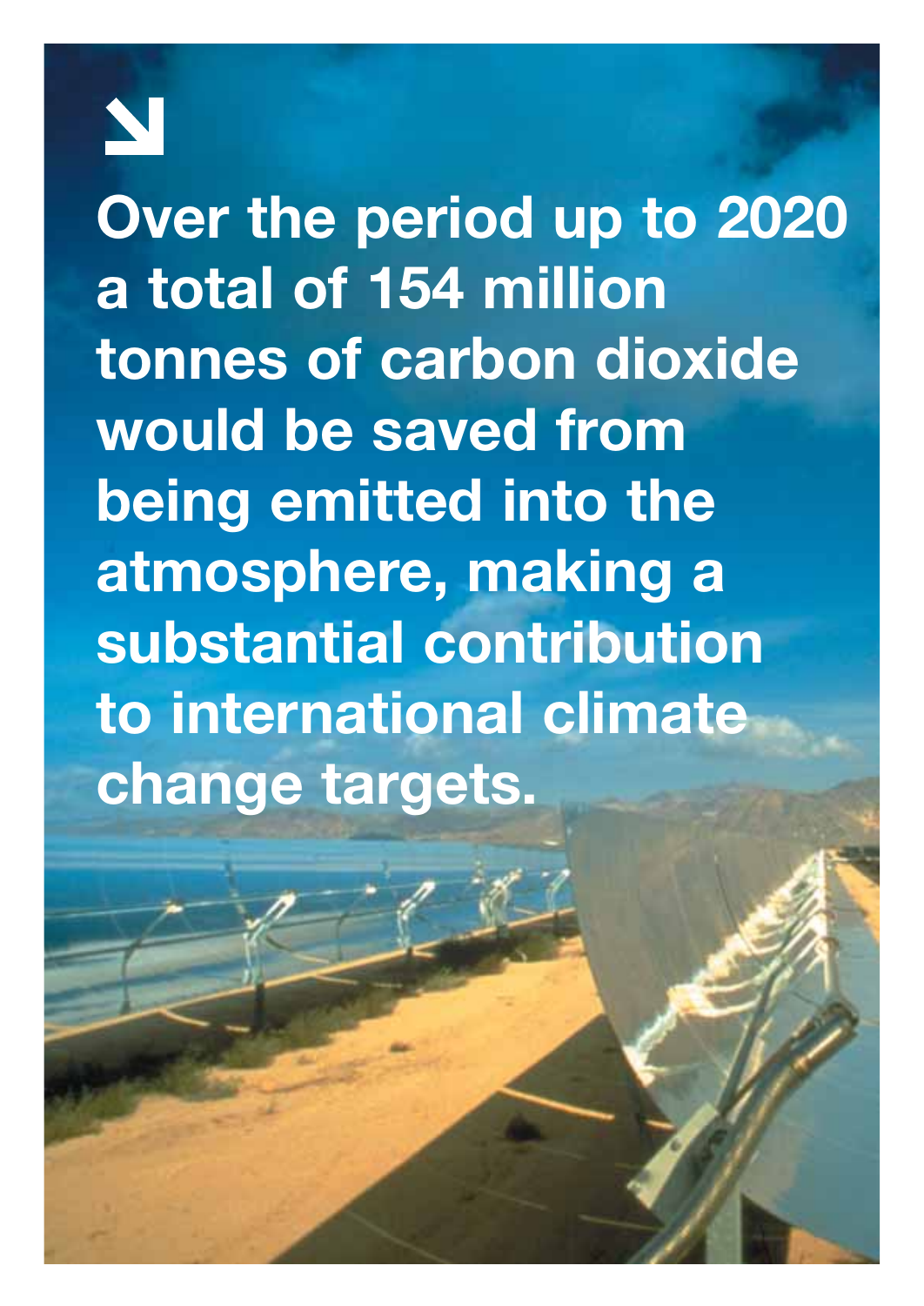**Over the period up to 2020 a total of 154 million tonnes of carbon dioxide would be saved from being emitted into the atmosphere, making a substantial contribution to international climate change targets.**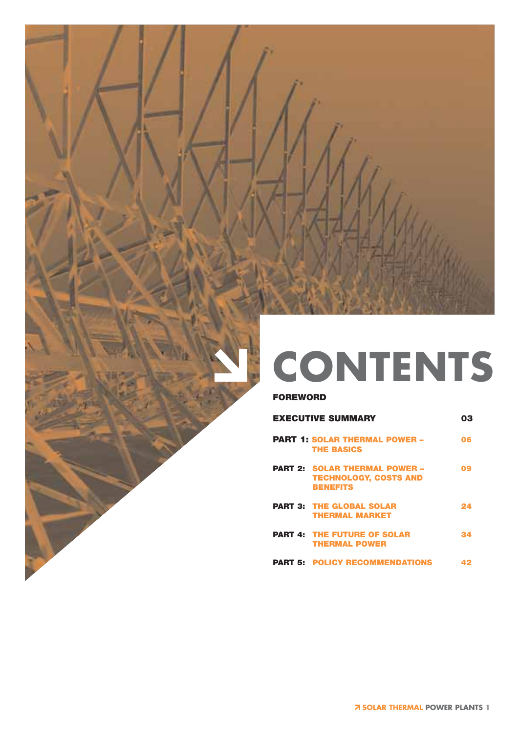# CONTENTS

**FOREWORD**

| | | |
|---|---|---|
| **EXECUTIVE SUMMARY** | | **03** |
| **PART 1:** | **SOLAR THERMAL POWER – THE BASICS** | **06** |
| **PART 2:** | **SOLAR THERMAL POWER – TECHNOLOGY, COSTS AND BENEFITS** | **09** |
| **PART 3:** | **THE GLOBAL SOLAR THERMAL MARKET** | **24** |
| **PART 4:** | **THE FUTURE OF SOLAR THERMAL POWER** | **34** |
| **PART 5:** | **POLICY RECOMMENDATIONS** | **42** |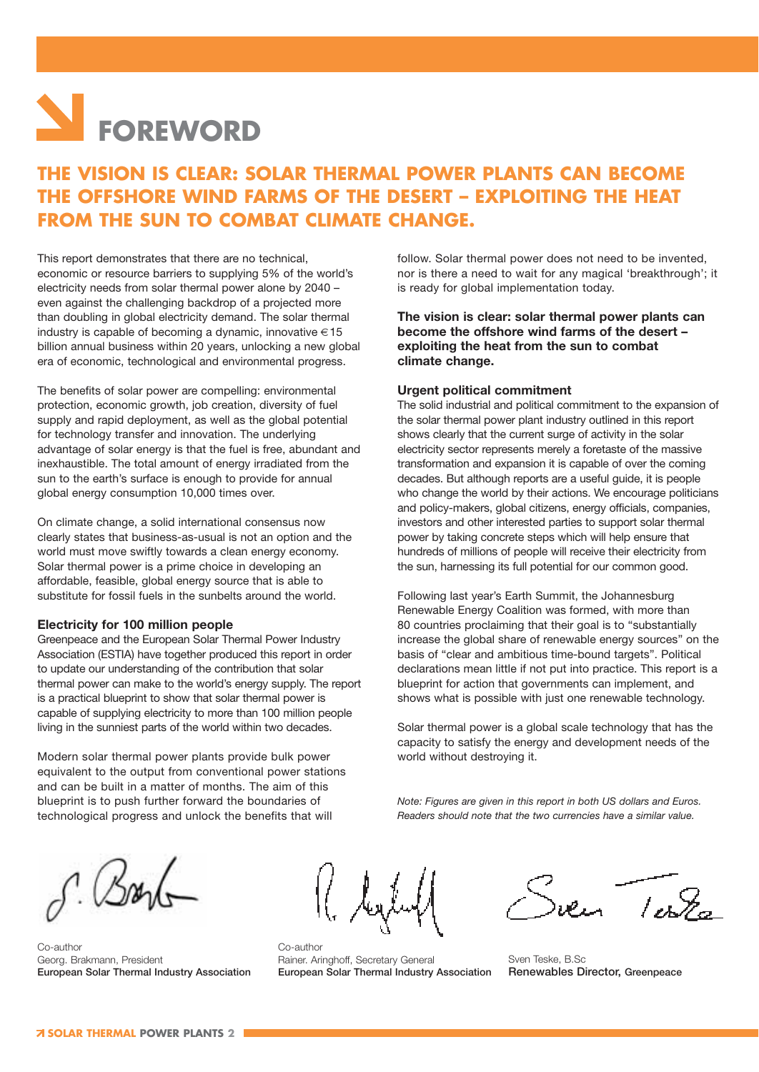# FOREWORD

## THE VISION IS CLEAR: SOLAR THERMAL POWER PLANTS CAN BECOME THE OFFSHORE WIND FARMS OF THE DESERT – EXPLOITING THE HEAT FROM THE SUN TO COMBAT CLIMATE CHANGE.

This report demonstrates that there are no technical, economic or resource barriers to supplying 5% of the world's electricity needs from solar thermal power alone by 2040 – even against the challenging backdrop of a projected more than doubling in global electricity demand. The solar thermal industry is capable of becoming a dynamic, innovative €15 billion annual business within 20 years, unlocking a new global era of economic, technological and environmental progress.

The benefits of solar power are compelling: environmental protection, economic growth, job creation, diversity of fuel supply and rapid deployment, as well as the global potential for technology transfer and innovation. The underlying advantage of solar energy is that the fuel is free, abundant and inexhaustible. The total amount of energy irradiated from the sun to the earth's surface is enough to provide for annual global energy consumption 10,000 times over.

On climate change, a solid international consensus now clearly states that business-as-usual is not an option and the world must move swiftly towards a clean energy economy. Solar thermal power is a prime choice in developing an affordable, feasible, global energy source that is able to substitute for fossil fuels in the sunbelts around the world.

### Electricity for 100 million people

Greenpeace and the European Solar Thermal Power Industry Association (ESTIA) have together produced this report in order to update our understanding of the contribution that solar thermal power can make to the world's energy supply. The report is a practical blueprint to show that solar thermal power is capable of supplying electricity to more than 100 million people living in the sunniest parts of the world within two decades.

Modern solar thermal power plants provide bulk power equivalent to the output from conventional power stations and can be built in a matter of months. The aim of this blueprint is to push further forward the boundaries of technological progress and unlock the benefits that will follow. Solar thermal power does not need to be invented, nor is there a need to wait for any magical 'breakthrough'; it is ready for global implementation today.

**The vision is clear: solar thermal power plants can become the offshore wind farms of the desert – exploiting the heat from the sun to combat climate change.**

### Urgent political commitment

The solid industrial and political commitment to the expansion of the solar thermal power plant industry outlined in this report shows clearly that the current surge of activity in the solar electricity sector represents merely a foretaste of the massive transformation and expansion it is capable of over the coming decades. But although reports are a useful guide, it is people who change the world by their actions. We encourage politicians and policy-makers, global citizens, energy officials, companies, investors and other interested parties to support solar thermal power by taking concrete steps which will help ensure that hundreds of millions of people will receive their electricity from the sun, harnessing its full potential for our common good.

Following last year's Earth Summit, the Johannesburg Renewable Energy Coalition was formed, with more than 80 countries proclaiming that their goal is to "substantially increase the global share of renewable energy sources" on the basis of "clear and ambitious time-bound targets". Political declarations mean little if not put into practice. This report is a blueprint for action that governments can implement, and shows what is possible with just one renewable technology.

Solar thermal power is a global scale technology that has the capacity to satisfy the energy and development needs of the world without destroying it.

*Note: Figures are given in this report in both US dollars and Euros. Readers should note that the two currencies have a similar value.*

Co-author
Georg. Brakmann, President
**European Solar Thermal Industry Association**

Co-author
Rainer. Aringhoff, Secretary General
**European Solar Thermal Industry Association**

Sven Teske, B.Sc
**Renewables Director, Greenpeace**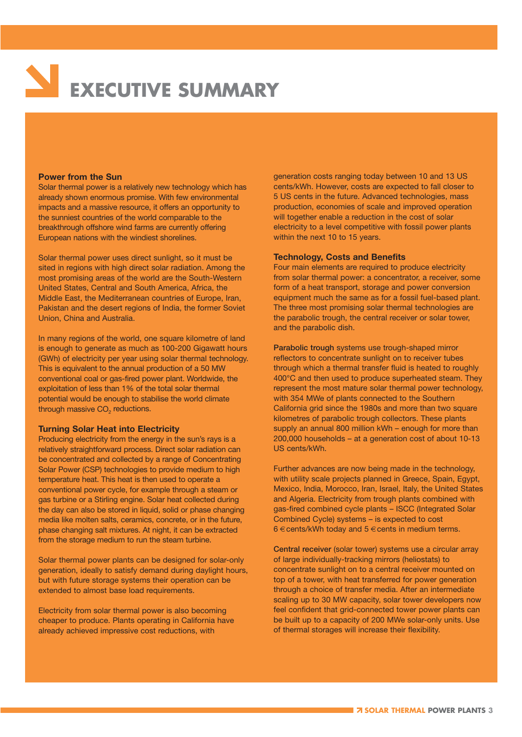# EXECUTIVE SUMMARY

### Power from the Sun

Solar thermal power is a relatively new technology which has already shown enormous promise. With few environmental impacts and a massive resource, it offers an opportunity to the sunniest countries of the world comparable to the breakthrough offshore wind farms are currently offering European nations with the windiest shorelines.

Solar thermal power uses direct sunlight, so it must be sited in regions with high direct solar radiation. Among the most promising areas of the world are the South-Western United States, Central and South America, Africa, the Middle East, the Mediterranean countries of Europe, Iran, Pakistan and the desert regions of India, the former Soviet Union, China and Australia.

In many regions of the world, one square kilometre of land is enough to generate as much as 100-200 Gigawatt hours (GWh) of electricity per year using solar thermal technology. This is equivalent to the annual production of a 50 MW conventional coal or gas-fired power plant. Worldwide, the exploitation of less than 1% of the total solar thermal potential would be enough to stabilise the world climate through massive $CO_2$ reductions.

### Turning Solar Heat into Electricity

Producing electricity from the energy in the sun's rays is a relatively straightforward process. Direct solar radiation can be concentrated and collected by a range of Concentrating Solar Power (CSP) technologies to provide medium to high temperature heat. This heat is then used to operate a conventional power cycle, for example through a steam or gas turbine or a Stirling engine. Solar heat collected during the day can also be stored in liquid, solid or phase changing media like molten salts, ceramics, concrete, or in the future, phase changing salt mixtures. At night, it can be extracted from the storage medium to run the steam turbine.

Solar thermal power plants can be designed for solar-only generation, ideally to satisfy demand during daylight hours, but with future storage systems their operation can be extended to almost base load requirements.

Electricity from solar thermal power is also becoming cheaper to produce. Plants operating in California have already achieved impressive cost reductions, with generation costs ranging today between 10 and 13 US cents/kWh. However, costs are expected to fall closer to 5 US cents in the future. Advanced technologies, mass production, economies of scale and improved operation will together enable a reduction in the cost of solar electricity to a level competitive with fossil power plants within the next 10 to 15 years.

### Technology, Costs and Benefits

Four main elements are required to produce electricity from solar thermal power: a concentrator, a receiver, some form of a heat transport, storage and power conversion equipment much the same as for a fossil fuel-based plant. The three most promising solar thermal technologies are the parabolic trough, the central receiver or solar tower, and the parabolic dish.

**Parabolic trough** systems use trough-shaped mirror reflectors to concentrate sunlight on to receiver tubes through which a thermal transfer fluid is heated to roughly 400°C and then used to produce superheated steam. They represent the most mature solar thermal power technology, with 354 MWe of plants connected to the Southern California grid since the 1980s and more than two square kilometres of parabolic trough collectors. These plants supply an annual 800 million kWh – enough for more than 200,000 households – at a generation cost of about 10-13 US cents/kWh.

Further advances are now being made in the technology, with utility scale projects planned in Greece, Spain, Egypt, Mexico, India, Morocco, Iran, Israel, Italy, the United States and Algeria. Electricity from trough plants combined with gas-fired combined cycle plants – ISCC (Integrated Solar Combined Cycle) systems – is expected to cost 6 €cents/kWh today and 5 €cents in medium terms.

**Central receiver** (solar tower) systems use a circular array of large individually-tracking mirrors (heliostats) to concentrate sunlight on to a central receiver mounted on top of a tower, with heat transferred for power generation through a choice of transfer media. After an intermediate scaling up to 30 MW capacity, solar tower developers now feel confident that grid-connected tower power plants can be built up to a capacity of 200 MWe solar-only units. Use of thermal storages will increase their flexibility.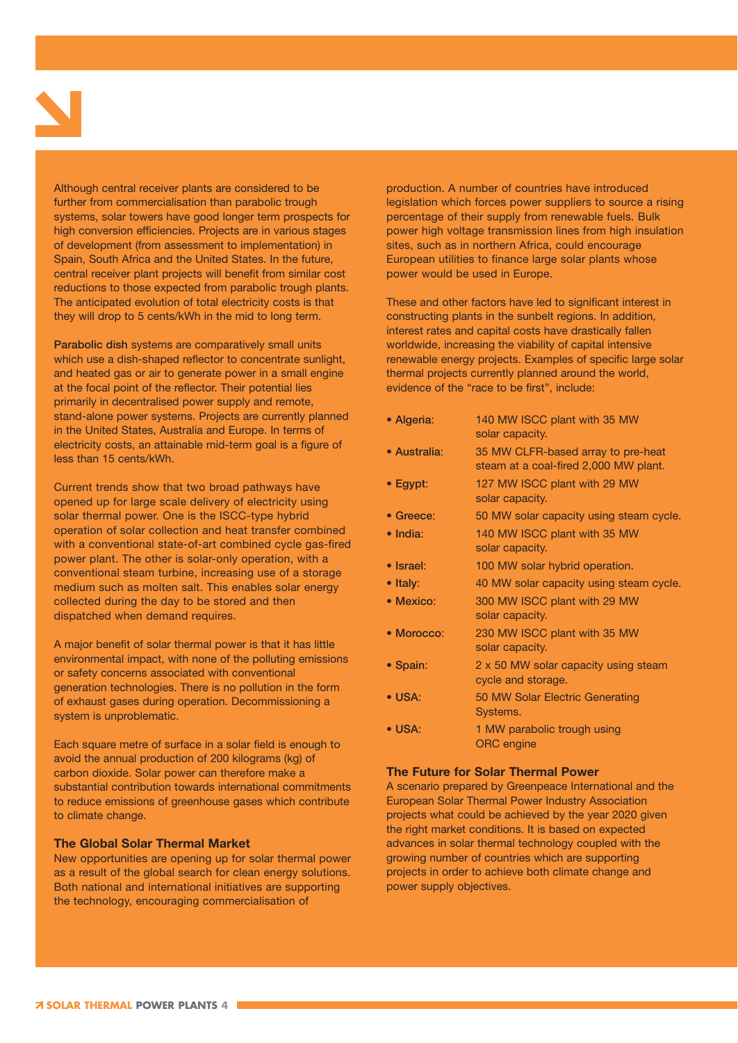Although central receiver plants are considered to be further from commercialisation than parabolic trough systems, solar towers have good longer term prospects for high conversion efficiencies. Projects are in various stages of development (from assessment to implementation) in Spain, South Africa and the United States. In the future, central receiver plant projects will benefit from similar cost reductions to those expected from parabolic trough plants. The anticipated evolution of total electricity costs is that they will drop to 5 cents/kWh in the mid to long term.

**Parabolic dish** systems are comparatively small units which use a dish-shaped reflector to concentrate sunlight, and heated gas or air to generate power in a small engine at the focal point of the reflector. Their potential lies primarily in decentralised power supply and remote, stand-alone power systems. Projects are currently planned in the United States, Australia and Europe. In terms of electricity costs, an attainable mid-term goal is a figure of less than 15 cents/kWh.

Current trends show that two broad pathways have opened up for large scale delivery of electricity using solar thermal power. One is the ISCC-type hybrid operation of solar collection and heat transfer combined with a conventional state-of-art combined cycle gas-fired power plant. The other is solar-only operation, with a conventional steam turbine, increasing use of a storage medium such as molten salt. This enables solar energy collected during the day to be stored and then dispatched when demand requires.

A major benefit of solar thermal power is that it has little environmental impact, with none of the polluting emissions or safety concerns associated with conventional generation technologies. There is no pollution in the form of exhaust gases during operation. Decommissioning a system is unproblematic.

Each square metre of surface in a solar field is enough to avoid the annual production of 200 kilograms (kg) of carbon dioxide. Solar power can therefore make a substantial contribution towards international commitments to reduce emissions of greenhouse gases which contribute to climate change.

### The Global Solar Thermal Market

New opportunities are opening up for solar thermal power as a result of the global search for clean energy solutions. Both national and international initiatives are supporting the technology, encouraging commercialisation of production. A number of countries have introduced legislation which forces power suppliers to source a rising percentage of their supply from renewable fuels. Bulk power high voltage transmission lines from high insulation sites, such as in northern Africa, could encourage European utilities to finance large solar plants whose power would be used in Europe.

These and other factors have led to significant interest in constructing plants in the sunbelt regions. In addition, interest rates and capital costs have drastically fallen worldwide, increasing the viability of capital intensive renewable energy projects. Examples of specific large solar thermal projects currently planned around the world, evidence of the "race to be first", include:

- **Algeria:** 140 MW ISCC plant with 35 MW solar capacity.
- **Australia:** 35 MW CLFR-based array to pre-heat steam at a coal-fired 2,000 MW plant.
- **Egypt:** 127 MW ISCC plant with 29 MW solar capacity.
- **Greece:** 50 MW solar capacity using steam cycle.
- **India:** 140 MW ISCC plant with 35 MW solar capacity.
- **Israel:** 100 MW solar hybrid operation.
- **Italy:** 40 MW solar capacity using steam cycle.
- **Mexico:** 300 MW ISCC plant with 29 MW solar capacity.
- **Morocco:** 230 MW ISCC plant with 35 MW solar capacity.
- **Spain:** 2 x 50 MW solar capacity using steam cycle and storage.
- **USA:** 50 MW Solar Electric Generating Systems.
- **USA:** 1 MW parabolic trough using ORC engine

### The Future for Solar Thermal Power

A scenario prepared by Greenpeace International and the European Solar Thermal Power Industry Association projects what could be achieved by the year 2020 given the right market conditions. It is based on expected advances in solar thermal technology coupled with the growing number of countries which are supporting projects in order to achieve both climate change and power supply objectives.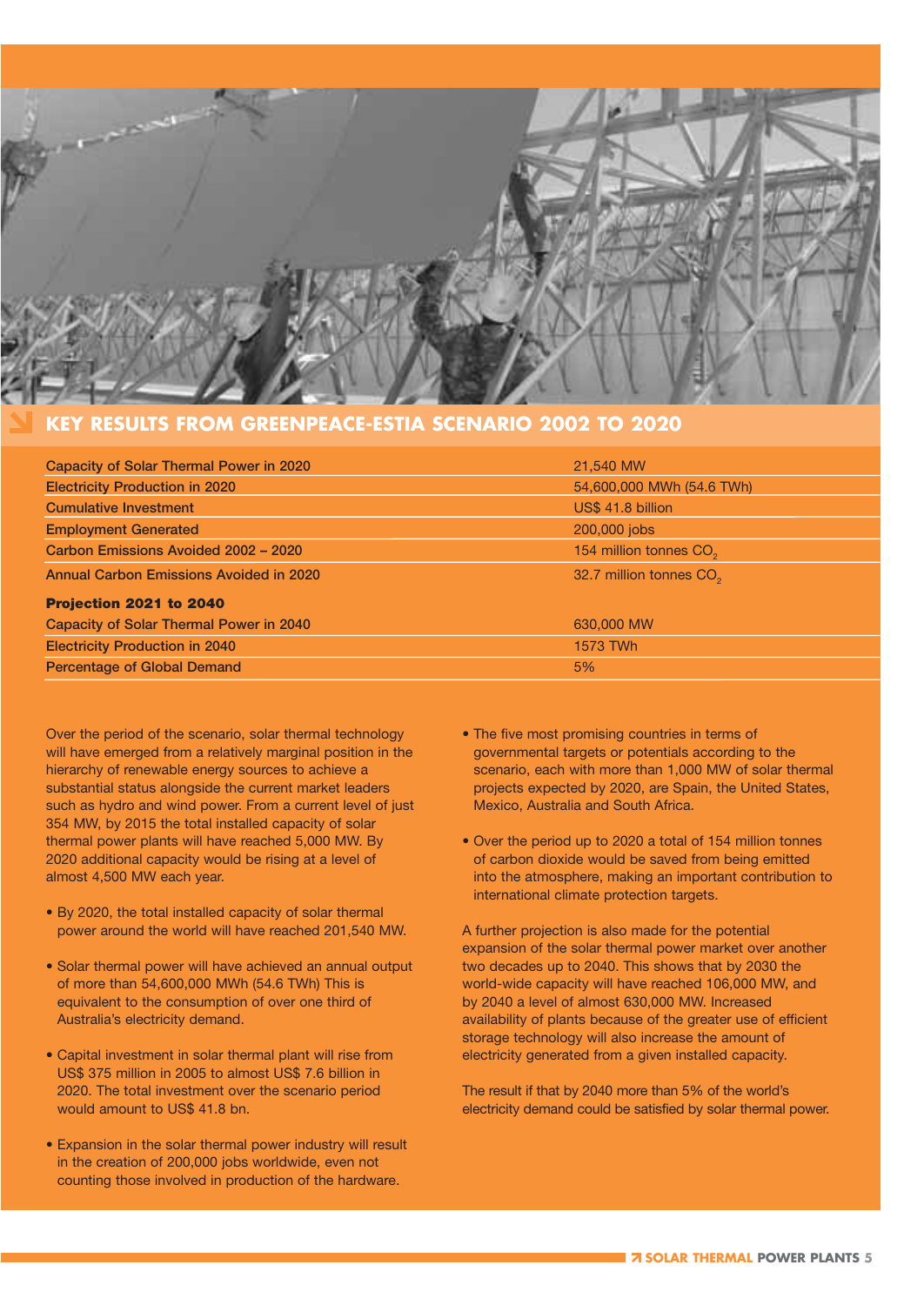## KEY RESULTS FROM GREENPEACE-ESTIA SCENARIO 2002 TO 2020

| | |
|---|---|
| Capacity of Solar Thermal Power in 2020 | 21,540 MW |
| Electricity Production in 2020 | 54,600,000 MWh (54.6 TWh) |
| Cumulative Investment | US$ 41.8 billion |
| Employment Generated | 200,000 jobs |
| Carbon Emissions Avoided 2002 – 2020 | 154 million tonnes $CO_2$ |
| Annual Carbon Emissions Avoided in 2020 | 32.7 million tonnes $CO_2$ |
| **Projection 2021 to 2040** | |
| Capacity of Solar Thermal Power in 2040 | 630,000 MW |
| Electricity Production in 2040 | 1573 TWh |
| Percentage of Global Demand | 5% |

Over the period of the scenario, solar thermal technology will have emerged from a relatively marginal position in the hierarchy of renewable energy sources to achieve a substantial status alongside the current market leaders such as hydro and wind power. From a current level of just 354 MW, by 2015 the total installed capacity of solar thermal power plants will have reached 5,000 MW. By 2020 additional capacity would be rising at a level of almost 4,500 MW each year.

- By 2020, the total installed capacity of solar thermal power around the world will have reached 201,540 MW.
- Solar thermal power will have achieved an annual output of more than 54,600,000 MWh (54.6 TWh) This is equivalent to the consumption of over one third of Australia's electricity demand.
- Capital investment in solar thermal plant will rise from US$ 375 million in 2005 to almost US$ 7.6 billion in 2020. The total investment over the scenario period would amount to US$ 41.8 bn.
- Expansion in the solar thermal power industry will result in the creation of 200,000 jobs worldwide, even not counting those involved in production of the hardware.
- The five most promising countries in terms of governmental targets or potentials according to the scenario, each with more than 1,000 MW of solar thermal projects expected by 2020, are Spain, the United States, Mexico, Australia and South Africa.
- Over the period up to 2020 a total of 154 million tonnes of carbon dioxide would be saved from being emitted into the atmosphere, making an important contribution to international climate protection targets.

A further projection is also made for the potential expansion of the solar thermal power market over another two decades up to 2040. This shows that by 2030 the world-wide capacity will have reached 106,000 MW, and by 2040 a level of almost 630,000 MW. Increased availability of plants because of the greater use of efficient storage technology will also increase the amount of electricity generated from a given installed capacity.

The result if that by 2040 more than 5% of the world's electricity demand could be satisfied by solar thermal power.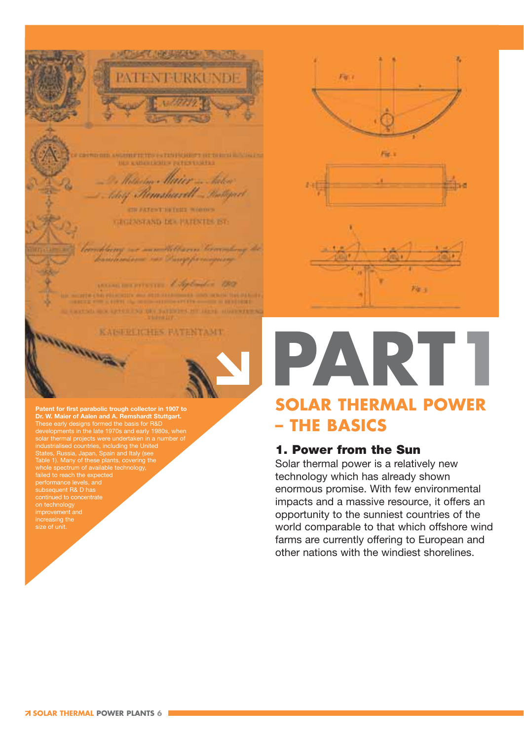**Patent for first parabolic trough collector in 1907 to Dr. W. Maier of Aalen and A. Remshardt Stuttgart.** These early designs formed the basis for R&D developments in the late 1970s and early 1980s, when solar thermal projects were undertaken in a number of industrialised countries, including the United States, Russia, Japan, Spain and Italy (see Table 1). Many of these plants, covering the whole spectrum of available technology, failed to reach the expected performance levels, and subsequent R& D has continued to concentrate on technology improvement and increasing the size of unit.

# PART 1

## SOLAR THERMAL POWER – THE BASICS

### 1. Power from the Sun

Solar thermal power is a relatively new technology which has already shown enormous promise. With few environmental impacts and a massive resource, it offers an opportunity to the sunniest countries of the world comparable to that which offshore wind farms are currently offering to European and other nations with the windiest shorelines.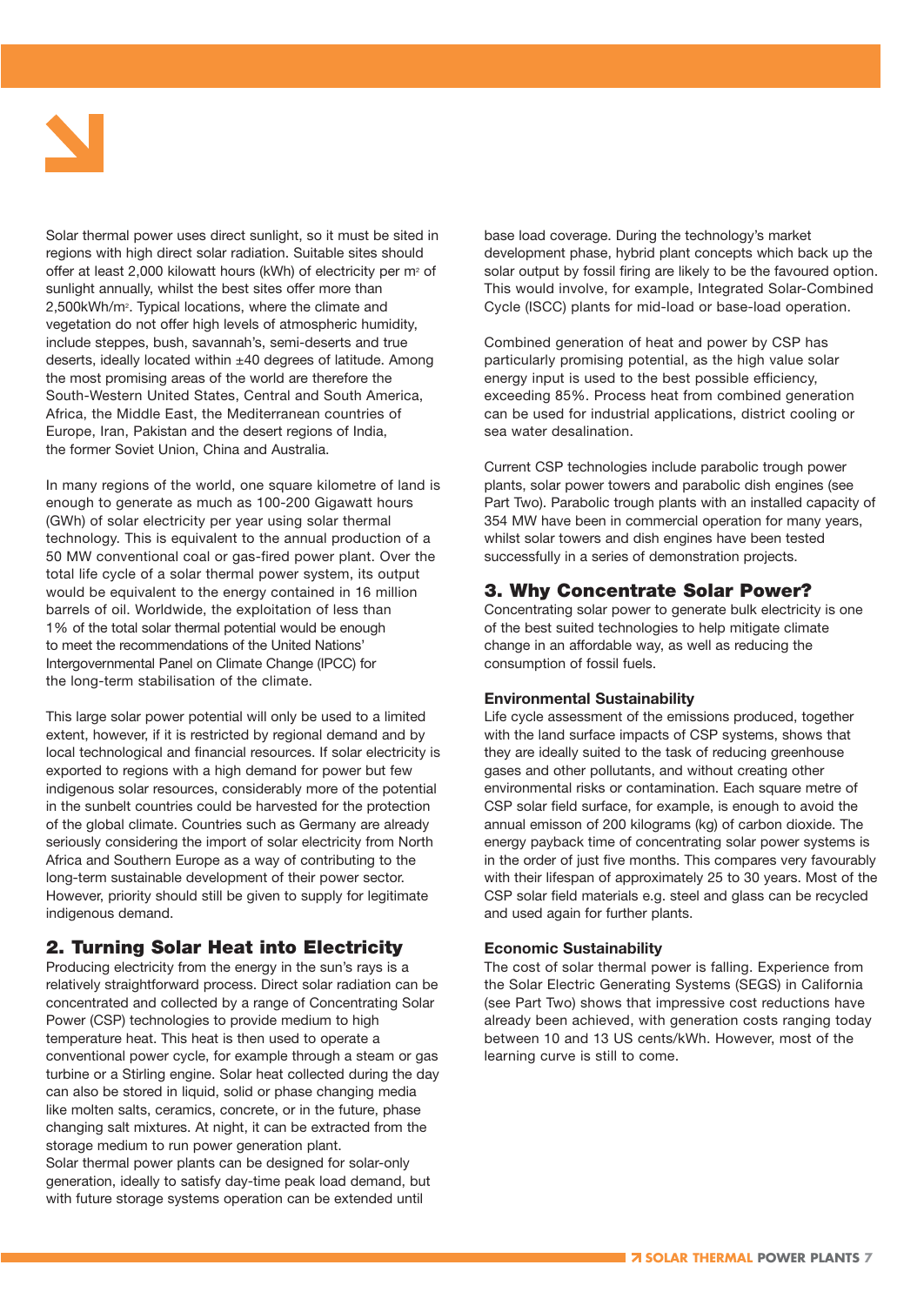Solar thermal power uses direct sunlight, so it must be sited in regions with high direct solar radiation. Suitable sites should offer at least 2,000 kilowatt hours (kWh) of electricity per $m^2$ of sunlight annually, whilst the best sites offer more than 2,500kWh/$m^2$. Typical locations, where the climate and vegetation do not offer high levels of atmospheric humidity, include steppes, bush, savannah's, semi-deserts and true deserts, ideally located within ±40 degrees of latitude. Among the most promising areas of the world are therefore the South-Western United States, Central and South America, Africa, the Middle East, the Mediterranean countries of Europe, Iran, Pakistan and the desert regions of India, the former Soviet Union, China and Australia.

In many regions of the world, one square kilometre of land is enough to generate as much as 100-200 Gigawatt hours (GWh) of solar electricity per year using solar thermal technology. This is equivalent to the annual production of a 50 MW conventional coal or gas-fired power plant. Over the total life cycle of a solar thermal power system, its output would be equivalent to the energy contained in 16 million barrels of oil. Worldwide, the exploitation of less than 1% of the total solar thermal potential would be enough to meet the recommendations of the United Nations' Intergovernmental Panel on Climate Change (IPCC) for the long-term stabilisation of the climate.

This large solar power potential will only be used to a limited extent, however, if it is restricted by regional demand and by local technological and financial resources. If solar electricity is exported to regions with a high demand for power but few indigenous solar resources, considerably more of the potential in the sunbelt countries could be harvested for the protection of the global climate. Countries such as Germany are already seriously considering the import of solar electricity from North Africa and Southern Europe as a way of contributing to the long-term sustainable development of their power sector. However, priority should still be given to supply for legitimate indigenous demand.

## 2. Turning Solar Heat into Electricity

Producing electricity from the energy in the sun's rays is a relatively straightforward process. Direct solar radiation can be concentrated and collected by a range of Concentrating Solar Power (CSP) technologies to provide medium to high temperature heat. This heat is then used to operate a conventional power cycle, for example through a steam or gas turbine or a Stirling engine. Solar heat collected during the day can also be stored in liquid, solid or phase changing media like molten salts, ceramics, concrete, or in the future, phase changing salt mixtures. At night, it can be extracted from the storage medium to run power generation plant.
Solar thermal power plants can be designed for solar-only generation, ideally to satisfy day-time peak load demand, but with future storage systems operation can be extended until base load coverage. During the technology's market development phase, hybrid plant concepts which back up the solar output by fossil firing are likely to be the favoured option. This would involve, for example, Integrated Solar-Combined Cycle (ISCC) plants for mid-load or base-load operation.

Combined generation of heat and power by CSP has particularly promising potential, as the high value solar energy input is used to the best possible efficiency, exceeding 85%. Process heat from combined generation can be used for industrial applications, district cooling or sea water desalination.

Current CSP technologies include parabolic trough power plants, solar power towers and parabolic dish engines (see Part Two). Parabolic trough plants with an installed capacity of 354 MW have been in commercial operation for many years, whilst solar towers and dish engines have been tested successfully in a series of demonstration projects.

## 3. Why Concentrate Solar Power?

Concentrating solar power to generate bulk electricity is one of the best suited technologies to help mitigate climate change in an affordable way, as well as reducing the consumption of fossil fuels.

### Environmental Sustainability

Life cycle assessment of the emissions produced, together with the land surface impacts of CSP systems, shows that they are ideally suited to the task of reducing greenhouse gases and other pollutants, and without creating other environmental risks or contamination. Each square metre of CSP solar field surface, for example, is enough to avoid the annual emisson of 200 kilograms (kg) of carbon dioxide. The energy payback time of concentrating solar power systems is in the order of just five months. This compares very favourably with their lifespan of approximately 25 to 30 years. Most of the CSP solar field materials e.g. steel and glass can be recycled and used again for further plants.

### Economic Sustainability

The cost of solar thermal power is falling. Experience from the Solar Electric Generating Systems (SEGS) in California (see Part Two) shows that impressive cost reductions have already been achieved, with generation costs ranging today between 10 and 13 US cents/kWh. However, most of the learning curve is still to come.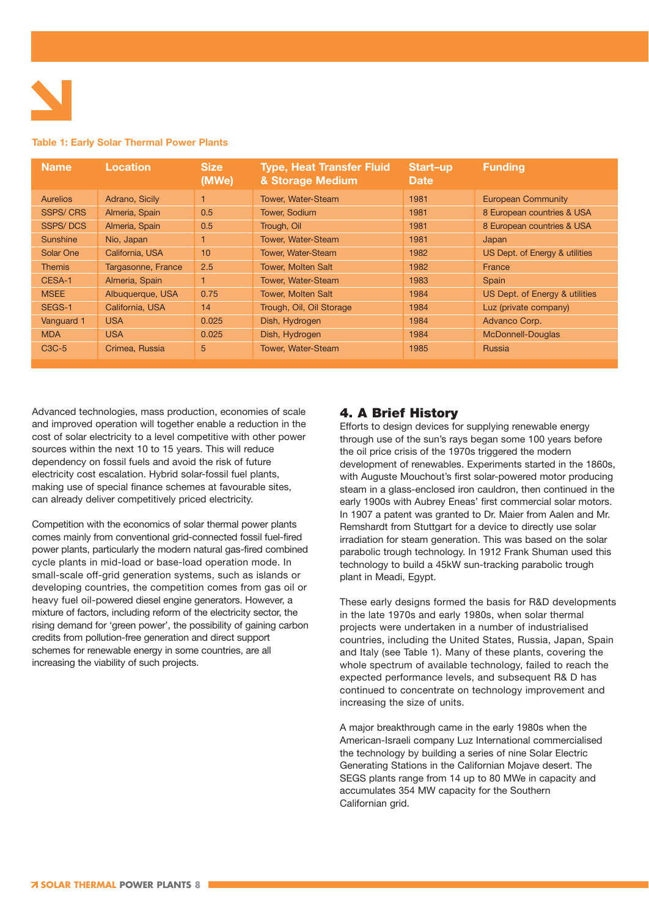**Table 1: Early Solar Thermal Power Plants**

| Name | Location | Size (MWe) | Type, Heat Transfer Fluid & Storage Medium | Start–up Date | Funding |
|---|---|---|---|---|---|
| Aurelios | Adrano, Sicily | 1 | Tower, Water-Steam | 1981 | European Community |
| SSPS/ CRS | Almeria, Spain | 0.5 | Tower, Sodium | 1981 | 8 European countries & USA |
| SSPS/ DCS | Almeria, Spain | 0.5 | Trough, Oil | 1981 | 8 European countries & USA |
| Sunshine | Nio, Japan | 1 | Tower, Water-Steam | 1981 | Japan |
| Solar One | California, USA | 10 | Tower, Water-Steam | 1982 | US Dept. of Energy & utilities |
| Themis | Targasonne, France | 2.5 | Tower, Molten Salt | 1982 | France |
| CESA-1 | Almeria, Spain | 1 | Tower, Water-Steam | 1983 | Spain |
| MSEE | Albuquerque, USA | 0.75 | Tower, Molten Salt | 1984 | US Dept. of Energy & utilities |
| SEGS-1 | California, USA | 14 | Trough, Oil, Oil Storage | 1984 | Luz (private company) |
| Vanguard 1 | USA | 0.025 | Dish, Hydrogen | 1984 | Advanco Corp. |
| MDA | USA | 0.025 | Dish, Hydrogen | 1984 | McDonnell-Douglas |
| C3C-5 | Crimea, Russia | 5 | Tower, Water-Steam | 1985 | Russia |

Advanced technologies, mass production, economies of scale and improved operation will together enable a reduction in the cost of solar electricity to a level competitive with other power sources within the next 10 to 15 years. This will reduce dependency on fossil fuels and avoid the risk of future electricity cost escalation. Hybrid solar-fossil fuel plants, making use of special finance schemes at favourable sites, can already deliver competitively priced electricity.

Competition with the economics of solar thermal power plants comes mainly from conventional grid-connected fossil fuel-fired power plants, particularly the modern natural gas-fired combined cycle plants in mid-load or base-load operation mode. In small-scale off-grid generation systems, such as islands or developing countries, the competition comes from gas oil or heavy fuel oil-powered diesel engine generators. However, a mixture of factors, including reform of the electricity sector, the rising demand for 'green power', the possibility of gaining carbon credits from pollution-free generation and direct support schemes for renewable energy in some countries, are all increasing the viability of such projects.

## 4. A Brief History

Efforts to design devices for supplying renewable energy through use of the sun's rays began some 100 years before the oil price crisis of the 1970s triggered the modern development of renewables. Experiments started in the 1860s, with Auguste Mouchout's first solar-powered motor producing steam in a glass-enclosed iron cauldron, then continued in the early 1900s with Aubrey Eneas' first commercial solar motors. In 1907 a patent was granted to Dr. Maier from Aalen and Mr. Remshardt from Stuttgart for a device to directly use solar irradiation for steam generation. This was based on the solar parabolic trough technology. In 1912 Frank Shuman used this technology to build a 45kW sun-tracking parabolic trough plant in Meadi, Egypt.

These early designs formed the basis for R&D developments in the late 1970s and early 1980s, when solar thermal projects were undertaken in a number of industrialised countries, including the United States, Russia, Japan, Spain and Italy (see Table 1). Many of these plants, covering the whole spectrum of available technology, failed to reach the expected performance levels, and subsequent R& D has continued to concentrate on technology improvement and increasing the size of units.

A major breakthrough came in the early 1980s when the American-Israeli company Luz International commercialised the technology by building a series of nine Solar Electric Generating Stations in the Californian Mojave desert. The SEGS plants range from 14 up to 80 MWe in capacity and accumulates 354 MW capacity for the Southern Californian grid.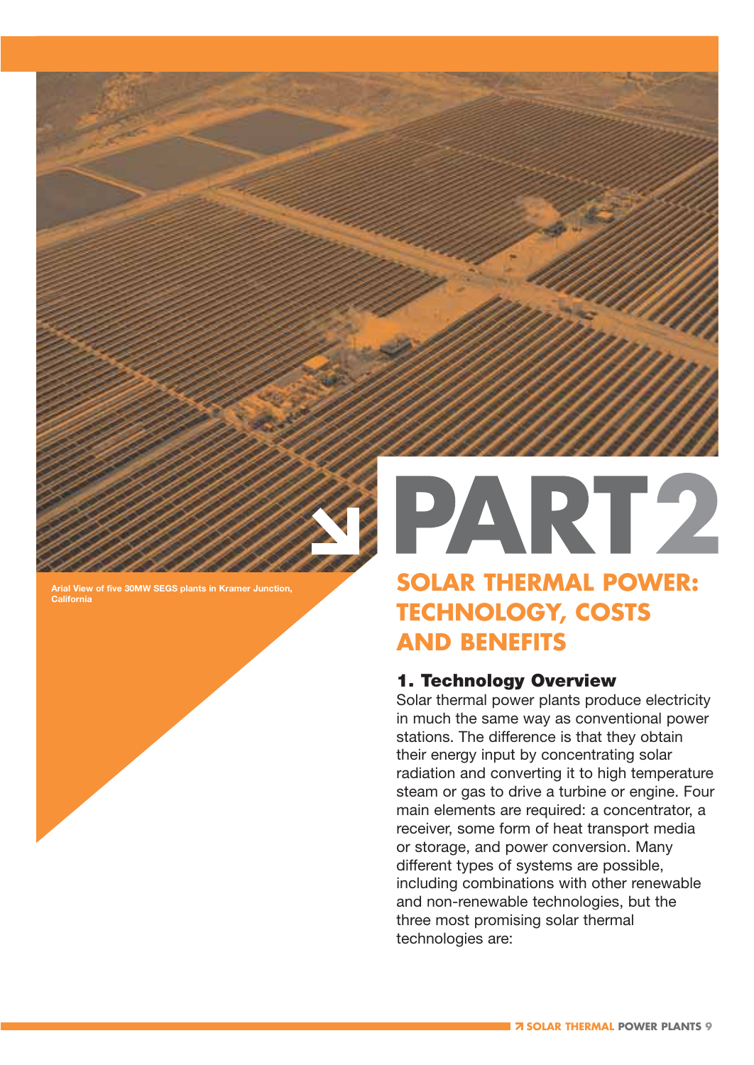Arial View of five 30MW SEGS plants in Kramer Junction, California

# PART 2

## SOLAR THERMAL POWER: TECHNOLOGY, COSTS AND BENEFITS

### 1. Technology Overview

Solar thermal power plants produce electricity in much the same way as conventional power stations. The difference is that they obtain their energy input by concentrating solar radiation and converting it to high temperature steam or gas to drive a turbine or engine. Four main elements are required: a concentrator, a receiver, some form of heat transport media or storage, and power conversion. Many different types of systems are possible, including combinations with other renewable and non-renewable technologies, but the three most promising solar thermal technologies are: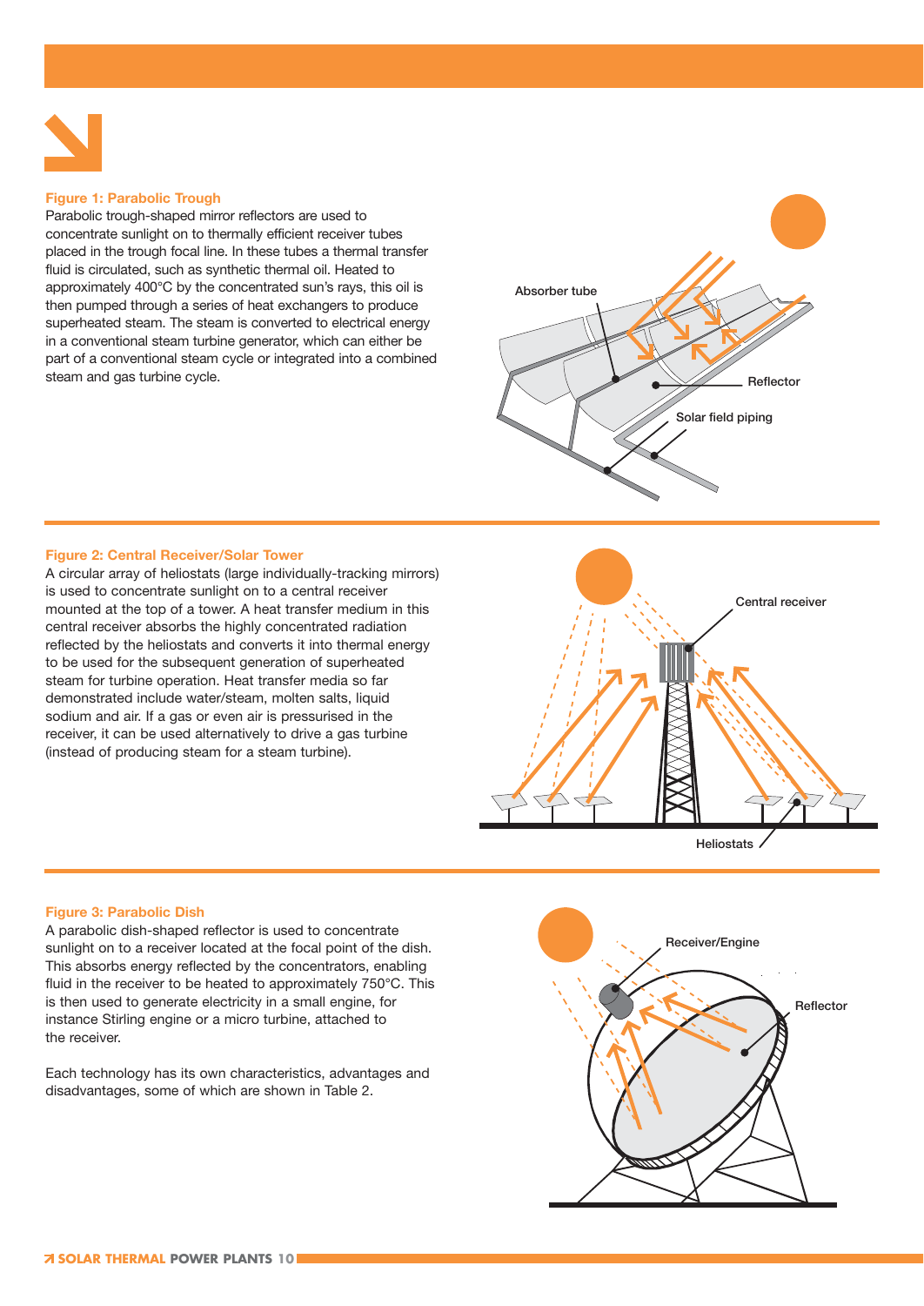**Figure 1: Parabolic Trough**

Parabolic trough-shaped mirror reflectors are used to concentrate sunlight on to thermally efficient receiver tubes placed in the trough focal line. In these tubes a thermal transfer fluid is circulated, such as synthetic thermal oil. Heated to approximately 400°C by the concentrated sun's rays, this oil is then pumped through a series of heat exchangers to produce superheated steam. The steam is converted to electrical energy in a conventional steam turbine generator, which can either be part of a conventional steam cycle or integrated into a combined steam and gas turbine cycle.

**Figure 2: Central Receiver/Solar Tower**

A circular array of heliostats (large individually-tracking mirrors) is used to concentrate sunlight on to a central receiver mounted at the top of a tower. A heat transfer medium in this central receiver absorbs the highly concentrated radiation reflected by the heliostats and converts it into thermal energy to be used for the subsequent generation of superheated steam for turbine operation. Heat transfer media so far demonstrated include water/steam, molten salts, liquid sodium and air. If a gas or even air is pressurised in the receiver, it can be used alternatively to drive a gas turbine (instead of producing steam for a steam turbine).

**Figure 3: Parabolic Dish**

A parabolic dish-shaped reflector is used to concentrate sunlight on to a receiver located at the focal point of the dish. This absorbs energy reflected by the concentrators, enabling fluid in the receiver to be heated to approximately 750°C. This is then used to generate electricity in a small engine, for instance Stirling engine or a micro turbine, attached to the receiver.

Each technology has its own characteristics, advantages and disadvantages, some of which are shown in Table 2.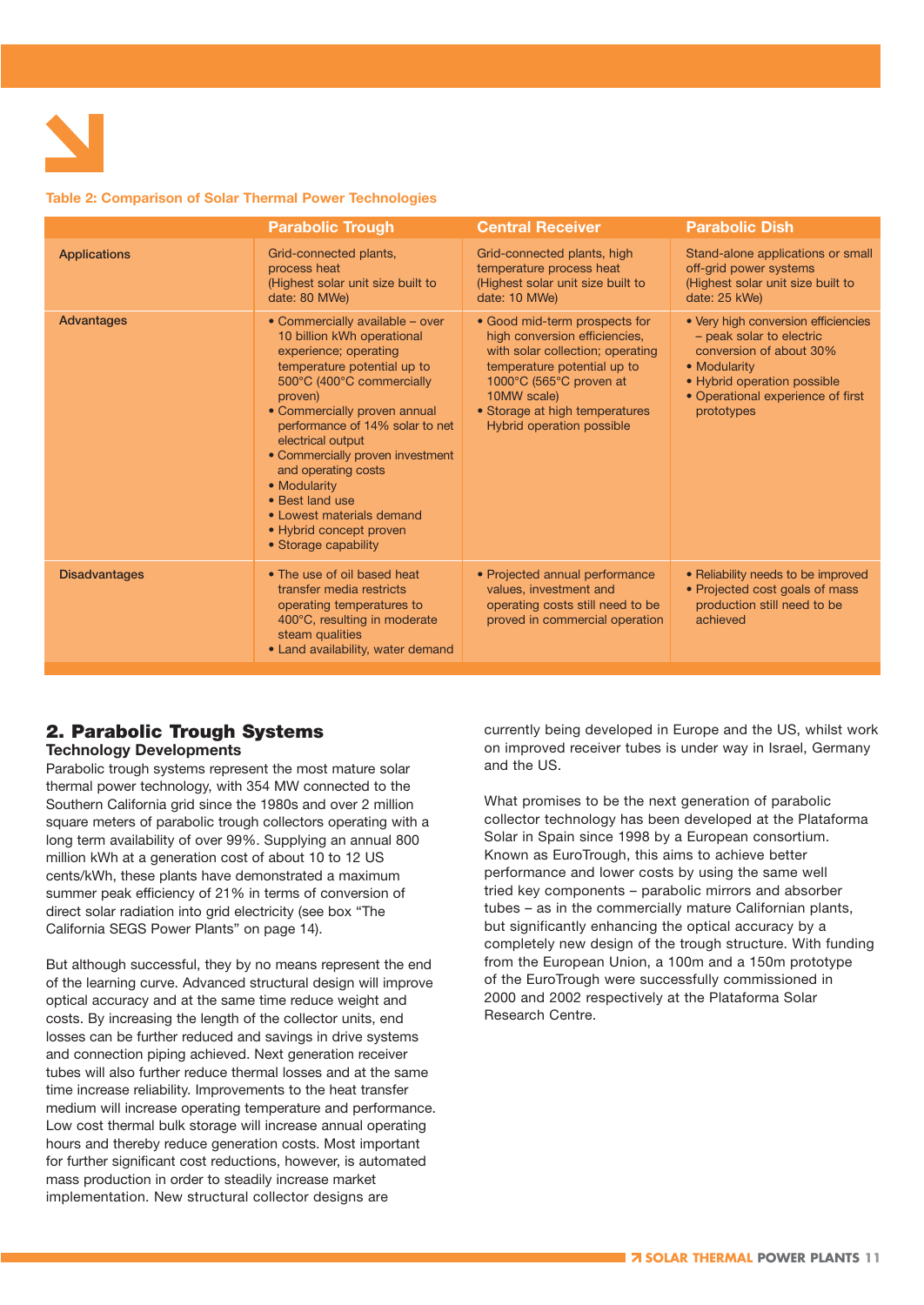**Table 2: Comparison of Solar Thermal Power Technologies**

| | Parabolic Trough | Central Receiver | Parabolic Dish |
|---|---|---|---|
| Applications | Grid-connected plants, process heat (Highest solar unit size built to date: 80 MWe) | Grid-connected plants, high temperature process heat (Highest solar unit size built to date: 10 MWe) | Stand-alone applications or small off-grid power systems (Highest solar unit size built to date: 25 kWe) |
| Advantages | • Commercially available – over 10 billion kWh operational experience; operating temperature potential up to 500°C (400°C commercially proven)<br>• Commercially proven annual performance of 14% solar to net electrical output<br>• Commercially proven investment and operating costs<br>• Modularity<br>• Best land use<br>• Lowest materials demand<br>• Hybrid concept proven<br>• Storage capability | • Good mid-term prospects for high conversion efficiencies, with solar collection; operating temperature potential up to 1000°C (565°C proven at 10MW scale)<br>• Storage at high temperatures Hybrid operation possible | • Very high conversion efficiencies – peak solar to electric conversion of about 30%<br>• Modularity<br>• Hybrid operation possible<br>• Operational experience of first prototypes |
| Disadvantages | • The use of oil based heat transfer media restricts operating temperatures to 400°C, resulting in moderate steam qualities<br>• Land availability, water demand | • Projected annual performance values, investment and operating costs still need to be proved in commercial operation | • Reliability needs to be improved<br>• Projected cost goals of mass production still need to be achieved |

## 2. Parabolic Trough Systems

### Technology Developments

Parabolic trough systems represent the most mature solar thermal power technology, with 354 MW connected to the Southern California grid since the 1980s and over 2 million square meters of parabolic trough collectors operating with a long term availability of over 99%. Supplying an annual 800 million kWh at a generation cost of about 10 to 12 US cents/kWh, these plants have demonstrated a maximum summer peak efficiency of 21% in terms of conversion of direct solar radiation into grid electricity (see box "The California SEGS Power Plants" on page 14).

But although successful, they by no means represent the end of the learning curve. Advanced structural design will improve optical accuracy and at the same time reduce weight and costs. By increasing the length of the collector units, end losses can be further reduced and savings in drive systems and connection piping achieved. Next generation receiver tubes will also further reduce thermal losses and at the same time increase reliability. Improvements to the heat transfer medium will increase operating temperature and performance. Low cost thermal bulk storage will increase annual operating hours and thereby reduce generation costs. Most important for further significant cost reductions, however, is automated mass production in order to steadily increase market implementation. New structural collector designs are currently being developed in Europe and the US, whilst work on improved receiver tubes is under way in Israel, Germany and the US.

What promises to be the next generation of parabolic collector technology has been developed at the Plataforma Solar in Spain since 1998 by a European consortium. Known as EuroTrough, this aims to achieve better performance and lower costs by using the same well tried key components – parabolic mirrors and absorber tubes – as in the commercially mature Californian plants, but significantly enhancing the optical accuracy by a completely new design of the trough structure. With funding from the European Union, a 100m and a 150m prototype of the EuroTrough were successfully commissioned in 2000 and 2002 respectively at the Plataforma Solar Research Centre.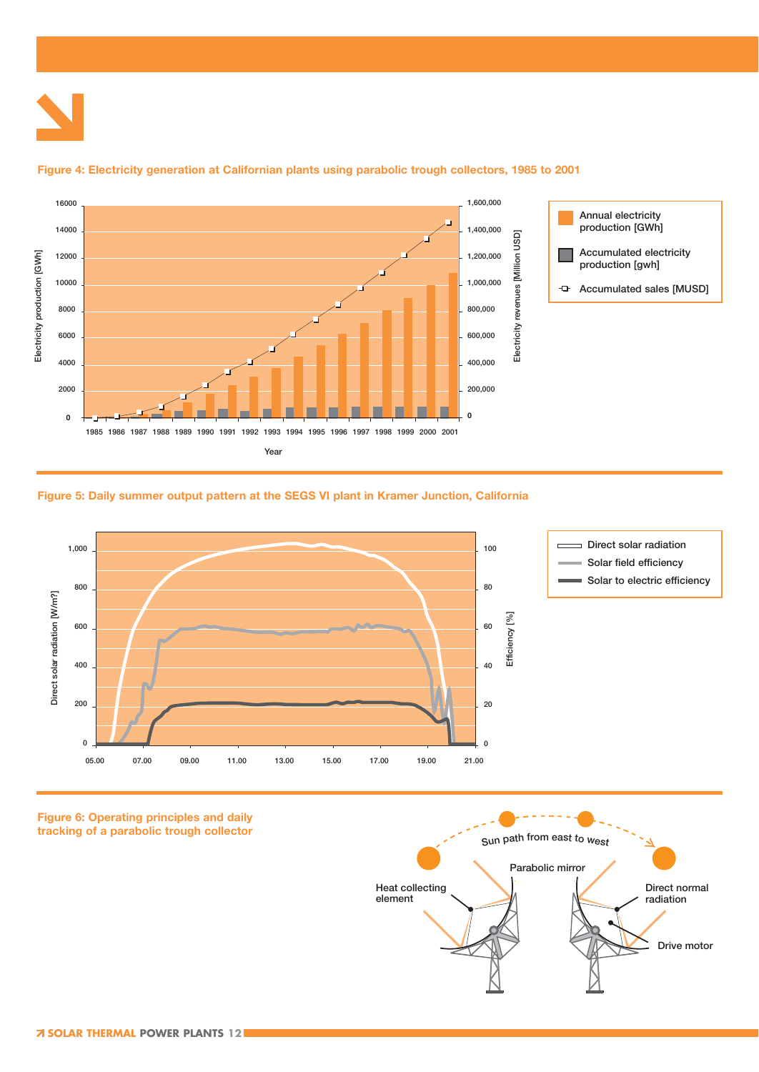**Figure 4: Electricity generation at Californian plants using parabolic trough collectors, 1985 to 2001**

**Figure 5: Daily summer output pattern at the SEGS VI plant in Kramer Junction, California**

**Figure 6: Operating principles and daily tracking of a parabolic trough collector**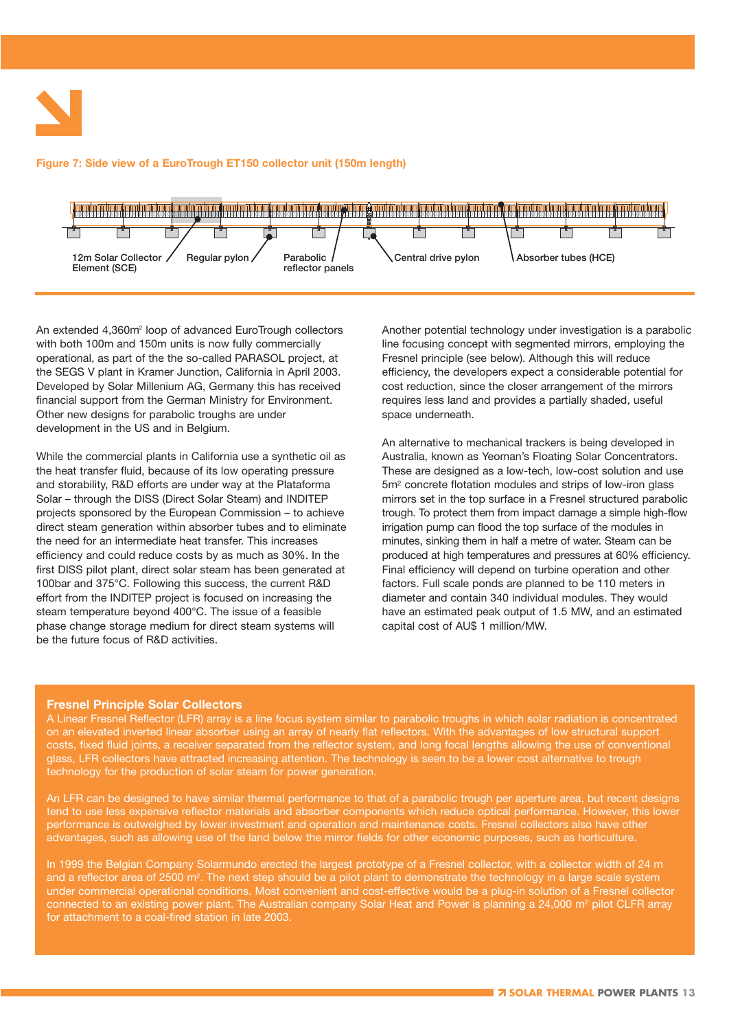**Figure 7: Side view of a EuroTrough ET150 collector unit (150m length)**

12m Solar Collector Element (SCE) — Regular pylon — Parabolic reflector panels — Central drive pylon — Absorber tubes (HCE)

An extended 4,360m² loop of advanced EuroTrough collectors with both 100m and 150m units is now fully commercially operational, as part of the the so-called PARASOL project, at the SEGS V plant in Kramer Junction, California in April 2003. Developed by Solar Millenium AG, Germany this has received financial support from the German Ministry for Environment. Other new designs for parabolic troughs are under development in the US and in Belgium.

While the commercial plants in California use a synthetic oil as the heat transfer fluid, because of its low operating pressure and storability, R&D efforts are under way at the Plataforma Solar – through the DISS (Direct Solar Steam) and INDITEP projects sponsored by the European Commission – to achieve direct steam generation within absorber tubes and to eliminate the need for an intermediate heat transfer. This increases efficiency and could reduce costs by as much as 30%. In the first DISS pilot plant, direct solar steam has been generated at 100bar and 375°C. Following this success, the current R&D effort from the INDITEP project is focused on increasing the steam temperature beyond 400°C. The issue of a feasible phase change storage medium for direct steam systems will be the future focus of R&D activities.

Another potential technology under investigation is a parabolic line focusing concept with segmented mirrors, employing the Fresnel principle (see below). Although this will reduce efficiency, the developers expect a considerable potential for cost reduction, since the closer arrangement of the mirrors requires less land and provides a partially shaded, useful space underneath.

An alternative to mechanical trackers is being developed in Australia, known as Yeoman's Floating Solar Concentrators. These are designed as a low-tech, low-cost solution and use 5m² concrete flotation modules and strips of low-iron glass mirrors set in the top surface in a Fresnel structured parabolic trough. To protect them from impact damage a simple high-flow irrigation pump can flood the top surface of the modules in minutes, sinking them in half a metre of water. Steam can be produced at high temperatures and pressures at 60% efficiency. Final efficiency will depend on turbine operation and other factors. Full scale ponds are planned to be 110 meters in diameter and contain 340 individual modules. They would have an estimated peak output of 1.5 MW, and an estimated capital cost of AU$ 1 million/MW.

### Fresnel Principle Solar Collectors

A Linear Fresnel Reflector (LFR) array is a line focus system similar to parabolic troughs in which solar radiation is concentrated on an elevated inverted linear absorber using an array of nearly flat reflectors. With the advantages of low structural support costs, fixed fluid joints, a receiver separated from the reflector system, and long focal lengths allowing the use of conventional glass, LFR collectors have attracted increasing attention. The technology is seen to be a lower cost alternative to trough technology for the production of solar steam for power generation.

An LFR can be designed to have similar thermal performance to that of a parabolic trough per aperture area, but recent designs tend to use less expensive reflector materials and absorber components which reduce optical performance. However, this lower performance is outweighed by lower investment and operation and maintenance costs. Fresnel collectors also have other advantages, such as allowing use of the land below the mirror fields for other economic purposes, such as horticulture.

In 1999 the Belgian Company Solarmundo erected the largest prototype of a Fresnel collector, with a collector width of 24 m and a reflector area of 2500 m². The next step should be a pilot plant to demonstrate the technology in a large scale system under commercial operational conditions. Most convenient and cost-effective would be a plug-in solution of a Fresnel collector connected to an existing power plant. The Australian company Solar Heat and Power is planning a 24,000 m² pilot CLFR array for attachment to a coal-fired station in late 2003.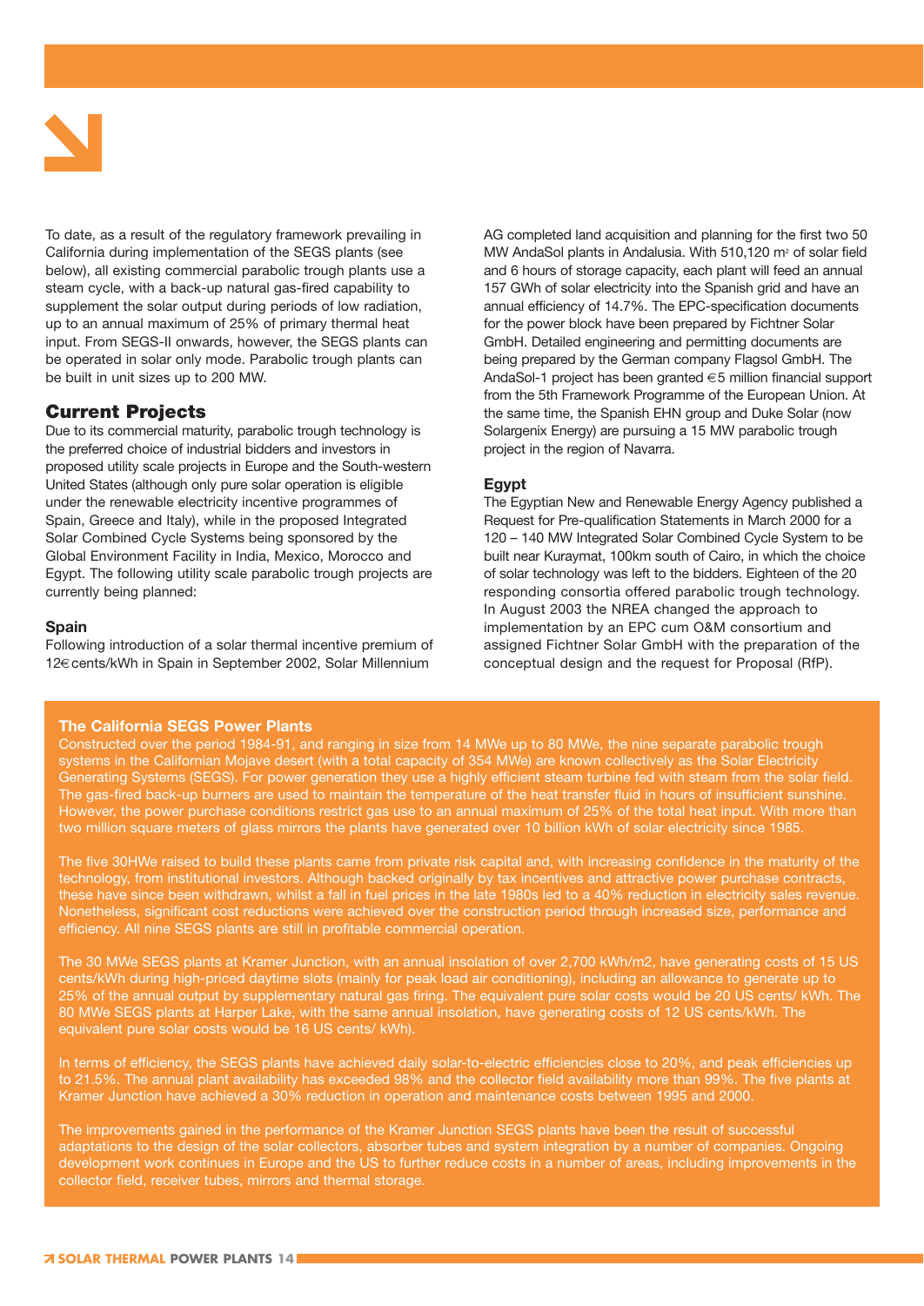To date, as a result of the regulatory framework prevailing in California during implementation of the SEGS plants (see below), all existing commercial parabolic trough plants use a steam cycle, with a back-up natural gas-fired capability to supplement the solar output during periods of low radiation, up to an annual maximum of 25% of primary thermal heat input. From SEGS-II onwards, however, the SEGS plants can be operated in solar only mode. Parabolic trough plants can be built in unit sizes up to 200 MW.

## Current Projects

Due to its commercial maturity, parabolic trough technology is the preferred choice of industrial bidders and investors in proposed utility scale projects in Europe and the South-western United States (although only pure solar operation is eligible under the renewable electricity incentive programmes of Spain, Greece and Italy), while in the proposed Integrated Solar Combined Cycle Systems being sponsored by the Global Environment Facility in India, Mexico, Morocco and Egypt. The following utility scale parabolic trough projects are currently being planned:

### Spain

Following introduction of a solar thermal incentive premium of 12€cents/kWh in Spain in September 2002, Solar Millennium AG completed land acquisition and planning for the first two 50 MW AndaSol plants in Andalusia. With 510,120 m² of solar field and 6 hours of storage capacity, each plant will feed an annual 157 GWh of solar electricity into the Spanish grid and have an annual efficiency of 14.7%. The EPC-specification documents for the power block have been prepared by Fichtner Solar GmbH. Detailed engineering and permitting documents are being prepared by the German company Flagsol GmbH. The AndaSol-1 project has been granted €5 million financial support from the 5th Framework Programme of the European Union. At the same time, the Spanish EHN group and Duke Solar (now Solargenix Energy) are pursuing a 15 MW parabolic trough project in the region of Navarra.

### Egypt

The Egyptian New and Renewable Energy Agency published a Request for Pre-qualification Statements in March 2000 for a 120 – 140 MW Integrated Solar Combined Cycle System to be built near Kuraymat, 100km south of Cairo, in which the choice of solar technology was left to the bidders. Eighteen of the 20 responding consortia offered parabolic trough technology. In August 2003 the NREA changed the approach to implementation by an EPC cum O&M consortium and assigned Fichtner Solar GmbH with the preparation of the conceptual design and the request for Proposal (RfP).

### The California SEGS Power Plants

Constructed over the period 1984-91, and ranging in size from 14 MWe up to 80 MWe, the nine separate parabolic trough systems in the Californian Mojave desert (with a total capacity of 354 MWe) are known collectively as the Solar Electricity Generating Systems (SEGS). For power generation they use a highly efficient steam turbine fed with steam from the solar field. The gas-fired back-up burners are used to maintain the temperature of the heat transfer fluid in hours of insufficient sunshine. However, the power purchase conditions restrict gas use to an annual maximum of 25% of the total heat input. With more than two million square meters of glass mirrors the plants have generated over 10 billion kWh of solar electricity since 1985.

The five 30HWe raised to build these plants came from private risk capital and, with increasing confidence in the maturity of the technology, from institutional investors. Although backed originally by tax incentives and attractive power purchase contracts, these have since been withdrawn, whilst a fall in fuel prices in the late 1980s led to a 40% reduction in electricity sales revenue. Nonetheless, significant cost reductions were achieved over the construction period through increased size, performance and efficiency. All nine SEGS plants are still in profitable commercial operation.

The 30 MWe SEGS plants at Kramer Junction, with an annual insolation of over 2,700 kWh/m2, have generating costs of 15 US cents/kWh during high-priced daytime slots (mainly for peak load air conditioning), including an allowance to generate up to 25% of the annual output by supplementary natural gas firing. The equivalent pure solar costs would be 20 US cents/ kWh. The 80 MWe SEGS plants at Harper Lake, with the same annual insolation, have generating costs of 12 US cents/kWh. The equivalent pure solar costs would be 16 US cents/ kWh).

In terms of efficiency, the SEGS plants have achieved daily solar-to-electric efficiencies close to 20%, and peak efficiencies up to 21.5%. The annual plant availability has exceeded 98% and the collector field availability more than 99%. The five plants at Kramer Junction have achieved a 30% reduction in operation and maintenance costs between 1995 and 2000.

The improvements gained in the performance of the Kramer Junction SEGS plants have been the result of successful adaptations to the design of the solar collectors, absorber tubes and system integration by a number of companies. Ongoing development work continues in Europe and the US to further reduce costs in a number of areas, including improvements in the collector field, receiver tubes, mirrors and thermal storage.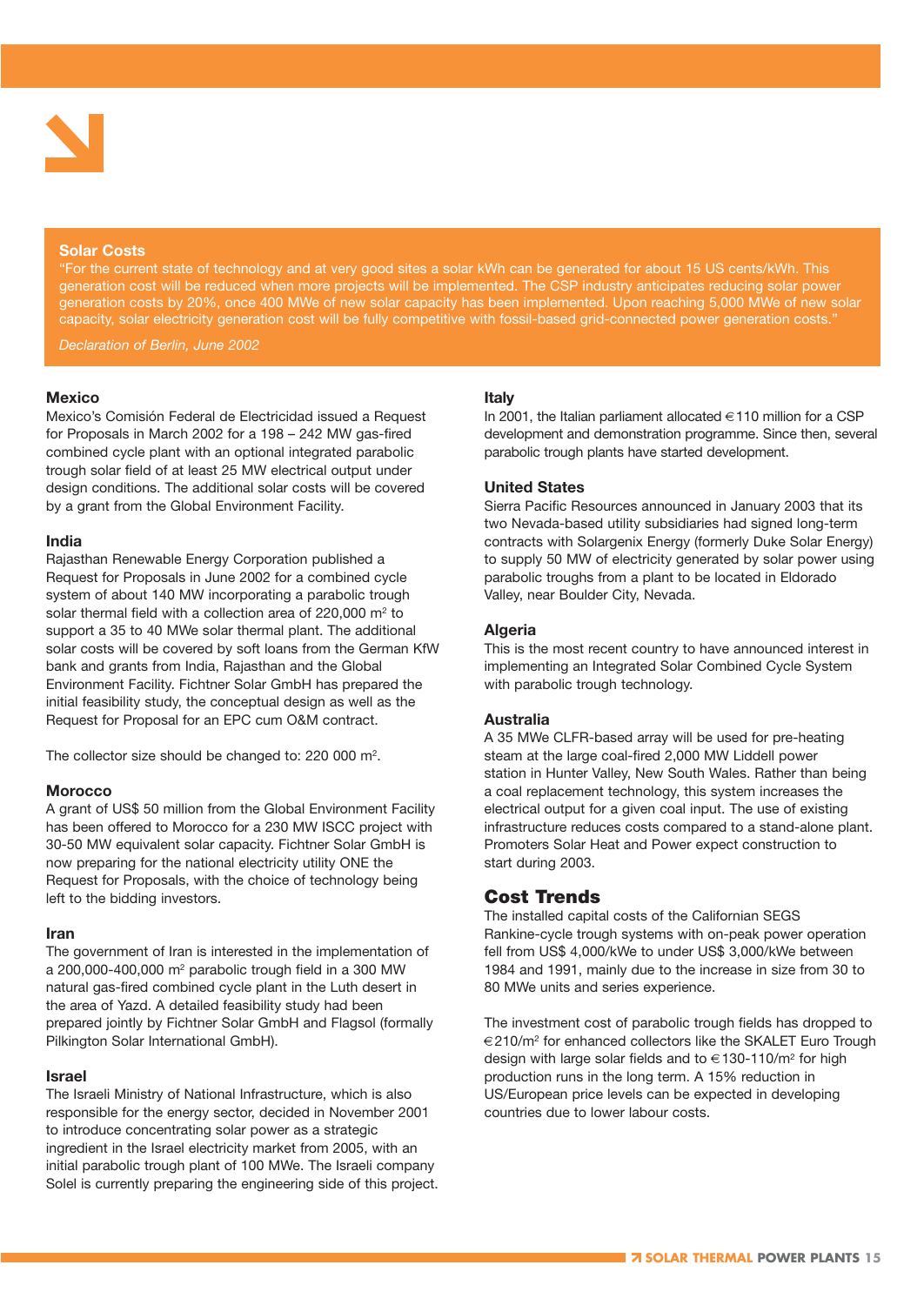## Solar Costs

"For the current state of technology and at very good sites a solar kWh can be generated for about 15 US cents/kWh. This generation cost will be reduced when more projects will be implemented. The CSP industry anticipates reducing solar power generation costs by 20%, once 400 MWe of new solar capacity has been implemented. Upon reaching 5,000 MWe of new solar capacity, solar electricity generation cost will be fully competitive with fossil-based grid-connected power generation costs."

*Declaration of Berlin, June 2002*

### Mexico

Mexico's Comisión Federal de Electricidad issued a Request for Proposals in March 2002 for a 198 – 242 MW gas-fired combined cycle plant with an optional integrated parabolic trough solar field of at least 25 MW electrical output under design conditions. The additional solar costs will be covered by a grant from the Global Environment Facility.

### India

Rajasthan Renewable Energy Corporation published a Request for Proposals in June 2002 for a combined cycle system of about 140 MW incorporating a parabolic trough solar thermal field with a collection area of 220,000 m$^2$ to support a 35 to 40 MWe solar thermal plant. The additional solar costs will be covered by soft loans from the German KfW bank and grants from India, Rajasthan and the Global Environment Facility. Fichtner Solar GmbH has prepared the initial feasibility study, the conceptual design as well as the Request for Proposal for an EPC cum O&M contract.

The collector size should be changed to: 220 000 m$^2$.

### Morocco

A grant of US$ 50 million from the Global Environment Facility has been offered to Morocco for a 230 MW ISCC project with 30-50 MW equivalent solar capacity. Fichtner Solar GmbH is now preparing for the national electricity utility ONE the Request for Proposals, with the choice of technology being left to the bidding investors.

### Iran

The government of Iran is interested in the implementation of a 200,000-400,000 m$^2$ parabolic trough field in a 300 MW natural gas-fired combined cycle plant in the Luth desert in the area of Yazd. A detailed feasibility study had been prepared jointly by Fichtner Solar GmbH and Flagsol (formally Pilkington Solar International GmbH).

### Israel

The Israeli Ministry of National Infrastructure, which is also responsible for the energy sector, decided in November 2001 to introduce concentrating solar power as a strategic ingredient in the Israel electricity market from 2005, with an initial parabolic trough plant of 100 MWe. The Israeli company Solel is currently preparing the engineering side of this project.

### Italy

In 2001, the Italian parliament allocated €110 million for a CSP development and demonstration programme. Since then, several parabolic trough plants have started development.

### United States

Sierra Pacific Resources announced in January 2003 that its two Nevada-based utility subsidiaries had signed long-term contracts with Solargenix Energy (formerly Duke Solar Energy) to supply 50 MW of electricity generated by solar power using parabolic troughs from a plant to be located in Eldorado Valley, near Boulder City, Nevada.

### Algeria

This is the most recent country to have announced interest in implementing an Integrated Solar Combined Cycle System with parabolic trough technology.

### Australia

A 35 MWe CLFR-based array will be used for pre-heating steam at the large coal-fired 2,000 MW Liddell power station in Hunter Valley, New South Wales. Rather than being a coal replacement technology, this system increases the electrical output for a given coal input. The use of existing infrastructure reduces costs compared to a stand-alone plant. Promoters Solar Heat and Power expect construction to start during 2003.

## Cost Trends

The installed capital costs of the Californian SEGS Rankine-cycle trough systems with on-peak power operation fell from US$ 4,000/kWe to under US$ 3,000/kWe between 1984 and 1991, mainly due to the increase in size from 30 to 80 MWe units and series experience.

The investment cost of parabolic trough fields has dropped to €210/m$^2$ for enhanced collectors like the SKALET Euro Trough design with large solar fields and to €130-110/m$^2$ for high production runs in the long term. A 15% reduction in US/European price levels can be expected in developing countries due to lower labour costs.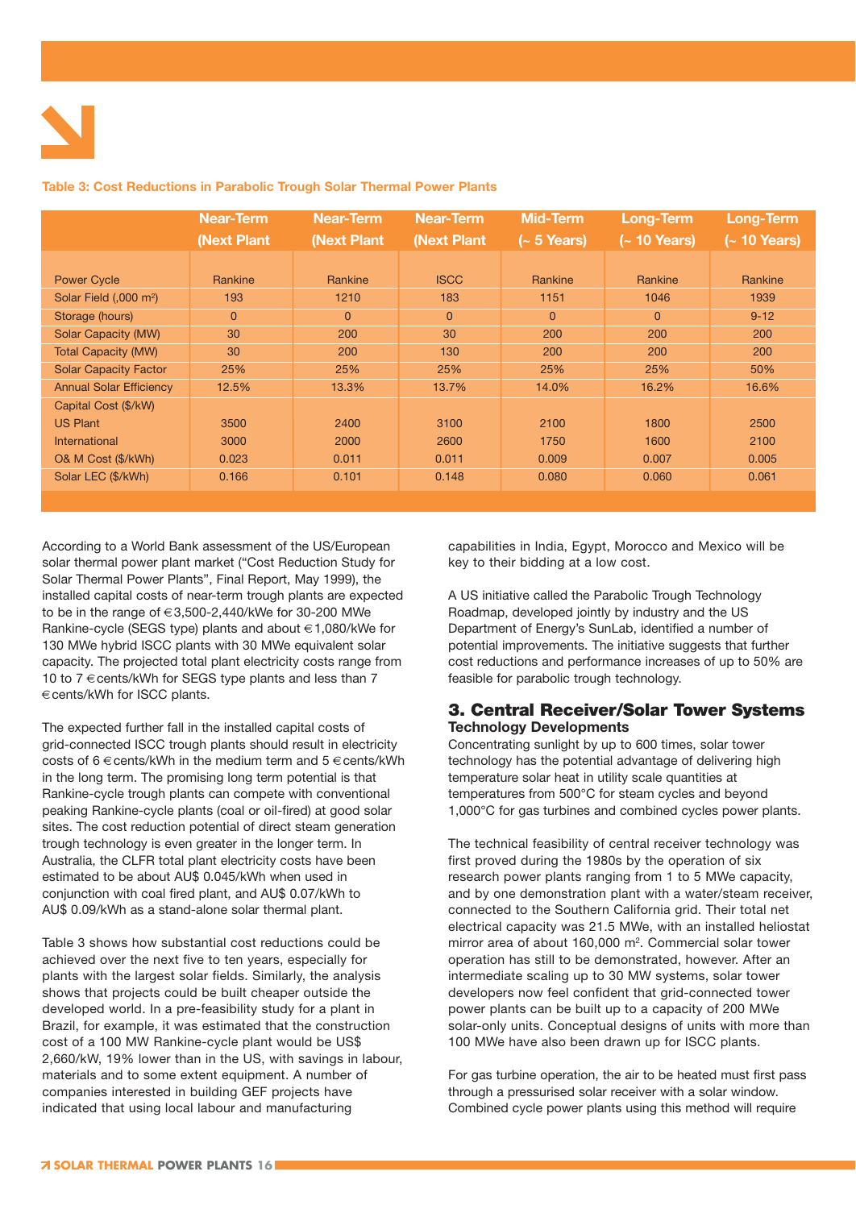**Table 3: Cost Reductions in Parabolic Trough Solar Thermal Power Plants**

| | Near-Term (Next Plant | Near-Term (Next Plant | Near-Term (Next Plant | Mid-Term (~ 5 Years) | Long-Term (~ 10 Years) | Long-Term (~ 10 Years) |
|---|---|---|---|---|---|---|
| Power Cycle | Rankine | Rankine | ISCC | Rankine | Rankine | Rankine |
| Solar Field (,000 m²) | 193 | 1210 | 183 | 1151 | 1046 | 1939 |
| Storage (hours) | 0 | 0 | 0 | 0 | 0 | 9-12 |
| Solar Capacity (MW) | 30 | 200 | 30 | 200 | 200 | 200 |
| Total Capacity (MW) | 30 | 200 | 130 | 200 | 200 | 200 |
| Solar Capacity Factor | 25% | 25% | 25% | 25% | 25% | 50% |
| Annual Solar Efficiency | 12.5% | 13.3% | 13.7% | 14.0% | 16.2% | 16.6% |
| Capital Cost ($/kW) | | | | | | |
| US Plant | 3500 | 2400 | 3100 | 2100 | 1800 | 2500 |
| International | 3000 | 2000 | 2600 | 1750 | 1600 | 2100 |
| O& M Cost ($/kWh) | 0.023 | 0.011 | 0.011 | 0.009 | 0.007 | 0.005 |
| Solar LEC ($/kWh) | 0.166 | 0.101 | 0.148 | 0.080 | 0.060 | 0.061 |

According to a World Bank assessment of the US/European solar thermal power plant market ("Cost Reduction Study for Solar Thermal Power Plants", Final Report, May 1999), the installed capital costs of near-term trough plants are expected to be in the range of €3,500-2,440/kWe for 30-200 MWe Rankine-cycle (SEGS type) plants and about €1,080/kWe for 130 MWe hybrid ISCC plants with 30 MWe equivalent solar capacity. The projected total plant electricity costs range from 10 to 7 €cents/kWh for SEGS type plants and less than 7 €cents/kWh for ISCC plants.

The expected further fall in the installed capital costs of grid-connected ISCC trough plants should result in electricity costs of 6 €cents/kWh in the medium term and 5 €cents/kWh in the long term. The promising long term potential is that Rankine-cycle trough plants can compete with conventional peaking Rankine-cycle plants (coal or oil-fired) at good solar sites. The cost reduction potential of direct steam generation trough technology is even greater in the longer term. In Australia, the CLFR total plant electricity costs have been estimated to be about AU$ 0.045/kWh when used in conjunction with coal fired plant, and AU$ 0.07/kWh to AU$ 0.09/kWh as a stand-alone solar thermal plant.

Table 3 shows how substantial cost reductions could be achieved over the next five to ten years, especially for plants with the largest solar fields. Similarly, the analysis shows that projects could be built cheaper outside the developed world. In a pre-feasibility study for a plant in Brazil, for example, it was estimated that the construction cost of a 100 MW Rankine-cycle plant would be US$ 2,660/kW, 19% lower than in the US, with savings in labour, materials and to some extent equipment. A number of companies interested in building GEF projects have indicated that using local labour and manufacturing capabilities in India, Egypt, Morocco and Mexico will be key to their bidding at a low cost.

A US initiative called the Parabolic Trough Technology Roadmap, developed jointly by industry and the US Department of Energy's SunLab, identified a number of potential improvements. The initiative suggests that further cost reductions and performance increases of up to 50% are feasible for parabolic trough technology.

## 3. Central Receiver/Solar Tower Systems

### Technology Developments

Concentrating sunlight by up to 600 times, solar tower technology has the potential advantage of delivering high temperature solar heat in utility scale quantities at temperatures from 500°C for steam cycles and beyond 1,000°C for gas turbines and combined cycles power plants.

The technical feasibility of central receiver technology was first proved during the 1980s by the operation of six research power plants ranging from 1 to 5 MWe capacity, and by one demonstration plant with a water/steam receiver, connected to the Southern California grid. Their total net electrical capacity was 21.5 MWe, with an installed heliostat mirror area of about 160,000 m². Commercial solar tower operation has still to be demonstrated, however. After an intermediate scaling up to 30 MW systems, solar tower developers now feel confident that grid-connected tower power plants can be built up to a capacity of 200 MWe solar-only units. Conceptual designs of units with more than 100 MWe have also been drawn up for ISCC plants.

For gas turbine operation, the air to be heated must first pass through a pressurised solar receiver with a solar window. Combined cycle power plants using this method will require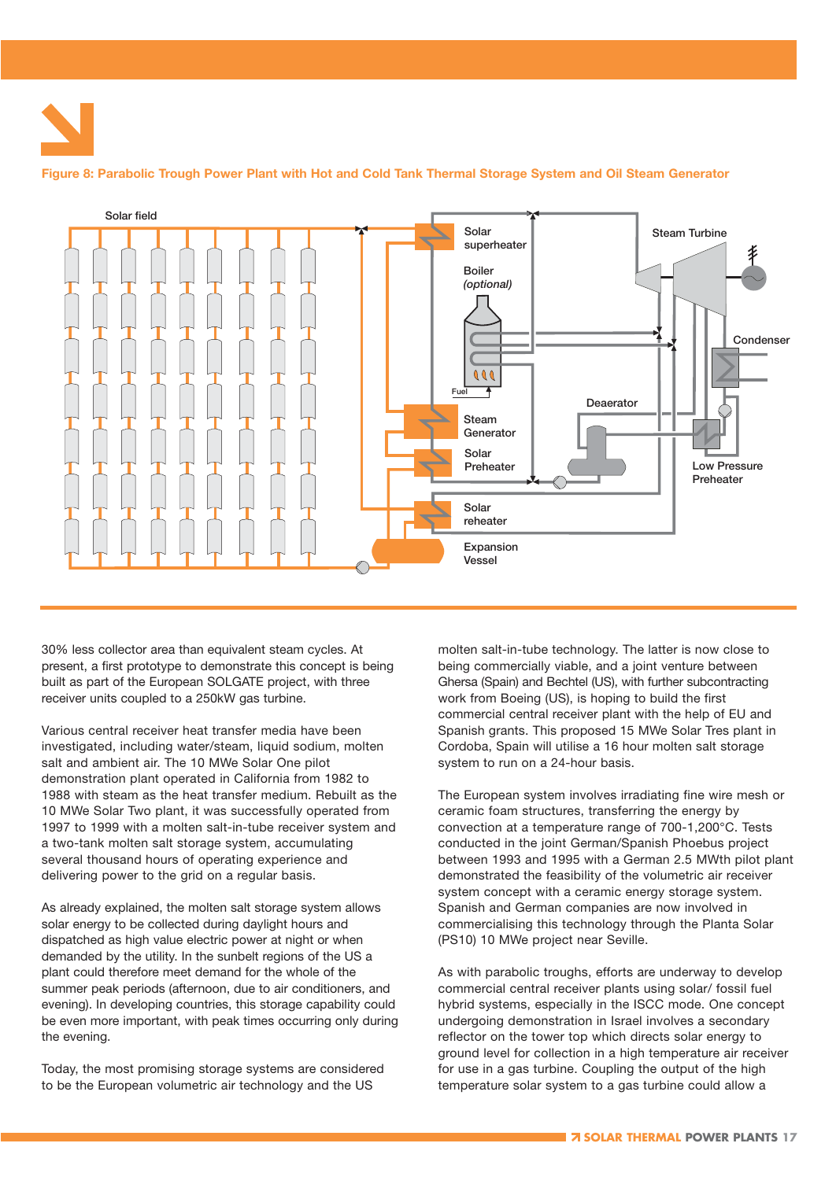**Figure 8: Parabolic Trough Power Plant with Hot and Cold Tank Thermal Storage System and Oil Steam Generator**

30% less collector area than equivalent steam cycles. At present, a first prototype to demonstrate this concept is being built as part of the European SOLGATE project, with three receiver units coupled to a 250kW gas turbine.

Various central receiver heat transfer media have been investigated, including water/steam, liquid sodium, molten salt and ambient air. The 10 MWe Solar One pilot demonstration plant operated in California from 1982 to 1988 with steam as the heat transfer medium. Rebuilt as the 10 MWe Solar Two plant, it was successfully operated from 1997 to 1999 with a molten salt-in-tube receiver system and a two-tank molten salt storage system, accumulating several thousand hours of operating experience and delivering power to the grid on a regular basis.

As already explained, the molten salt storage system allows solar energy to be collected during daylight hours and dispatched as high value electric power at night or when demanded by the utility. In the sunbelt regions of the US a plant could therefore meet demand for the whole of the summer peak periods (afternoon, due to air conditioners, and evening). In developing countries, this storage capability could be even more important, with peak times occurring only during the evening.

Today, the most promising storage systems are considered to be the European volumetric air technology and the US molten salt-in-tube technology. The latter is now close to being commercially viable, and a joint venture between Ghersa (Spain) and Bechtel (US), with further subcontracting work from Boeing (US), is hoping to build the first commercial central receiver plant with the help of EU and Spanish grants. This proposed 15 MWe Solar Tres plant in Cordoba, Spain will utilise a 16 hour molten salt storage system to run on a 24-hour basis.

The European system involves irradiating fine wire mesh or ceramic foam structures, transferring the energy by convection at a temperature range of 700-1,200°C. Tests conducted in the joint German/Spanish Phoebus project between 1993 and 1995 with a German 2.5 MWth pilot plant demonstrated the feasibility of the volumetric air receiver system concept with a ceramic energy storage system. Spanish and German companies are now involved in commercialising this technology through the Planta Solar (PS10) 10 MWe project near Seville.

As with parabolic troughs, efforts are underway to develop commercial central receiver plants using solar/ fossil fuel hybrid systems, especially in the ISCC mode. One concept undergoing demonstration in Israel involves a secondary reflector on the tower top which directs solar energy to ground level for collection in a high temperature air receiver for use in a gas turbine. Coupling the output of the high temperature solar system to a gas turbine could allow a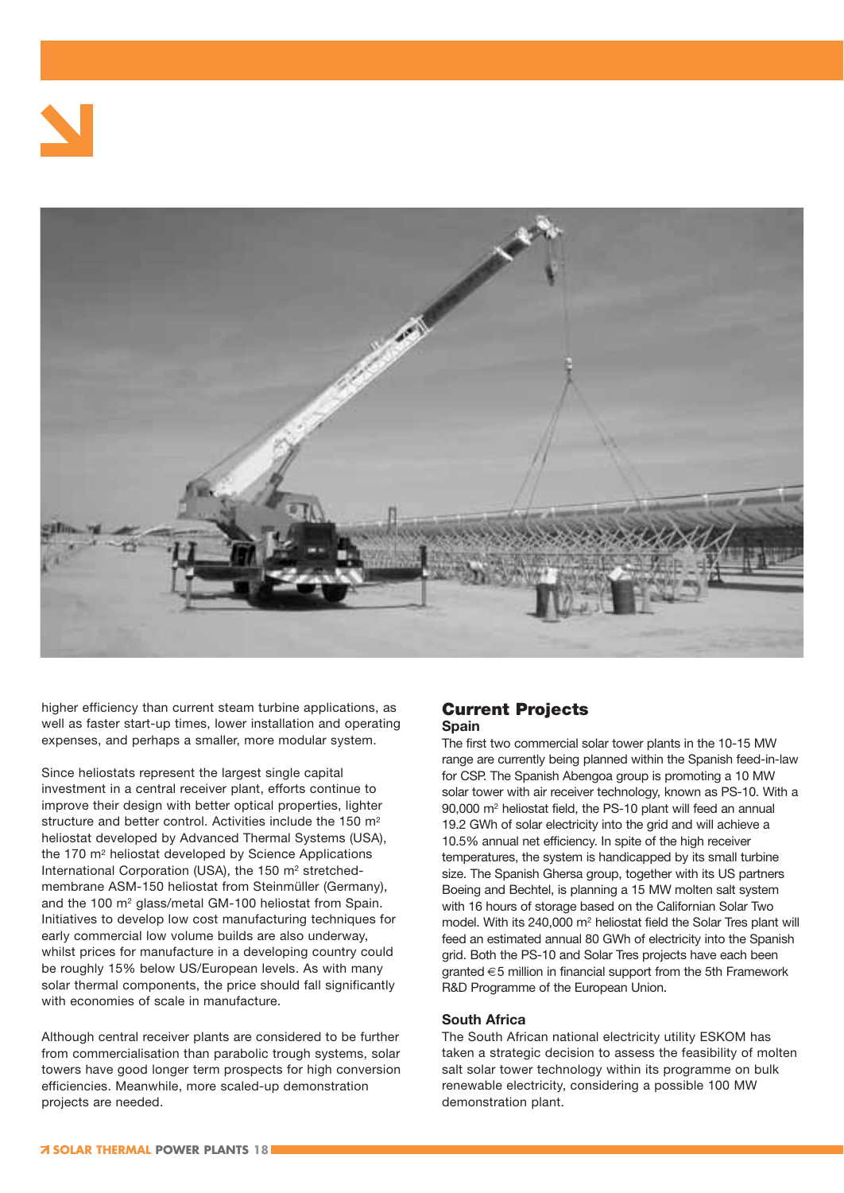higher efficiency than current steam turbine applications, as well as faster start-up times, lower installation and operating expenses, and perhaps a smaller, more modular system.

Since heliostats represent the largest single capital investment in a central receiver plant, efforts continue to improve their design with better optical properties, lighter structure and better control. Activities include the 150 m² heliostat developed by Advanced Thermal Systems (USA), the 170 m² heliostat developed by Science Applications International Corporation (USA), the 150 m² stretched-membrane ASM-150 heliostat from Steinmüller (Germany), and the 100 m² glass/metal GM-100 heliostat from Spain. Initiatives to develop low cost manufacturing techniques for early commercial low volume builds are also underway, whilst prices for manufacture in a developing country could be roughly 15% below US/European levels. As with many solar thermal components, the price should fall significantly with economies of scale in manufacture.

Although central receiver plants are considered to be further from commercialisation than parabolic trough systems, solar towers have good longer term prospects for high conversion efficiencies. Meanwhile, more scaled-up demonstration projects are needed.

## Current Projects

### Spain

The first two commercial solar tower plants in the 10-15 MW range are currently being planned within the Spanish feed-in-law for CSP. The Spanish Abengoa group is promoting a 10 MW solar tower with air receiver technology, known as PS-10. With a 90,000 m² heliostat field, the PS-10 plant will feed an annual 19.2 GWh of solar electricity into the grid and will achieve a 10.5% annual net efficiency. In spite of the high receiver temperatures, the system is handicapped by its small turbine size. The Spanish Ghersa group, together with its US partners Boeing and Bechtel, is planning a 15 MW molten salt system with 16 hours of storage based on the Californian Solar Two model. With its 240,000 m² heliostat field the Solar Tres plant will feed an estimated annual 80 GWh of electricity into the Spanish grid. Both the PS-10 and Solar Tres projects have each been granted €5 million in financial support from the 5th Framework R&D Programme of the European Union.

### South Africa

The South African national electricity utility ESKOM has taken a strategic decision to assess the feasibility of molten salt solar tower technology within its programme on bulk renewable electricity, considering a possible 100 MW demonstration plant.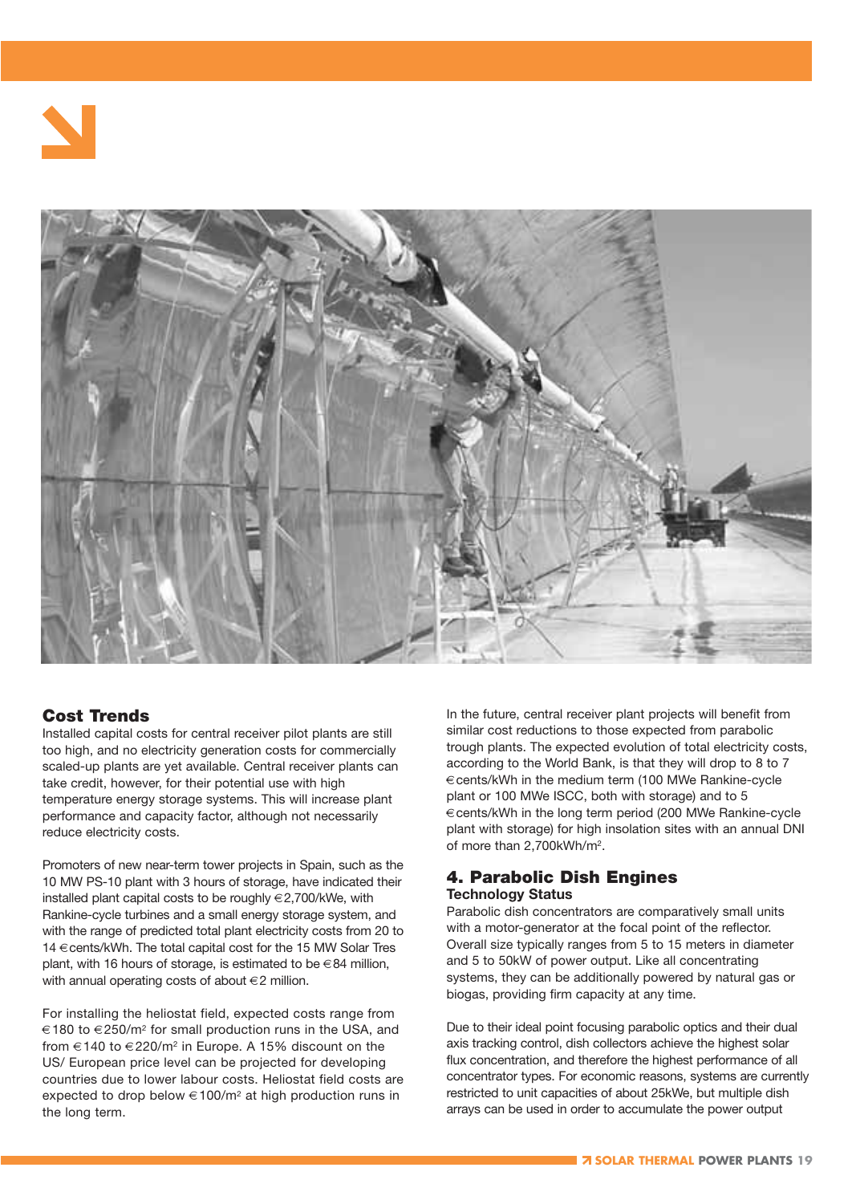## Cost Trends

Installed capital costs for central receiver pilot plants are still too high, and no electricity generation costs for commercially scaled-up plants are yet available. Central receiver plants can take credit, however, for their potential use with high temperature energy storage systems. This will increase plant performance and capacity factor, although not necessarily reduce electricity costs.

Promoters of new near-term tower projects in Spain, such as the 10 MW PS-10 plant with 3 hours of storage, have indicated their installed plant capital costs to be roughly €2,700/kWe, with Rankine-cycle turbines and a small energy storage system, and with the range of predicted total plant electricity costs from 20 to 14 €cents/kWh. The total capital cost for the 15 MW Solar Tres plant, with 16 hours of storage, is estimated to be €84 million, with annual operating costs of about €2 million.

For installing the heliostat field, expected costs range from €180 to €250/m$^2$ for small production runs in the USA, and from €140 to €220/m$^2$ in Europe. A 15% discount on the US/ European price level can be projected for developing countries due to lower labour costs. Heliostat field costs are expected to drop below €100/m$^2$ at high production runs in the long term.

In the future, central receiver plant projects will benefit from similar cost reductions to those expected from parabolic trough plants. The expected evolution of total electricity costs, according to the World Bank, is that they will drop to 8 to 7 €cents/kWh in the medium term (100 MWe Rankine-cycle plant or 100 MWe ISCC, both with storage) and to 5 €cents/kWh in the long term period (200 MWe Rankine-cycle plant with storage) for high insolation sites with an annual DNI of more than 2,700kWh/m$^2$.

## 4. Parabolic Dish Engines

### Technology Status

Parabolic dish concentrators are comparatively small units with a motor-generator at the focal point of the reflector. Overall size typically ranges from 5 to 15 meters in diameter and 5 to 50kW of power output. Like all concentrating systems, they can be additionally powered by natural gas or biogas, providing firm capacity at any time.

Due to their ideal point focusing parabolic optics and their dual axis tracking control, dish collectors achieve the highest solar flux concentration, and therefore the highest performance of all concentrator types. For economic reasons, systems are currently restricted to unit capacities of about 25kWe, but multiple dish arrays can be used in order to accumulate the power output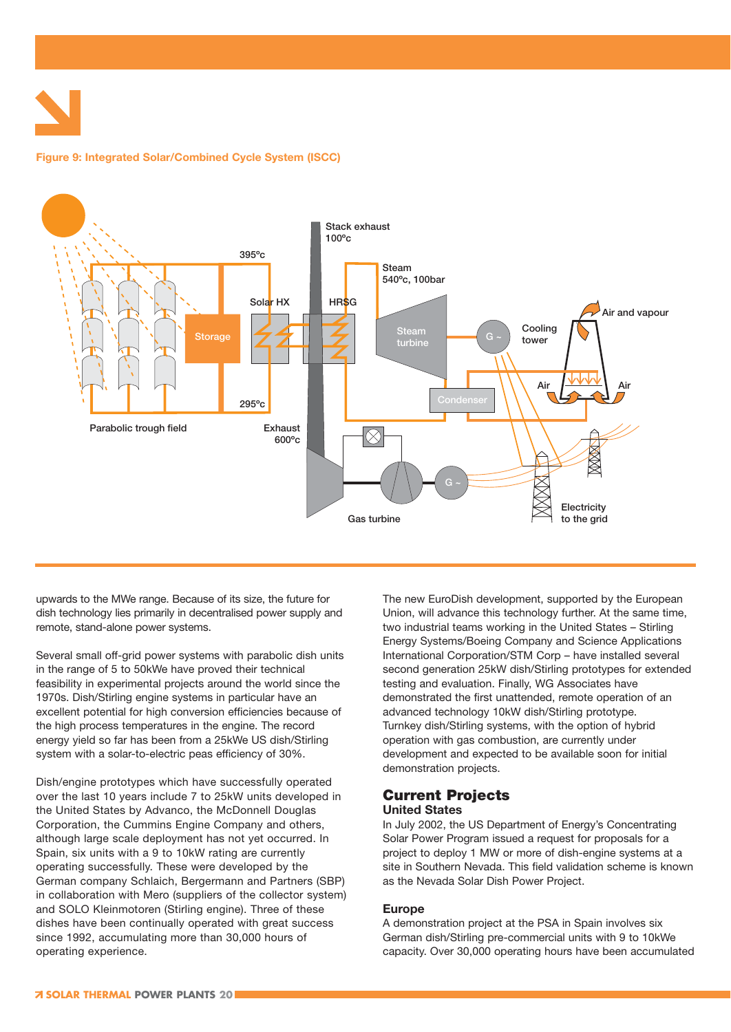Figure 9: Integrated Solar/Combined Cycle System (ISCC)

upwards to the MWe range. Because of its size, the future for dish technology lies primarily in decentralised power supply and remote, stand-alone power systems.

Several small off-grid power systems with parabolic dish units in the range of 5 to 50kWe have proved their technical feasibility in experimental projects around the world since the 1970s. Dish/Stirling engine systems in particular have an excellent potential for high conversion efficiencies because of the high process temperatures in the engine. The record energy yield so far has been from a 25kWe US dish/Stirling system with a solar-to-electric peas efficiency of 30%.

Dish/engine prototypes which have successfully operated over the last 10 years include 7 to 25kW units developed in the United States by Advanco, the McDonnell Douglas Corporation, the Cummins Engine Company and others, although large scale deployment has not yet occurred. In Spain, six units with a 9 to 10kW rating are currently operating successfully. Three of these were developed by the German company Schlaich, Bergermann and Partners (SBP) in collaboration with Mero (suppliers of the collector system) and SOLO Kleinmotoren (Stirling engine). Three of these dishes have been continually operated with great success since 1992, accumulating more than 30,000 hours of operating experience.

The new EuroDish development, supported by the European Union, will advance this technology further. At the same time, two industrial teams working in the United States – Stirling Energy Systems/Boeing Company and Science Applications International Corporation/STM Corp – have installed several second generation 25kW dish/Stirling prototypes for extended testing and evaluation. Finally, WG Associates have demonstrated the first unattended, remote operation of an advanced technology 10kW dish/Stirling prototype. Turnkey dish/Stirling systems, with the option of hybrid operation with gas combustion, are currently under development and expected to be available soon for initial demonstration projects.

## Current Projects

### United States

In July 2002, the US Department of Energy's Concentrating Solar Power Program issued a request for proposals for a project to deploy 1 MW or more of dish-engine systems at a site in Southern Nevada. This field validation scheme is known as the Nevada Solar Dish Power Project.

### Europe

A demonstration project at the PSA in Spain involves six German dish/Stirling pre-commercial units with 9 to 10kWe capacity. Over 30,000 operating hours have been accumulated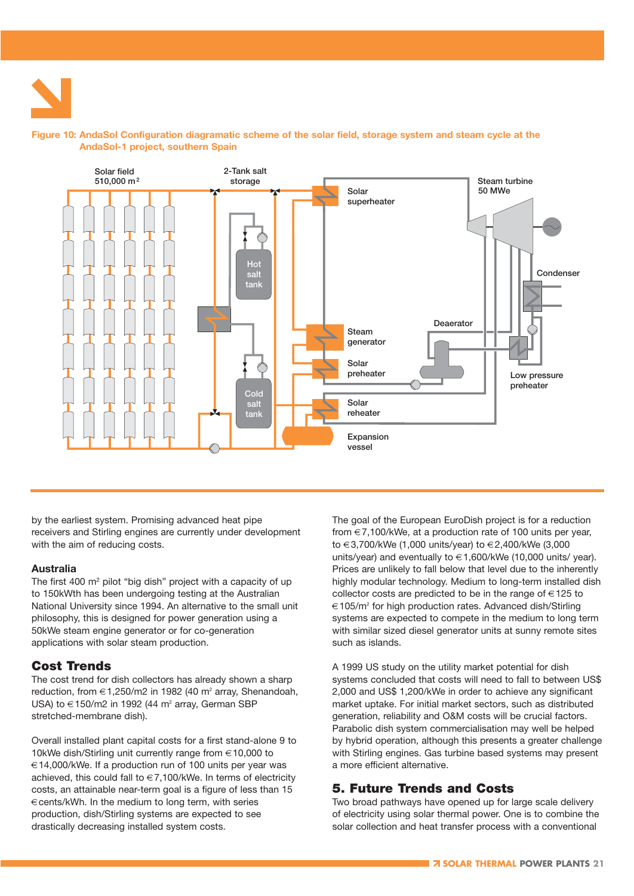**Figure 10: AndaSol Configuration diagramatic scheme of the solar field, storage system and steam cycle at the AndaSol-1 project, southern Spain**

Solar field 510,000 m²

2-Tank salt storage

Hot salt tank

Cold salt tank

Solar superheater

Steam generator

Solar preheater

Solar reheater

Expansion vessel

Steam turbine 50 MWe

Condenser

Deaerator

Low pressure preheater

by the earliest system. Promising advanced heat pipe receivers and Stirling engines are currently under development with the aim of reducing costs.

### Australia

The first 400 m² pilot "big dish" project with a capacity of up to 150kWth has been undergoing testing at the Australian National University since 1994. An alternative to the small unit philosophy, this is designed for power generation using a 50kWe steam engine generator or for co-generation applications with solar steam production.

## Cost Trends

The cost trend for dish collectors has already shown a sharp reduction, from €1,250/m2 in 1982 (40 m² array, Shenandoah, USA) to €150/m2 in 1992 (44 m² array, German SBP stretched-membrane dish).

Overall installed plant capital costs for a first stand-alone 9 to 10kWe dish/Stirling unit currently range from €10,000 to €14,000/kWe. If a production run of 100 units per year was achieved, this could fall to €7,100/kWe. In terms of electricity costs, an attainable near-term goal is a figure of less than 15 €cents/kWh. In the medium to long term, with series production, dish/Stirling systems are expected to see drastically decreasing installed system costs.

The goal of the European EuroDish project is for a reduction from €7,100/kWe, at a production rate of 100 units per year, to €3,700/kWe (1,000 units/year) to €2,400/kWe (3,000 units/year) and eventually to €1,600/kWe (10,000 units/ year). Prices are unlikely to fall below that level due to the inherently highly modular technology. Medium to long-term installed dish collector costs are predicted to be in the range of €125 to €105/m² for high production rates. Advanced dish/Stirling systems are expected to compete in the medium to long term with similar sized diesel generator units at sunny remote sites such as islands.

A 1999 US study on the utility market potential for dish systems concluded that costs will need to fall to between US$ 2,000 and US$ 1,200/kWe in order to achieve any significant market uptake. For initial market sectors, such as distributed generation, reliability and O&M costs will be crucial factors. Parabolic dish system commercialisation may well be helped by hybrid operation, although this presents a greater challenge with Stirling engines. Gas turbine based systems may present a more efficient alternative.

## 5. Future Trends and Costs

Two broad pathways have opened up for large scale delivery of electricity using solar thermal power. One is to combine the solar collection and heat transfer process with a conventional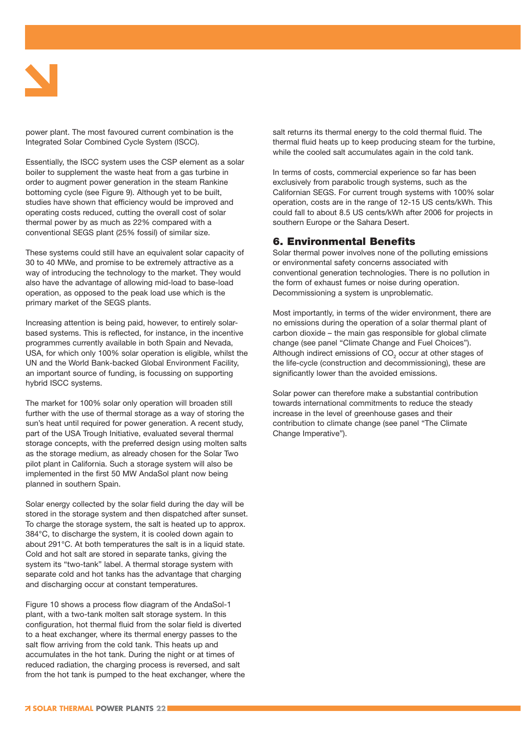power plant. The most favoured current combination is the Integrated Solar Combined Cycle System (ISCC).

Essentially, the ISCC system uses the CSP element as a solar boiler to supplement the waste heat from a gas turbine in order to augment power generation in the steam Rankine bottoming cycle (see Figure 9). Although yet to be built, studies have shown that efficiency would be improved and operating costs reduced, cutting the overall cost of solar thermal power by as much as 22% compared with a conventional SEGS plant (25% fossil) of similar size.

These systems could still have an equivalent solar capacity of 30 to 40 MWe, and promise to be extremely attractive as a way of introducing the technology to the market. They would also have the advantage of allowing mid-load to base-load operation, as opposed to the peak load use which is the primary market of the SEGS plants.

Increasing attention is being paid, however, to entirely solar-based systems. This is reflected, for instance, in the incentive programmes currently available in both Spain and Nevada, USA, for which only 100% solar operation is eligible, whilst the UN and the World Bank-backed Global Environment Facility, an important source of funding, is focussing on supporting hybrid ISCC systems.

The market for 100% solar only operation will broaden still further with the use of thermal storage as a way of storing the sun's heat until required for power generation. A recent study, part of the USA Trough Initiative, evaluated several thermal storage concepts, with the preferred design using molten salts as the storage medium, as already chosen for the Solar Two pilot plant in California. Such a storage system will also be implemented in the first 50 MW AndaSol plant now being planned in southern Spain.

Solar energy collected by the solar field during the day will be stored in the storage system and then dispatched after sunset. To charge the storage system, the salt is heated up to approx. 384°C, to discharge the system, it is cooled down again to about 291°C. At both temperatures the salt is in a liquid state. Cold and hot salt are stored in separate tanks, giving the system its "two-tank" label. A thermal storage system with separate cold and hot tanks has the advantage that charging and discharging occur at constant temperatures.

Figure 10 shows a process flow diagram of the AndaSol-1 plant, with a two-tank molten salt storage system. In this configuration, hot thermal fluid from the solar field is diverted to a heat exchanger, where its thermal energy passes to the salt flow arriving from the cold tank. This heats up and accumulates in the hot tank. During the night or at times of reduced radiation, the charging process is reversed, and salt from the hot tank is pumped to the heat exchanger, where the salt returns its thermal energy to the cold thermal fluid. The thermal fluid heats up to keep producing steam for the turbine, while the cooled salt accumulates again in the cold tank.

In terms of costs, commercial experience so far has been exclusively from parabolic trough systems, such as the Californian SEGS. For current trough systems with 100% solar operation, costs are in the range of 12-15 US cents/kWh. This could fall to about 8.5 US cents/kWh after 2006 for projects in southern Europe or the Sahara Desert.

## 6. Environmental Benefits

Solar thermal power involves none of the polluting emissions or environmental safety concerns associated with conventional generation technologies. There is no pollution in the form of exhaust fumes or noise during operation. Decommissioning a system is unproblematic.

Most importantly, in terms of the wider environment, there are no emissions during the operation of a solar thermal plant of carbon dioxide – the main gas responsible for global climate change (see panel "Climate Change and Fuel Choices"). Although indirect emissions of $CO_2$ occur at other stages of the life-cycle (construction and decommissioning), these are significantly lower than the avoided emissions.

Solar power can therefore make a substantial contribution towards international commitments to reduce the steady increase in the level of greenhouse gases and their contribution to climate change (see panel "The Climate Change Imperative").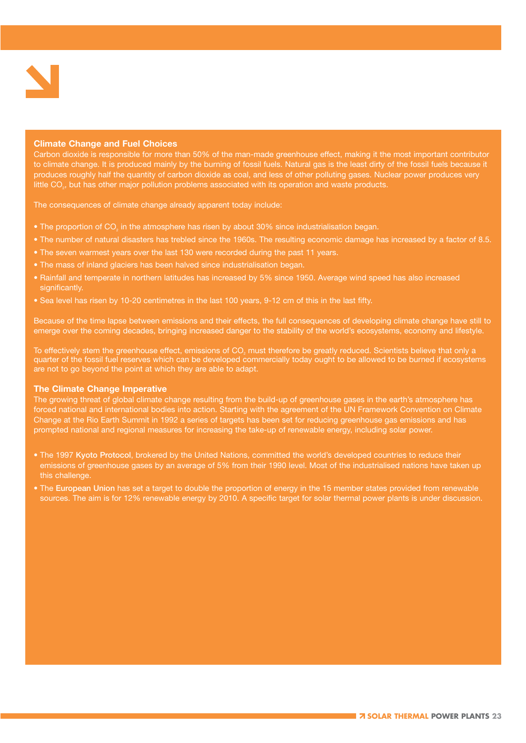## Climate Change and Fuel Choices

Carbon dioxide is responsible for more than 50% of the man-made greenhouse effect, making it the most important contributor to climate change. It is produced mainly by the burning of fossil fuels. Natural gas is the least dirty of the fossil fuels because it produces roughly half the quantity of carbon dioxide as coal, and less of other polluting gases. Nuclear power produces very little $CO_2$, but has other major pollution problems associated with its operation and waste products.

The consequences of climate change already apparent today include:

- The proportion of $CO_2$ in the atmosphere has risen by about 30% since industrialisation began.
- The number of natural disasters has trebled since the 1960s. The resulting economic damage has increased by a factor of 8.5.
- The seven warmest years over the last 130 were recorded during the past 11 years.
- The mass of inland glaciers has been halved since industrialisation began.
- Rainfall and temperate in northern latitudes has increased by 5% since 1950. Average wind speed has also increased significantly.
- Sea level has risen by 10-20 centimetres in the last 100 years, 9-12 cm of this in the last fifty.

Because of the time lapse between emissions and their effects, the full consequences of developing climate change have still to emerge over the coming decades, bringing increased danger to the stability of the world's ecosystems, economy and lifestyle.

To effectively stem the greenhouse effect, emissions of $CO_2$ must therefore be greatly reduced. Scientists believe that only a quarter of the fossil fuel reserves which can be developed commercially today ought to be allowed to be burned if ecosystems are not to go beyond the point at which they are able to adapt.

## The Climate Change Imperative

The growing threat of global climate change resulting from the build-up of greenhouse gases in the earth's atmosphere has forced national and international bodies into action. Starting with the agreement of the UN Framework Convention on Climate Change at the Rio Earth Summit in 1992 a series of targets has been set for reducing greenhouse gas emissions and has prompted national and regional measures for increasing the take-up of renewable energy, including solar power.

- The 1997 **Kyoto Protocol**, brokered by the United Nations, committed the world's developed countries to reduce their emissions of greenhouse gases by an average of 5% from their 1990 level. Most of the industrialised nations have taken up this challenge.
- The **European Union** has set a target to double the proportion of energy in the 15 member states provided from renewable sources. The aim is for 12% renewable energy by 2010. A specific target for solar thermal power plants is under discussion.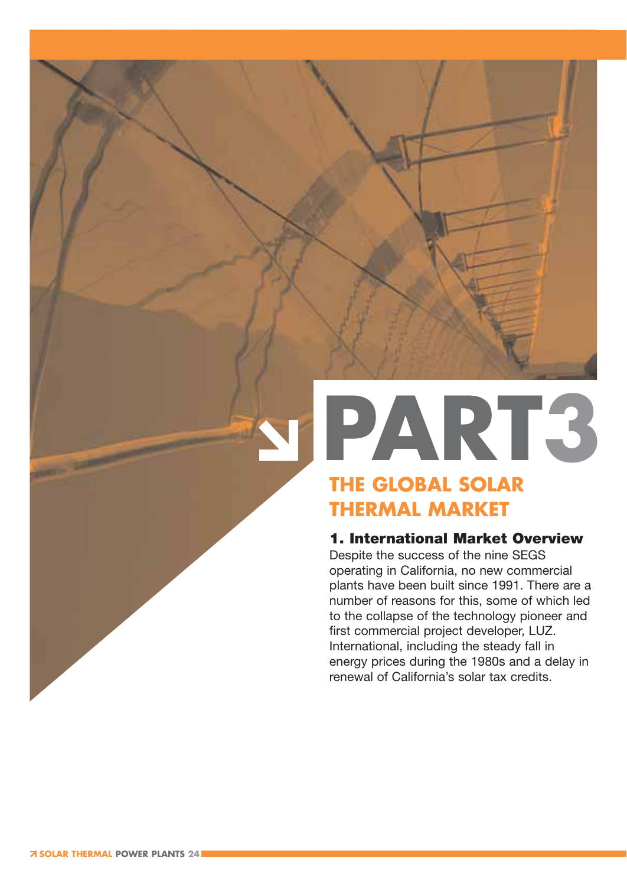# PART3

## THE GLOBAL SOLAR THERMAL MARKET

### 1. International Market Overview

Despite the success of the nine SEGS operating in California, no new commercial plants have been built since 1991. There are a number of reasons for this, some of which led to the collapse of the technology pioneer and first commercial project developer, LUZ. International, including the steady fall in energy prices during the 1980s and a delay in renewal of California's solar tax credits.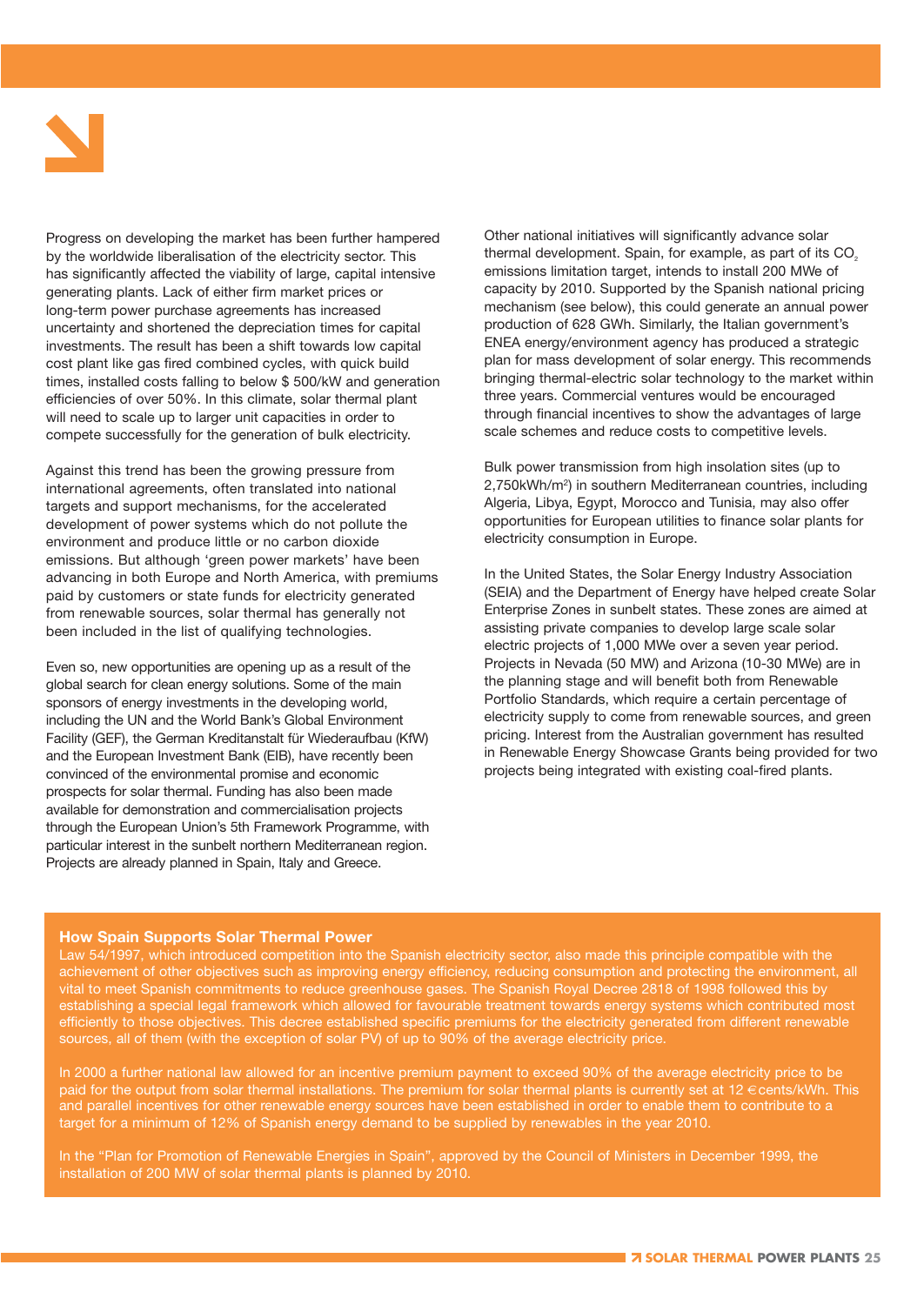Progress on developing the market has been further hampered by the worldwide liberalisation of the electricity sector. This has significantly affected the viability of large, capital intensive generating plants. Lack of either firm market prices or long-term power purchase agreements has increased uncertainty and shortened the depreciation times for capital investments. The result has been a shift towards low capital cost plant like gas fired combined cycles, with quick build times, installed costs falling to below $ 500/kW and generation efficiencies of over 50%. In this climate, solar thermal plant will need to scale up to larger unit capacities in order to compete successfully for the generation of bulk electricity.

Against this trend has been the growing pressure from international agreements, often translated into national targets and support mechanisms, for the accelerated development of power systems which do not pollute the environment and produce little or no carbon dioxide emissions. But although 'green power markets' have been advancing in both Europe and North America, with premiums paid by customers or state funds for electricity generated from renewable sources, solar thermal has generally not been included in the list of qualifying technologies.

Even so, new opportunities are opening up as a result of the global search for clean energy solutions. Some of the main sponsors of energy investments in the developing world, including the UN and the World Bank's Global Environment Facility (GEF), the German Kreditanstalt für Wiederaufbau (KfW) and the European Investment Bank (EIB), have recently been convinced of the environmental promise and economic prospects for solar thermal. Funding has also been made available for demonstration and commercialisation projects through the European Union's 5th Framework Programme, with particular interest in the sunbelt northern Mediterranean region. Projects are already planned in Spain, Italy and Greece.

Other national initiatives will significantly advance solar thermal development. Spain, for example, as part of its $CO_2$ emissions limitation target, intends to install 200 MWe of capacity by 2010. Supported by the Spanish national pricing mechanism (see below), this could generate an annual power production of 628 GWh. Similarly, the Italian government's ENEA energy/environment agency has produced a strategic plan for mass development of solar energy. This recommends bringing thermal-electric solar technology to the market within three years. Commercial ventures would be encouraged through financial incentives to show the advantages of large scale schemes and reduce costs to competitive levels.

Bulk power transmission from high insolation sites (up to 2,750kWh/m$^2$) in southern Mediterranean countries, including Algeria, Libya, Egypt, Morocco and Tunisia, may also offer opportunities for European utilities to finance solar plants for electricity consumption in Europe.

In the United States, the Solar Energy Industry Association (SEIA) and the Department of Energy have helped create Solar Enterprise Zones in sunbelt states. These zones are aimed at assisting private companies to develop large scale solar electric projects of 1,000 MWe over a seven year period. Projects in Nevada (50 MW) and Arizona (10-30 MWe) are in the planning stage and will benefit both from Renewable Portfolio Standards, which require a certain percentage of electricity supply to come from renewable sources, and green pricing. Interest from the Australian government has resulted in Renewable Energy Showcase Grants being provided for two projects being integrated with existing coal-fired plants.

### How Spain Supports Solar Thermal Power

Law 54/1997, which introduced competition into the Spanish electricity sector, also made this principle compatible with the achievement of other objectives such as improving energy efficiency, reducing consumption and protecting the environment, all vital to meet Spanish commitments to reduce greenhouse gases. The Spanish Royal Decree 2818 of 1998 followed this by establishing a special legal framework which allowed for favourable treatment towards energy systems which contributed most efficiently to those objectives. This decree established specific premiums for the electricity generated from different renewable sources, all of them (with the exception of solar PV) of up to 90% of the average electricity price.

In 2000 a further national law allowed for an incentive premium payment to exceed 90% of the average electricity price to be paid for the output from solar thermal installations. The premium for solar thermal plants is currently set at 12 €cents/kWh. This and parallel incentives for other renewable energy sources have been established in order to enable them to contribute to a target for a minimum of 12% of Spanish energy demand to be supplied by renewables in the year 2010.

In the "Plan for Promotion of Renewable Energies in Spain", approved by the Council of Ministers in December 1999, the installation of 200 MW of solar thermal plants is planned by 2010.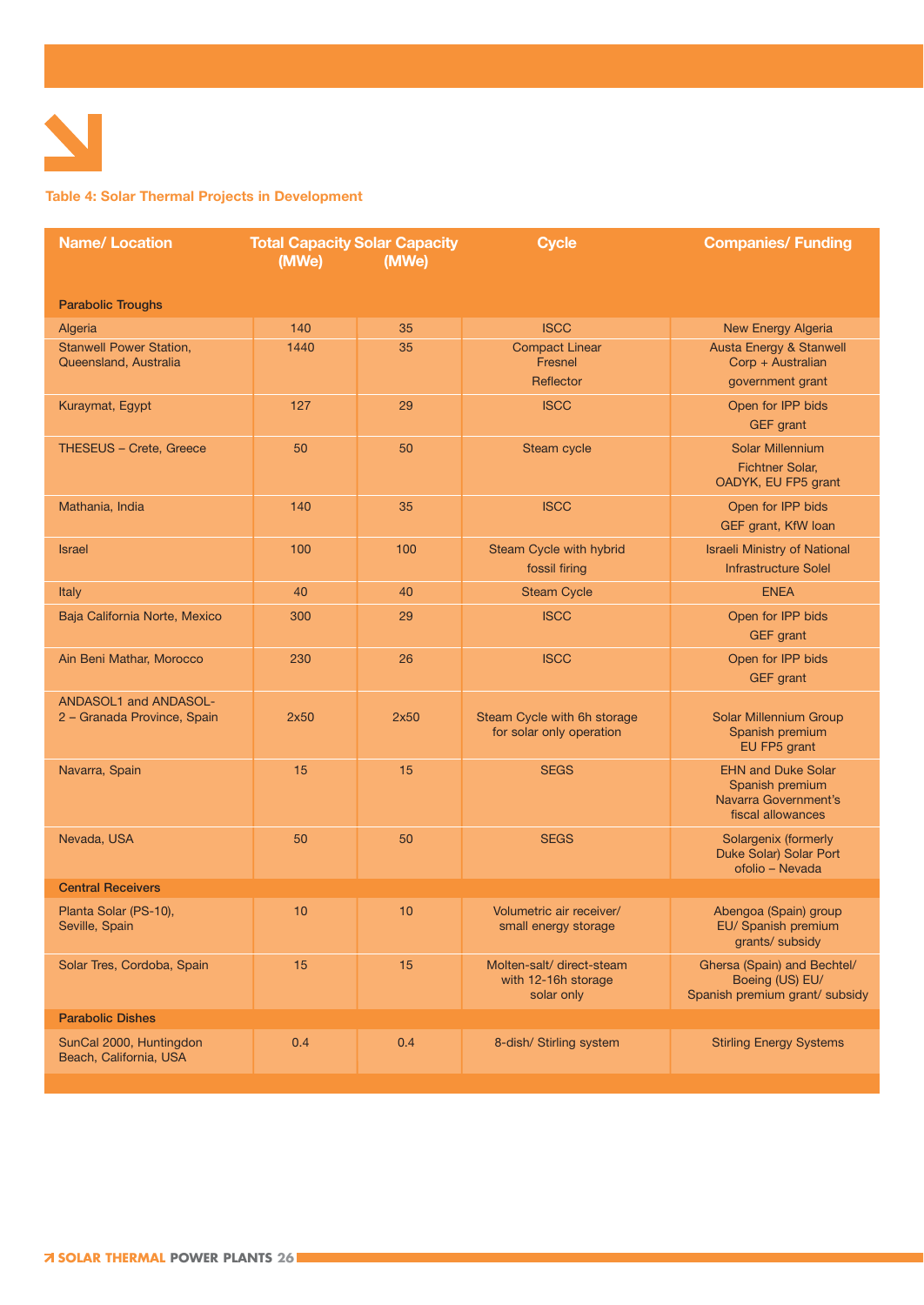**Table 4: Solar Thermal Projects in Development**

| Name/ Location | Total Capacity (MWe) | Solar Capacity (MWe) | Cycle | Companies/ Funding |
|---|---|---|---|---|
| **Parabolic Troughs** | | | | |
| Algeria | 140 | 35 | ISCC | New Energy Algeria |
| Stanwell Power Station, Queensland, Australia | 1440 | 35 | Compact Linear Fresnel Reflector | Austa Energy & Stanwell Corp + Australian government grant |
| Kuraymat, Egypt | 127 | 29 | ISCC | Open for IPP bids GEF grant |
| THESEUS – Crete, Greece | 50 | 50 | Steam cycle | Solar Millennium Fichtner Solar, OADYK, EU FP5 grant |
| Mathania, India | 140 | 35 | ISCC | Open for IPP bids GEF grant, KfW loan |
| Israel | 100 | 100 | Steam Cycle with hybrid fossil firing | Israeli Ministry of National Infrastructure Solel |
| Italy | 40 | 40 | Steam Cycle | ENEA |
| Baja California Norte, Mexico | 300 | 29 | ISCC | Open for IPP bids GEF grant |
| Ain Beni Mathar, Morocco | 230 | 26 | ISCC | Open for IPP bids GEF grant |
| ANDASOL1 and ANDASOL-2 – Granada Province, Spain | 2x50 | 2x50 | Steam Cycle with 6h storage for solar only operation | Solar Millennium Group Spanish premium EU FP5 grant |
| Navarra, Spain | 15 | 15 | SEGS | EHN and Duke Solar Spanish premium Navarra Government's fiscal allowances |
| Nevada, USA | 50 | 50 | SEGS | Solargenix (formerly Duke Solar) Solar Port ofolio – Nevada |
| **Central Receivers** | | | | |
| Planta Solar (PS-10), Seville, Spain | 10 | 10 | Volumetric air receiver/ small energy storage | Abengoa (Spain) group EU/ Spanish premium grants/ subsidy |
| Solar Tres, Cordoba, Spain | 15 | 15 | Molten-salt/ direct-steam with 12-16h storage solar only | Ghersa (Spain) and Bechtel/ Boeing (US) EU/ Spanish premium grant/ subsidy |
| **Parabolic Dishes** | | | | |
| SunCal 2000, Huntingdon Beach, California, USA | 0.4 | 0.4 | 8-dish/ Stirling system | Stirling Energy Systems |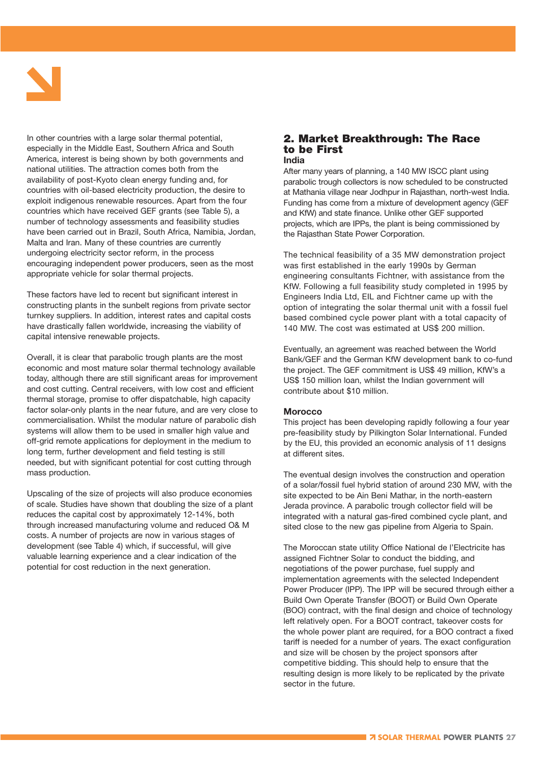In other countries with a large solar thermal potential, especially in the Middle East, Southern Africa and South America, interest is being shown by both governments and national utilities. The attraction comes both from the availability of post-Kyoto clean energy funding and, for countries with oil-based electricity production, the desire to exploit indigenous renewable resources. Apart from the four countries which have received GEF grants (see Table 5), a number of technology assessments and feasibility studies have been carried out in Brazil, South Africa, Namibia, Jordan, Malta and Iran. Many of these countries are currently undergoing electricity sector reform, in the process encouraging independent power producers, seen as the most appropriate vehicle for solar thermal projects.

These factors have led to recent but significant interest in constructing plants in the sunbelt regions from private sector turnkey suppliers. In addition, interest rates and capital costs have drastically fallen worldwide, increasing the viability of capital intensive renewable projects.

Overall, it is clear that parabolic trough plants are the most economic and most mature solar thermal technology available today, although there are still significant areas for improvement and cost cutting. Central receivers, with low cost and efficient thermal storage, promise to offer dispatchable, high capacity factor solar-only plants in the near future, and are very close to commercialisation. Whilst the modular nature of parabolic dish systems will allow them to be used in smaller high value and off-grid remote applications for deployment in the medium to long term, further development and field testing is still needed, but with significant potential for cost cutting through mass production.

Upscaling of the size of projects will also produce economies of scale. Studies have shown that doubling the size of a plant reduces the capital cost by approximately 12-14%, both through increased manufacturing volume and reduced O& M costs. A number of projects are now in various stages of development (see Table 4) which, if successful, will give valuable learning experience and a clear indication of the potential for cost reduction in the next generation.

## 2. Market Breakthrough: The Race to be First

### India

After many years of planning, a 140 MW ISCC plant using parabolic trough collectors is now scheduled to be constructed at Mathania village near Jodhpur in Rajasthan, north-west India. Funding has come from a mixture of development agency (GEF and KfW) and state finance. Unlike other GEF supported projects, which are IPPs, the plant is being commissioned by the Rajasthan State Power Corporation.

The technical feasibility of a 35 MW demonstration project was first established in the early 1990s by German engineering consultants Fichtner, with assistance from the KfW. Following a full feasibility study completed in 1995 by Engineers India Ltd, EIL and Fichtner came up with the option of integrating the solar thermal unit with a fossil fuel based combined cycle power plant with a total capacity of 140 MW. The cost was estimated at US$ 200 million.

Eventually, an agreement was reached between the World Bank/GEF and the German KfW development bank to co-fund the project. The GEF commitment is US$ 49 million, KfW's a US$ 150 million loan, whilst the Indian government will contribute about $10 million.

### Morocco

This project has been developing rapidly following a four year pre-feasibility study by Pilkington Solar International. Funded by the EU, this provided an economic analysis of 11 designs at different sites.

The eventual design involves the construction and operation of a solar/fossil fuel hybrid station of around 230 MW, with the site expected to be Ain Beni Mathar, in the north-eastern Jerada province. A parabolic trough collector field will be integrated with a natural gas-fired combined cycle plant, and sited close to the new gas pipeline from Algeria to Spain.

The Moroccan state utility Office National de l'Electricite has assigned Fichtner Solar to conduct the bidding, and negotiations of the power purchase, fuel supply and implementation agreements with the selected Independent Power Producer (IPP). The IPP will be secured through either a Build Own Operate Transfer (BOOT) or Build Own Operate (BOO) contract, with the final design and choice of technology left relatively open. For a BOOT contract, takeover costs for the whole power plant are required, for a BOO contract a fixed tariff is needed for a number of years. The exact configuration and size will be chosen by the project sponsors after competitive bidding. This should help to ensure that the resulting design is more likely to be replicated by the private sector in the future.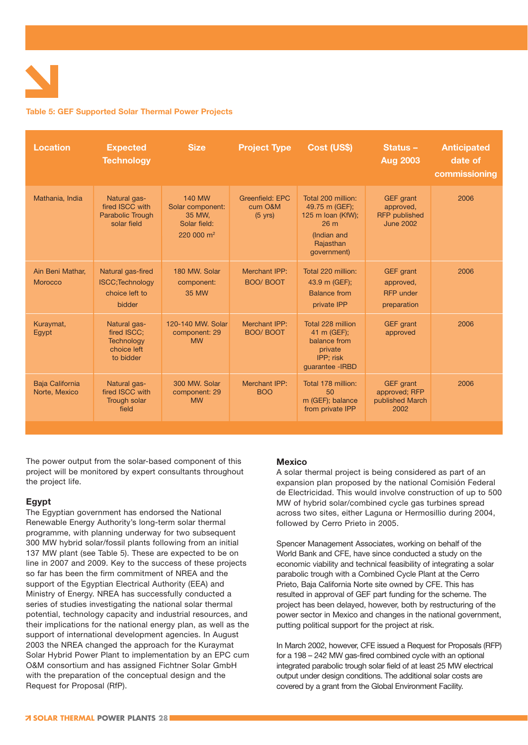**Table 5: GEF Supported Solar Thermal Power Projects**

| Location | Expected Technology | Size | Project Type | Cost (US$) | Status – Aug 2003 | Anticipated date of commissioning |
|---|---|---|---|---|---|---|
| Mathania, India | Natural gas-fired ISCC with Parabolic Trough solar field | 140 MW Solar component: 35 MW, Solar field: 220 000 m$^2$ | Greenfield: EPC cum O&M (5 yrs) | Total 200 million: 49.75 m (GEF); 125 m loan (KfW); 26 m (Indian and Rajasthan government) | GEF grant approved, RFP published June 2002 | 2006 |
| Ain Beni Mathar, Morocco | Natural gas-fired ISCC;Technology choice left to bidder | 180 MW. Solar component: 35 MW | Merchant IPP: BOO/ BOOT | Total 220 million: 43.9 m (GEF); Balance from private IPP | GEF grant approved, RFP under preparation | 2006 |
| Kuraymat, Egypt | Natural gas-fired ISCC; Technology choice left to bidder | 120-140 MW. Solar component: 29 MW | Merchant IPP: BOO/ BOOT | Total 228 million 41 m (GEF); balance from private IPP; risk guarantee -IRBD | GEF grant approved | 2006 |
| Baja California Norte, Mexico | Natural gas-fired ISCC with Trough solar field | 300 MW. Solar component: 29 MW | Merchant IPP: BOO | Total 178 million: 50 m (GEF); balance from private IPP | GEF grant approved; RFP published March 2002 | 2006 |

The power output from the solar-based component of this project will be monitored by expert consultants throughout the project life.

### Egypt

The Egyptian government has endorsed the National Renewable Energy Authority's long-term solar thermal programme, with planning underway for two subsequent 300 MW hybrid solar/fossil plants following from an initial 137 MW plant (see Table 5). These are expected to be on line in 2007 and 2009. Key to the success of these projects so far has been the firm commitment of NREA and the support of the Egyptian Electrical Authority (EEA) and Ministry of Energy. NREA has successfully conducted a series of studies investigating the national solar thermal potential, technology capacity and industrial resources, and their implications for the national energy plan, as well as the support of international development agencies. In August 2003 the NREA changed the approach for the Kuraymat Solar Hybrid Power Plant to implementation by an EPC cum O&M consortium and has assigned Fichtner Solar GmbH with the preparation of the conceptual design and the Request for Proposal (RfP).

### Mexico

A solar thermal project is being considered as part of an expansion plan proposed by the national Comisión Federal de Electricidad. This would involve construction of up to 500 MW of hybrid solar/combined cycle gas turbines spread across two sites, either Laguna or Hermosillio during 2004, followed by Cerro Prieto in 2005.

Spencer Management Associates, working on behalf of the World Bank and CFE, have since conducted a study on the economic viability and technical feasibility of integrating a solar parabolic trough with a Combined Cycle Plant at the Cerro Prieto, Baja California Norte site owned by CFE. This has resulted in approval of GEF part funding for the scheme. The project has been delayed, however, both by restructuring of the power sector in Mexico and changes in the national government, putting political support for the project at risk.

In March 2002, however, CFE issued a Request for Proposals (RFP) for a 198 – 242 MW gas-fired combined cycle with an optional integrated parabolic trough solar field of at least 25 MW electrical output under design conditions. The additional solar costs are covered by a grant from the Global Environment Facility.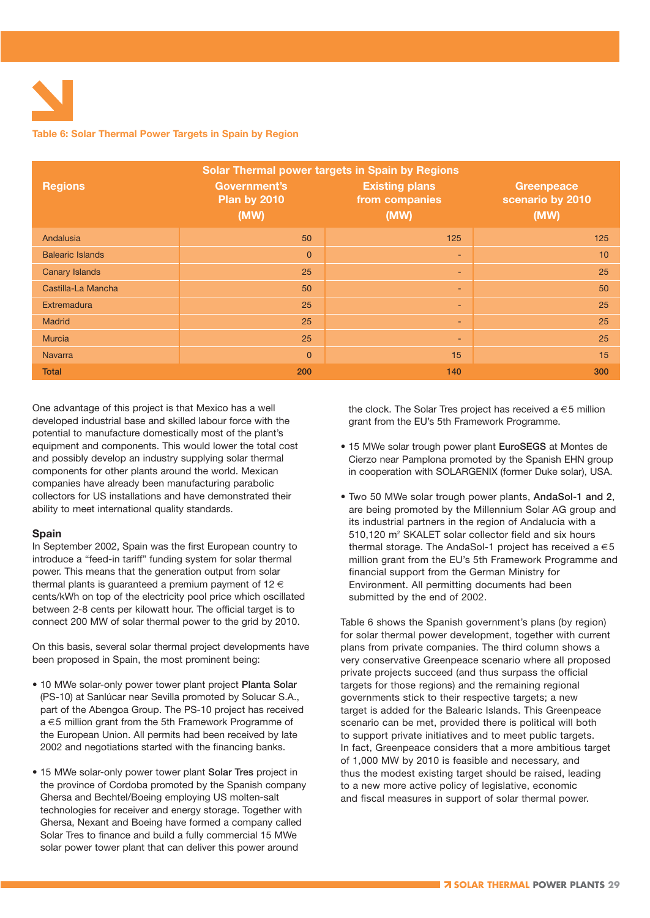Table 6: Solar Thermal Power Targets in Spain by Region

| Regions | Solar Thermal power targets in Spain by Regions Government's Plan by 2010 (MW) | Existing plans from companies (MW) | Greenpeace scenario by 2010 (MW) |
|---|---|---|---|
| Andalusia | 50 | 125 | 125 |
| Balearic Islands | 0 | - | 10 |
| Canary Islands | 25 | - | 25 |
| Castilla-La Mancha | 50 | - | 50 |
| Extremadura | 25 | - | 25 |
| Madrid | 25 | - | 25 |
| Murcia | 25 | - | 25 |
| Navarra | 0 | 15 | 15 |
| **Total** | **200** | **140** | **300** |

One advantage of this project is that Mexico has a well developed industrial base and skilled labour force with the potential to manufacture domestically most of the plant's equipment and components. This would lower the total cost and possibly develop an industry supplying solar thermal components for other plants around the world. Mexican companies have already been manufacturing parabolic collectors for US installations and have demonstrated their ability to meet international quality standards.

### Spain

In September 2002, Spain was the first European country to introduce a "feed-in tariff" funding system for solar thermal power. This means that the generation output from solar thermal plants is guaranteed a premium payment of 12 € cents/kWh on top of the electricity pool price which oscillated between 2-8 cents per kilowatt hour. The official target is to connect 200 MW of solar thermal power to the grid by 2010.

On this basis, several solar thermal project developments have been proposed in Spain, the most prominent being:

- 10 MWe solar-only power tower plant project **Planta Solar** (PS-10) at Sanlúcar near Sevilla promoted by Solucar S.A., part of the Abengoa Group. The PS-10 project has received a €5 million grant from the 5th Framework Programme of the European Union. All permits had been received by late 2002 and negotiations started with the financing banks.

- 15 MWe solar-only power tower plant **Solar Tres** project in the province of Cordoba promoted by the Spanish company Ghersa and Bechtel/Boeing employing US molten-salt technologies for receiver and energy storage. Together with Ghersa, Nexant and Boeing have formed a company called Solar Tres to finance and build a fully commercial 15 MWe solar power tower plant that can deliver this power around the clock. The Solar Tres project has received a €5 million grant from the EU's 5th Framework Programme.

- 15 MWe solar trough power plant **EuroSEGS** at Montes de Cierzo near Pamplona promoted by the Spanish EHN group in cooperation with SOLARGENIX (former Duke solar), USA.

- Two 50 MWe solar trough power plants, **AndaSol-1 and 2**, are being promoted by the Millennium Solar AG group and its industrial partners in the region of Andalucia with a 510,120 m² SKALET solar collector field and six hours thermal storage. The AndaSol-1 project has received a €5 million grant from the EU's 5th Framework Programme and financial support from the German Ministry for Environment. All permitting documents had been submitted by the end of 2002.

Table 6 shows the Spanish government's plans (by region) for solar thermal power development, together with current plans from private companies. The third column shows a very conservative Greenpeace scenario where all proposed private projects succeed (and thus surpass the official targets for those regions) and the remaining regional governments stick to their respective targets; a new target is added for the Balearic Islands. This Greenpeace scenario can be met, provided there is political will both to support private initiatives and to meet public targets. In fact, Greenpeace considers that a more ambitious target of 1,000 MW by 2010 is feasible and necessary, and thus the modest existing target should be raised, leading to a new more active policy of legislative, economic and fiscal measures in support of solar thermal power.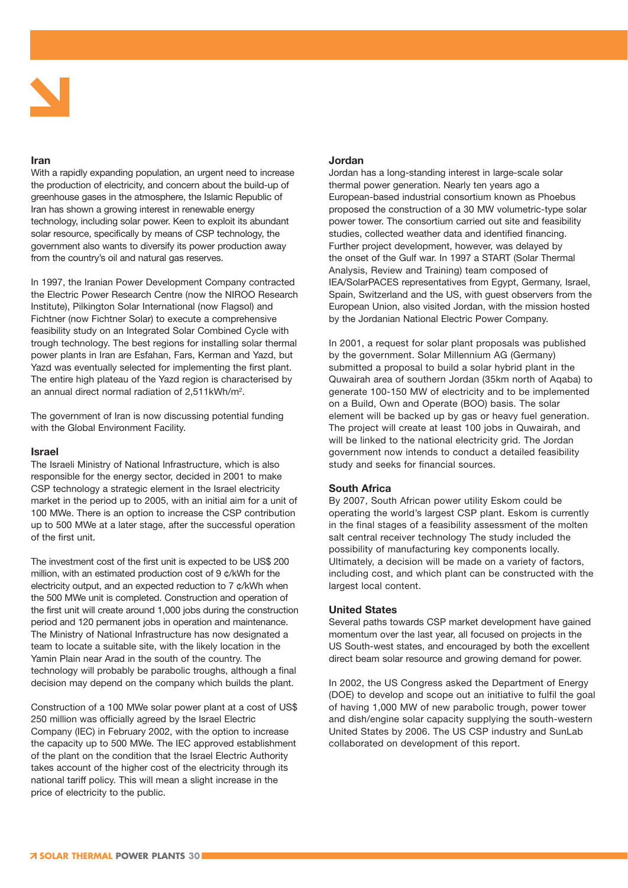### Iran

With a rapidly expanding population, an urgent need to increase the production of electricity, and concern about the build-up of greenhouse gases in the atmosphere, the Islamic Republic of Iran has shown a growing interest in renewable energy technology, including solar power. Keen to exploit its abundant solar resource, specifically by means of CSP technology, the government also wants to diversify its power production away from the country's oil and natural gas reserves.

In 1997, the Iranian Power Development Company contracted the Electric Power Research Centre (now the NIROO Research Institute), Pilkington Solar International (now Flagsol) and Fichtner (now Fichtner Solar) to execute a comprehensive feasibility study on an Integrated Solar Combined Cycle with trough technology. The best regions for installing solar thermal power plants in Iran are Esfahan, Fars, Kerman and Yazd, but Yazd was eventually selected for implementing the first plant. The entire high plateau of the Yazd region is characterised by an annual direct normal radiation of 2,511kWh/m$^2$.

The government of Iran is now discussing potential funding with the Global Environment Facility.

### Israel

The Israeli Ministry of National Infrastructure, which is also responsible for the energy sector, decided in 2001 to make CSP technology a strategic element in the Israel electricity market in the period up to 2005, with an initial aim for a unit of 100 MWe. There is an option to increase the CSP contribution up to 500 MWe at a later stage, after the successful operation of the first unit.

The investment cost of the first unit is expected to be US$ 200 million, with an estimated production cost of 9 ¢/kWh for the electricity output, and an expected reduction to 7 ¢/kWh when the 500 MWe unit is completed. Construction and operation of the first unit will create around 1,000 jobs during the construction period and 120 permanent jobs in operation and maintenance. The Ministry of National Infrastructure has now designated a team to locate a suitable site, with the likely location in the Yamin Plain near Arad in the south of the country. The technology will probably be parabolic troughs, although a final decision may depend on the company which builds the plant.

Construction of a 100 MWe solar power plant at a cost of US$ 250 million was officially agreed by the Israel Electric Company (IEC) in February 2002, with the option to increase the capacity up to 500 MWe. The IEC approved establishment of the plant on the condition that the Israel Electric Authority takes account of the higher cost of the electricity through its national tariff policy. This will mean a slight increase in the price of electricity to the public.

### Jordan

Jordan has a long-standing interest in large-scale solar thermal power generation. Nearly ten years ago a European-based industrial consortium known as Phoebus proposed the construction of a 30 MW volumetric-type solar power tower. The consortium carried out site and feasibility studies, collected weather data and identified financing. Further project development, however, was delayed by the onset of the Gulf war. In 1997 a START (Solar Thermal Analysis, Review and Training) team composed of IEA/SolarPACES representatives from Egypt, Germany, Israel, Spain, Switzerland and the US, with guest observers from the European Union, also visited Jordan, with the mission hosted by the Jordanian National Electric Power Company.

In 2001, a request for solar plant proposals was published by the government. Solar Millennium AG (Germany) submitted a proposal to build a solar hybrid plant in the Quwairah area of southern Jordan (35km north of Aqaba) to generate 100-150 MW of electricity and to be implemented on a Build, Own and Operate (BOO) basis. The solar element will be backed up by gas or heavy fuel generation. The project will create at least 100 jobs in Quwairah, and will be linked to the national electricity grid. The Jordan government now intends to conduct a detailed feasibility study and seeks for financial sources.

### South Africa

By 2007, South African power utility Eskom could be operating the world's largest CSP plant. Eskom is currently in the final stages of a feasibility assessment of the molten salt central receiver technology The study included the possibility of manufacturing key components locally. Ultimately, a decision will be made on a variety of factors, including cost, and which plant can be constructed with the largest local content.

### United States

Several paths towards CSP market development have gained momentum over the last year, all focused on projects in the US South-west states, and encouraged by both the excellent direct beam solar resource and growing demand for power.

In 2002, the US Congress asked the Department of Energy (DOE) to develop and scope out an initiative to fulfil the goal of having 1,000 MW of new parabolic trough, power tower and dish/engine solar capacity supplying the south-western United States by 2006. The US CSP industry and SunLab collaborated on development of this report.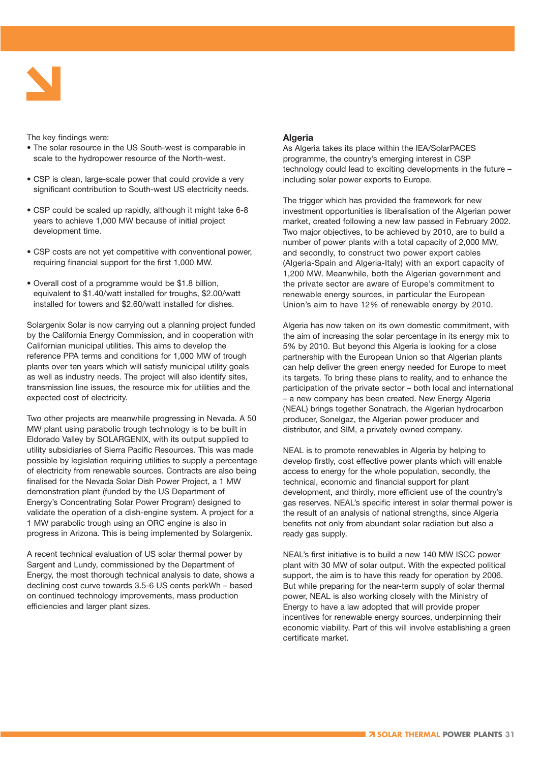The key findings were:

- The solar resource in the US South-west is comparable in scale to the hydropower resource of the North-west.
- CSP is clean, large-scale power that could provide a very significant contribution to South-west US electricity needs.
- CSP could be scaled up rapidly, although it might take 6-8 years to achieve 1,000 MW because of initial project development time.
- CSP costs are not yet competitive with conventional power, requiring financial support for the first 1,000 MW.
- Overall cost of a programme would be $1.8 billion, equivalent to $1.40/watt installed for troughs, $2.00/watt installed for towers and $2.60/watt installed for dishes.

Solargenix Solar is now carrying out a planning project funded by the California Energy Commission, and in cooperation with Californian municipal utilities. This aims to develop the reference PPA terms and conditions for 1,000 MW of trough plants over ten years which will satisfy municipal utility goals as well as industry needs. The project will also identify sites, transmission line issues, the resource mix for utilities and the expected cost of electricity.

Two other projects are meanwhile progressing in Nevada. A 50 MW plant using parabolic trough technology is to be built in Eldorado Valley by SOLARGENIX, with its output supplied to utility subsidiaries of Sierra Pacific Resources. This was made possible by legislation requiring utilities to supply a percentage of electricity from renewable sources. Contracts are also being finalised for the Nevada Solar Dish Power Project, a 1 MW demonstration plant (funded by the US Department of Energy's Concentrating Solar Power Program) designed to validate the operation of a dish-engine system. A project for a 1 MW parabolic trough using an ORC engine is also in progress in Arizona. This is being implemented by Solargenix.

A recent technical evaluation of US solar thermal power by Sargent and Lundy, commissioned by the Department of Energy, the most thorough technical analysis to date, shows a declining cost curve towards 3.5-6 US cents perkWh – based on continued technology improvements, mass production efficiencies and larger plant sizes.

## Algeria

As Algeria takes its place within the IEA/SolarPACES programme, the country's emerging interest in CSP technology could lead to exciting developments in the future – including solar power exports to Europe.

The trigger which has provided the framework for new investment opportunities is liberalisation of the Algerian power market, created following a new law passed in February 2002. Two major objectives, to be achieved by 2010, are to build a number of power plants with a total capacity of 2,000 MW, and secondly, to construct two power export cables (Algeria-Spain and Algeria-Italy) with an export capacity of 1,200 MW. Meanwhile, both the Algerian government and the private sector are aware of Europe's commitment to renewable energy sources, in particular the European Union's aim to have 12% of renewable energy by 2010.

Algeria has now taken on its own domestic commitment, with the aim of increasing the solar percentage in its energy mix to 5% by 2010. But beyond this Algeria is looking for a close partnership with the European Union so that Algerian plants can help deliver the green energy needed for Europe to meet its targets. To bring these plans to reality, and to enhance the participation of the private sector – both local and international – a new company has been created. New Energy Algeria (NEAL) brings together Sonatrach, the Algerian hydrocarbon producer, Sonelgaz, the Algerian power producer and distributor, and SIM, a privately owned company.

NEAL is to promote renewables in Algeria by helping to develop firstly, cost effective power plants which will enable access to energy for the whole population, secondly, the technical, economic and financial support for plant development, and thirdly, more efficient use of the country's gas reserves. NEAL's specific interest in solar thermal power is the result of an analysis of national strengths, since Algeria benefits not only from abundant solar radiation but also a ready gas supply.

NEAL's first initiative is to build a new 140 MW ISCC power plant with 30 MW of solar output. With the expected political support, the aim is to have this ready for operation by 2006. But while preparing for the near-term supply of solar thermal power, NEAL is also working closely with the Ministry of Energy to have a law adopted that will provide proper incentives for renewable energy sources, underpinning their economic viability. Part of this will involve establishing a green certificate market.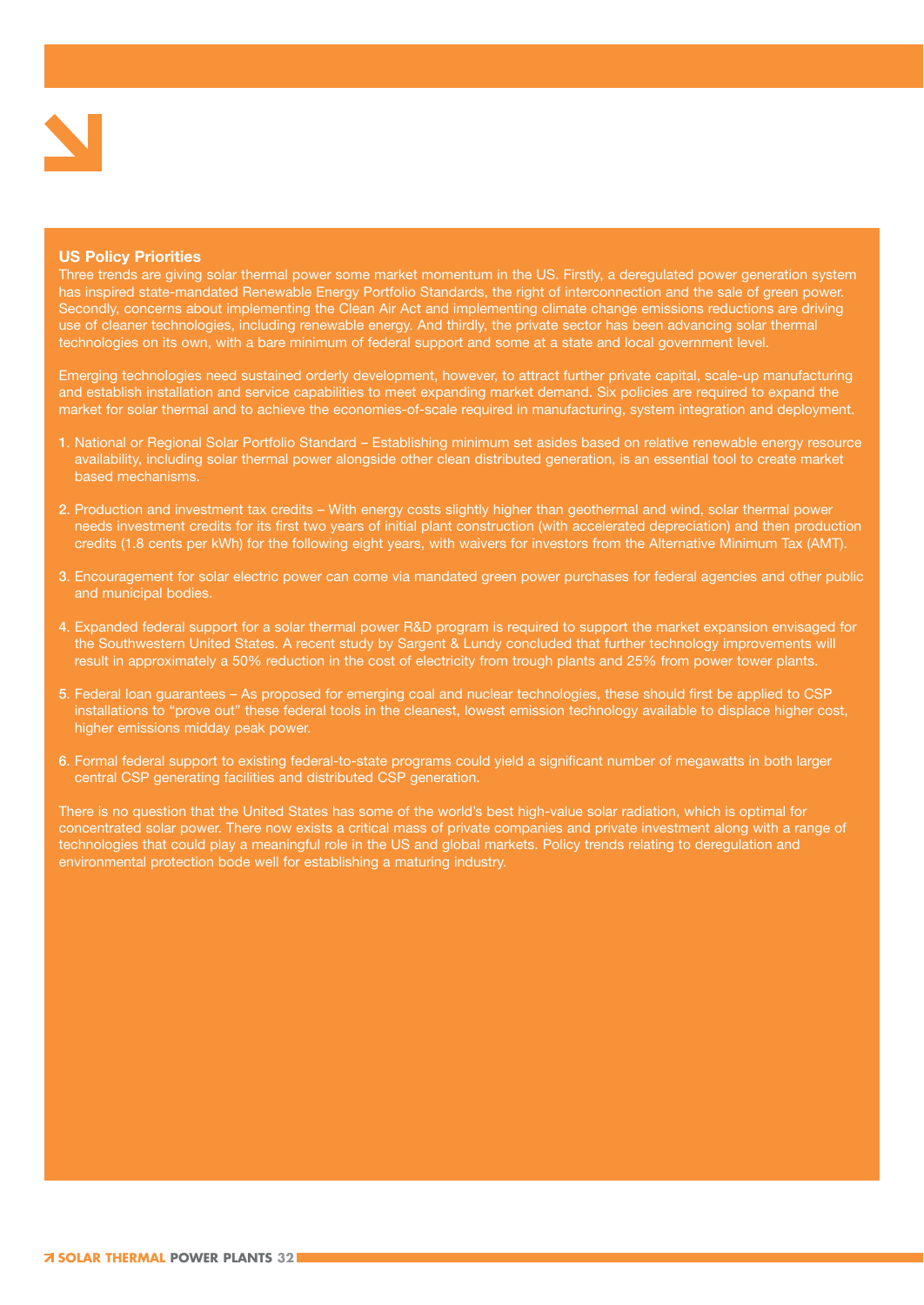## US Policy Priorities

Three trends are giving solar thermal power some market momentum in the US. Firstly, a deregulated power generation system has inspired state-mandated Renewable Energy Portfolio Standards, the right of interconnection and the sale of green power. Secondly, concerns about implementing the Clean Air Act and implementing climate change emissions reductions are driving use of cleaner technologies, including renewable energy. And thirdly, the private sector has been advancing solar thermal technologies on its own, with a bare minimum of federal support and some at a state and local government level.

Emerging technologies need sustained orderly development, however, to attract further private capital, scale-up manufacturing and establish installation and service capabilities to meet expanding market demand. Six policies are required to expand the market for solar thermal and to achieve the economies-of-scale required in manufacturing, system integration and deployment.

1. National or Regional Solar Portfolio Standard – Establishing minimum set asides based on relative renewable energy resource availability, including solar thermal power alongside other clean distributed generation, is an essential tool to create market based mechanisms.

2. Production and investment tax credits – With energy costs slightly higher than geothermal and wind, solar thermal power needs investment credits for its first two years of initial plant construction (with accelerated depreciation) and then production credits (1.8 cents per kWh) for the following eight years, with waivers for investors from the Alternative Minimum Tax (AMT).

3. Encouragement for solar electric power can come via mandated green power purchases for federal agencies and other public and municipal bodies.

4. Expanded federal support for a solar thermal power R&D program is required to support the market expansion envisaged for the Southwestern United States. A recent study by Sargent & Lundy concluded that further technology improvements will result in approximately a 50% reduction in the cost of electricity from trough plants and 25% from power tower plants.

5. Federal loan guarantees – As proposed for emerging coal and nuclear technologies, these should first be applied to CSP installations to "prove out" these federal tools in the cleanest, lowest emission technology available to displace higher cost, higher emissions midday peak power.

6. Formal federal support to existing federal-to-state programs could yield a significant number of megawatts in both larger central CSP generating facilities and distributed CSP generation.

There is no question that the United States has some of the world's best high-value solar radiation, which is optimal for concentrated solar power. There now exists a critical mass of private companies and private investment along with a range of technologies that could play a meaningful role in the US and global markets. Policy trends relating to deregulation and environmental protection bode well for establishing a maturing industry.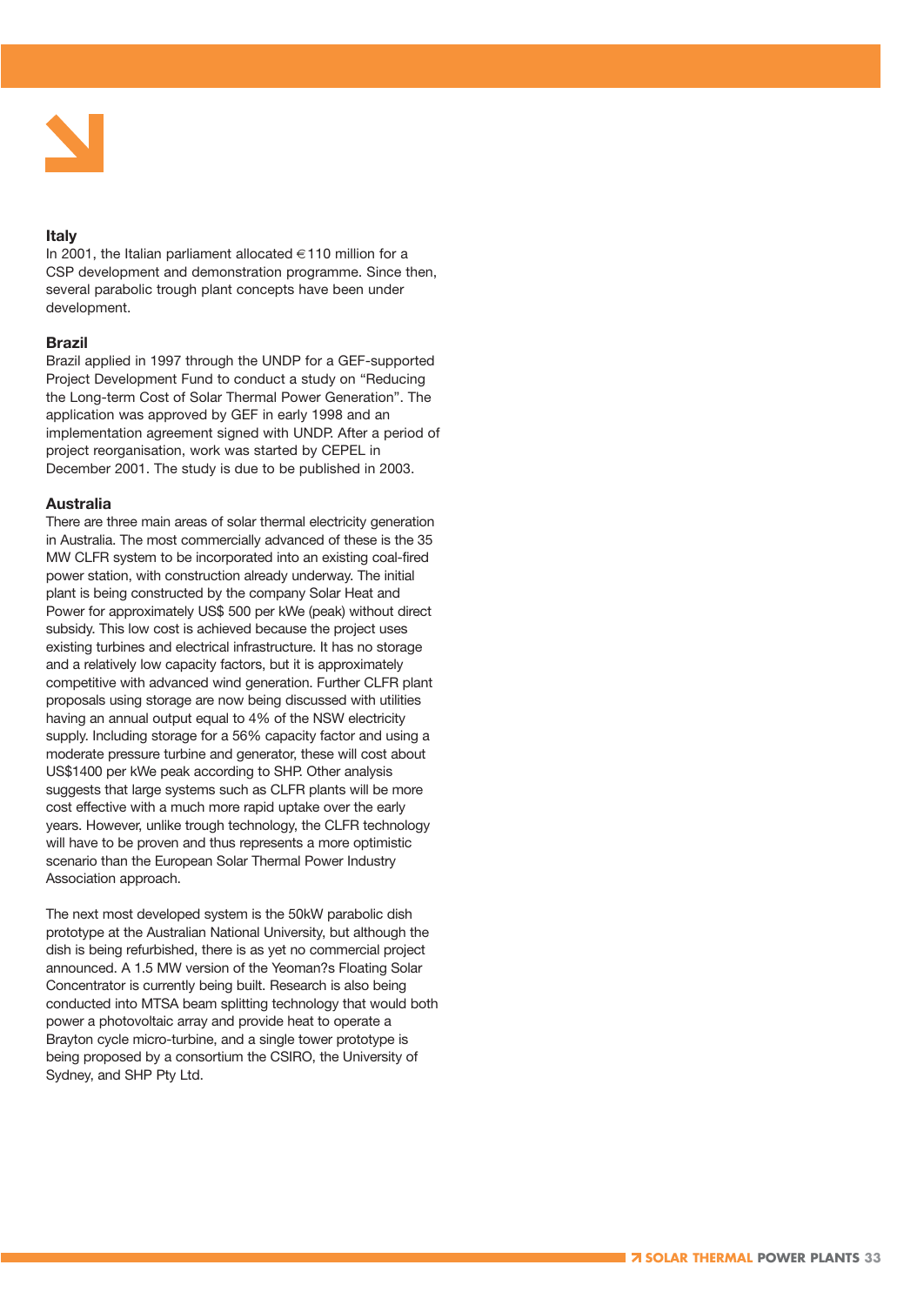## Italy

In 2001, the Italian parliament allocated €110 million for a CSP development and demonstration programme. Since then, several parabolic trough plant concepts have been under development.

## Brazil

Brazil applied in 1997 through the UNDP for a GEF-supported Project Development Fund to conduct a study on "Reducing the Long-term Cost of Solar Thermal Power Generation". The application was approved by GEF in early 1998 and an implementation agreement signed with UNDP. After a period of project reorganisation, work was started by CEPEL in December 2001. The study is due to be published in 2003.

## Australia

There are three main areas of solar thermal electricity generation in Australia. The most commercially advanced of these is the 35 MW CLFR system to be incorporated into an existing coal-fired power station, with construction already underway. The initial plant is being constructed by the company Solar Heat and Power for approximately US$ 500 per kWe (peak) without direct subsidy. This low cost is achieved because the project uses existing turbines and electrical infrastructure. It has no storage and a relatively low capacity factors, but it is approximately competitive with advanced wind generation. Further CLFR plant proposals using storage are now being discussed with utilities having an annual output equal to 4% of the NSW electricity supply. Including storage for a 56% capacity factor and using a moderate pressure turbine and generator, these will cost about US$1400 per kWe peak according to SHP. Other analysis suggests that large systems such as CLFR plants will be more cost effective with a much more rapid uptake over the early years. However, unlike trough technology, the CLFR technology will have to be proven and thus represents a more optimistic scenario than the European Solar Thermal Power Industry Association approach.

The next most developed system is the 50kW parabolic dish prototype at the Australian National University, but although the dish is being refurbished, there is as yet no commercial project announced. A 1.5 MW version of the Yeoman?s Floating Solar Concentrator is currently being built. Research is also being conducted into MTSA beam splitting technology that would both power a photovoltaic array and provide heat to operate a Brayton cycle micro-turbine, and a single tower prototype is being proposed by a consortium the CSIRO, the University of Sydney, and SHP Pty Ltd.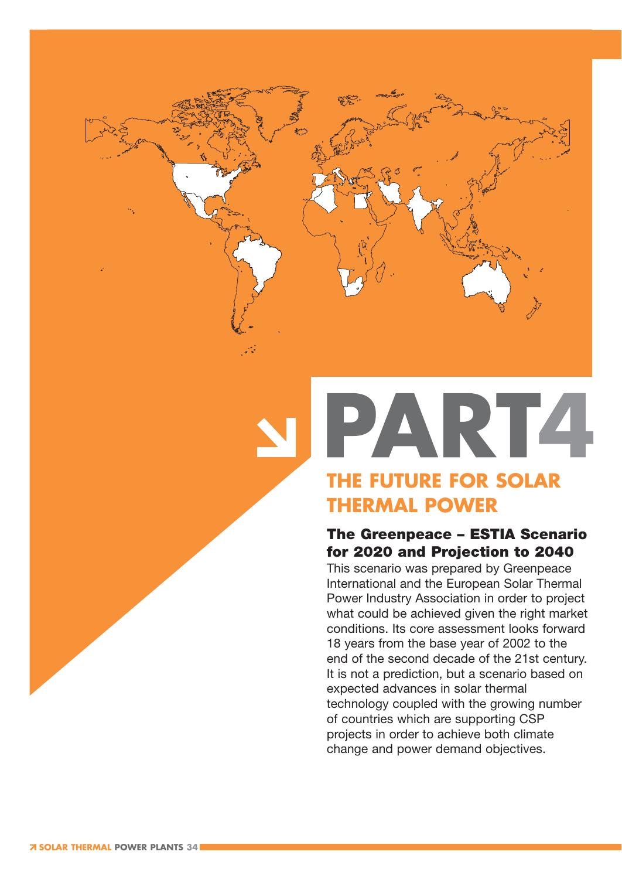# PART 4

## THE FUTURE FOR SOLAR THERMAL POWER

### The Greenpeace – ESTIA Scenario for 2020 and Projection to 2040

This scenario was prepared by Greenpeace International and the European Solar Thermal Power Industry Association in order to project what could be achieved given the right market conditions. Its core assessment looks forward 18 years from the base year of 2002 to the end of the second decade of the 21st century. It is not a prediction, but a scenario based on expected advances in solar thermal technology coupled with the growing number of countries which are supporting CSP projects in order to achieve both climate change and power demand objectives.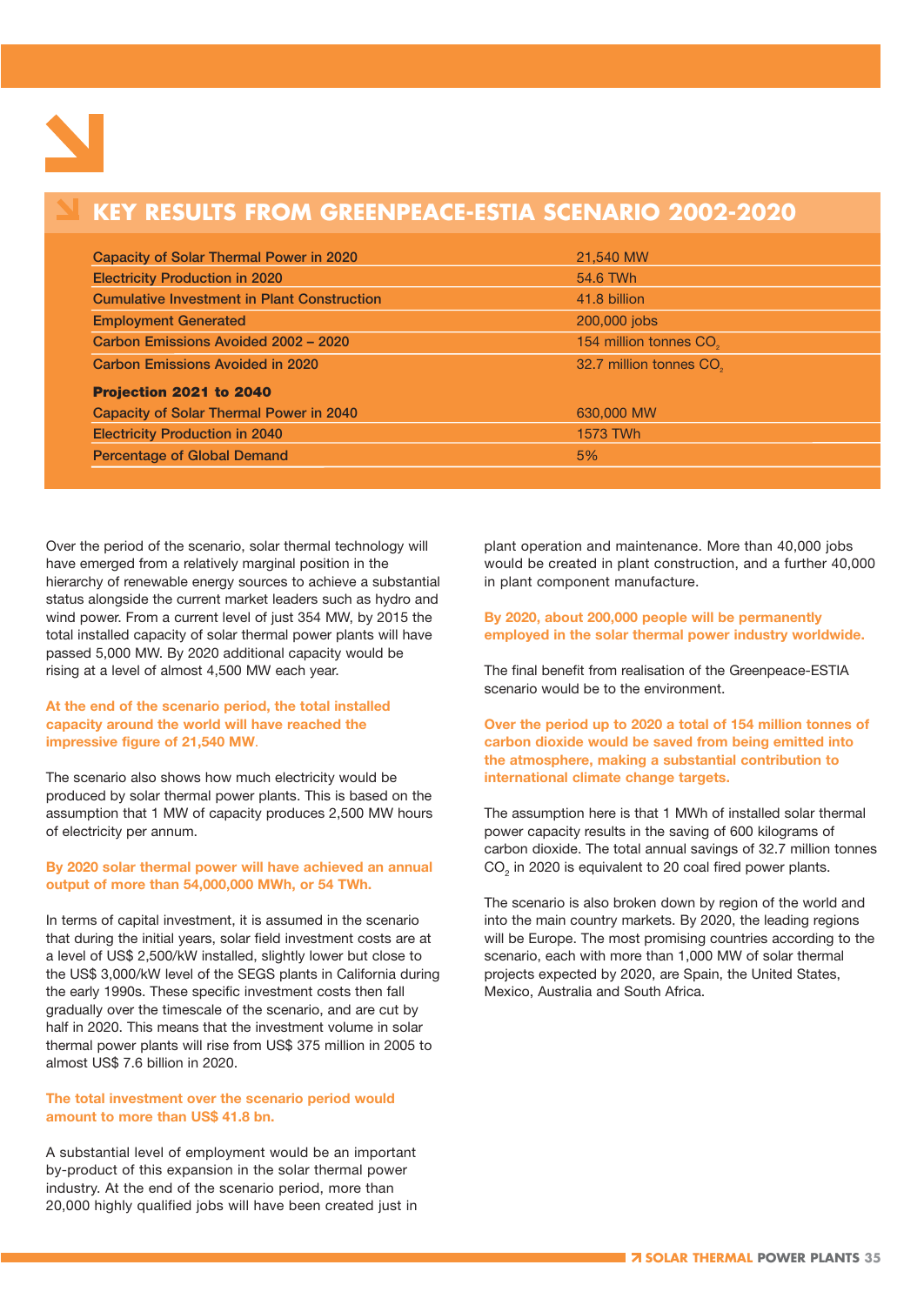## KEY RESULTS FROM GREENPEACE-ESTIA SCENARIO 2002-2020

| | |
|---|---|
| Capacity of Solar Thermal Power in 2020 | 21,540 MW |
| Electricity Production in 2020 | 54.6 TWh |
| Cumulative Investment in Plant Construction | 41.8 billion |
| Employment Generated | 200,000 jobs |
| Carbon Emissions Avoided 2002 – 2020 | 154 million tonnes $CO_2$ |
| Carbon Emissions Avoided in 2020 | 32.7 million tonnes $CO_2$ |
| **Projection 2021 to 2040** | |
| Capacity of Solar Thermal Power in 2040 | 630,000 MW |
| Electricity Production in 2040 | 1573 TWh |
| Percentage of Global Demand | 5% |

Over the period of the scenario, solar thermal technology will have emerged from a relatively marginal position in the hierarchy of renewable energy sources to achieve a substantial status alongside the current market leaders such as hydro and wind power. From a current level of just 354 MW, by 2015 the total installed capacity of solar thermal power plants will have passed 5,000 MW. By 2020 additional capacity would be rising at a level of almost 4,500 MW each year.

**At the end of the scenario period, the total installed capacity around the world will have reached the impressive figure of 21,540 MW.**

The scenario also shows how much electricity would be produced by solar thermal power plants. This is based on the assumption that 1 MW of capacity produces 2,500 MW hours of electricity per annum.

**By 2020 solar thermal power will have achieved an annual output of more than 54,000,000 MWh, or 54 TWh.**

In terms of capital investment, it is assumed in the scenario that during the initial years, solar field investment costs are at a level of US$ 2,500/kW installed, slightly lower but close to the US$ 3,000/kW level of the SEGS plants in California during the early 1990s. These specific investment costs then fall gradually over the timescale of the scenario, and are cut by half in 2020. This means that the investment volume in solar thermal power plants will rise from US$ 375 million in 2005 to almost US$ 7.6 billion in 2020.

**The total investment over the scenario period would amount to more than US$ 41.8 bn.**

A substantial level of employment would be an important by-product of this expansion in the solar thermal power industry. At the end of the scenario period, more than 20,000 highly qualified jobs will have been created just in plant operation and maintenance. More than 40,000 jobs would be created in plant construction, and a further 40,000 in plant component manufacture.

**By 2020, about 200,000 people will be permanently employed in the solar thermal power industry worldwide.**

The final benefit from realisation of the Greenpeace-ESTIA scenario would be to the environment.

**Over the period up to 2020 a total of 154 million tonnes of carbon dioxide would be saved from being emitted into the atmosphere, making a substantial contribution to international climate change targets.**

The assumption here is that 1 MWh of installed solar thermal power capacity results in the saving of 600 kilograms of carbon dioxide. The total annual savings of 32.7 million tonnes $CO_2$ in 2020 is equivalent to 20 coal fired power plants.

The scenario is also broken down by region of the world and into the main country markets. By 2020, the leading regions will be Europe. The most promising countries according to the scenario, each with more than 1,000 MW of solar thermal projects expected by 2020, are Spain, the United States, Mexico, Australia and South Africa.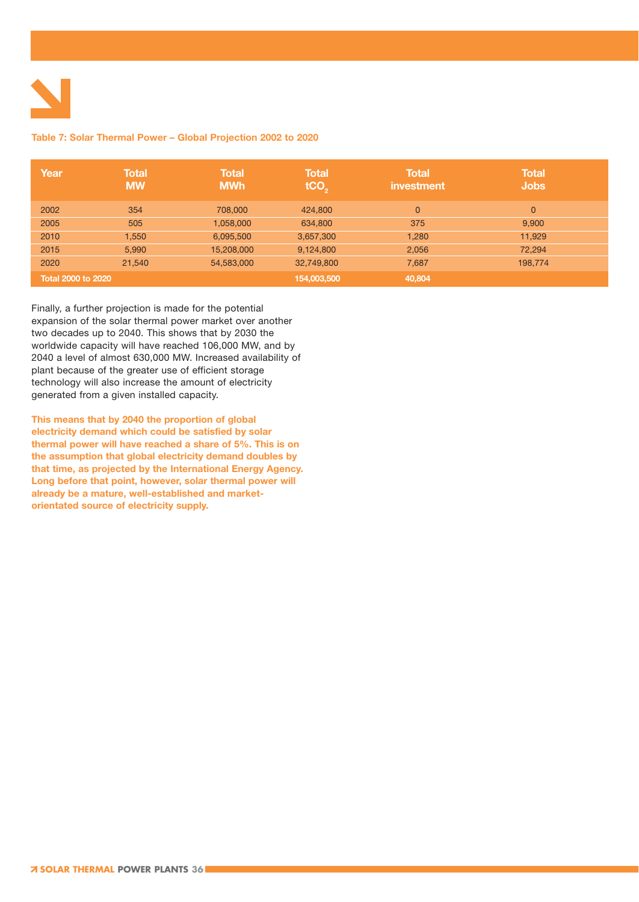**Table 7: Solar Thermal Power – Global Projection 2002 to 2020**

| Year | Total MW | Total MWh | Total $tCO_2$ | Total investment | Total Jobs |
|---|---|---|---|---|---|
| 2002 | 354 | 708,000 | 424,800 | 0 | 0 |
| 2005 | 505 | 1,058,000 | 634,800 | 375 | 9,900 |
| 2010 | 1,550 | 6,095,500 | 3,657,300 | 1,280 | 11,929 |
| 2015 | 5,990 | 15,208,000 | 9,124,800 | 2,056 | 72,294 |
| 2020 | 21,540 | 54,583,000 | 32,749,800 | 7,687 | 198,774 |
| **Total 2000 to 2020** | | | **154,003,500** | **40,804** | |

Finally, a further projection is made for the potential expansion of the solar thermal power market over another two decades up to 2040. This shows that by 2030 the worldwide capacity will have reached 106,000 MW, and by 2040 a level of almost 630,000 MW. Increased availability of plant because of the greater use of efficient storage technology will also increase the amount of electricity generated from a given installed capacity.

**This means that by 2040 the proportion of global electricity demand which could be satisfied by solar thermal power will have reached a share of 5%. This is on the assumption that global electricity demand doubles by that time, as projected by the International Energy Agency. Long before that point, however, solar thermal power will already be a mature, well-established and market-orientated source of electricity supply.**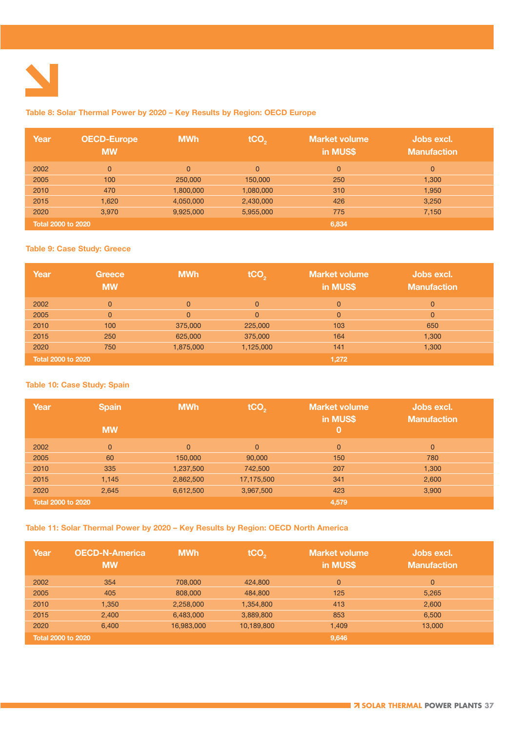#### Table 8: Solar Thermal Power by 2020 – Key Results by Region: OECD Europe

| Year | OECD-Europe MW | MWh | $tCO_2$ | Market volume in MUS$ | Jobs excl. Manufaction |
|---|---|---|---|---|---|
| 2002 | 0 | 0 | 0 | 0 | 0 |
| 2005 | 100 | 250,000 | 150,000 | 250 | 1,300 |
| 2010 | 470 | 1,800,000 | 1,080,000 | 310 | 1,950 |
| 2015 | 1,620 | 4,050,000 | 2,430,000 | 426 | 3,250 |
| 2020 | 3,970 | 9,925,000 | 5,955,000 | 775 | 7,150 |
| Total 2000 to 2020 | | | | 6,834 | |

#### Table 9: Case Study: Greece

| Year | Greece MW | MWh | $tCO_2$ | Market volume in MUS$ | Jobs excl. Manufaction |
|---|---|---|---|---|---|
| 2002 | 0 | 0 | 0 | 0 | 0 |
| 2005 | 0 | 0 | 0 | 0 | 0 |
| 2010 | 100 | 375,000 | 225,000 | 103 | 650 |
| 2015 | 250 | 625,000 | 375,000 | 164 | 1,300 |
| 2020 | 750 | 1,875,000 | 1,125,000 | 141 | 1,300 |
| Total 2000 to 2020 | | | | 1,272 | |

#### Table 10: Case Study: Spain

| Year | Spain MW | MWh | $tCO_2$ | Market volume in MUS$ 0 | Jobs excl. Manufaction |
|---|---|---|---|---|---|
| 2002 | 0 | 0 | 0 | 0 | 0 |
| 2005 | 60 | 150,000 | 90,000 | 150 | 780 |
| 2010 | 335 | 1,237,500 | 742,500 | 207 | 1,300 |
| 2015 | 1,145 | 2,862,500 | 17,175,500 | 341 | 2,600 |
| 2020 | 2,645 | 6,612,500 | 3,967,500 | 423 | 3,900 |
| Total 2000 to 2020 | | | | 4,579 | |

#### Table 11: Solar Thermal Power by 2020 – Key Results by Region: OECD North America

| Year | OECD-N-America MW | MWh | $tCO_2$ | Market volume in MUS$ | Jobs excl. Manufaction |
|---|---|---|---|---|---|
| 2002 | 354 | 708,000 | 424,800 | 0 | 0 |
| 2005 | 405 | 808,000 | 484,800 | 125 | 5,265 |
| 2010 | 1,350 | 2,258,000 | 1,354,800 | 413 | 2,600 |
| 2015 | 2,400 | 6,483,000 | 3,889,800 | 853 | 6,500 |
| 2020 | 6,400 | 16,983,000 | 10,189,800 | 1,409 | 13,000 |
| Total 2000 to 2020 | | | | 9,646 | |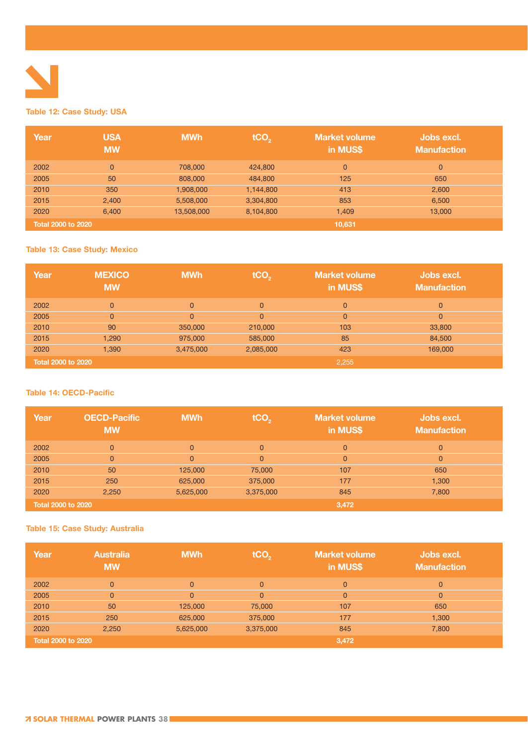**Table 12: Case Study: USA**

| Year | USA MW | MWh | $tCO_2$ | Market volume in MUS$ | Jobs excl. Manufaction |
|---|---|---|---|---|---|
| 2002 | 0 | 708,000 | 424,800 | 0 | 0 |
| 2005 | 50 | 808,000 | 484,800 | 125 | 650 |
| 2010 | 350 | 1,908,000 | 1,144,800 | 413 | 2,600 |
| 2015 | 2,400 | 5,508,000 | 3,304,800 | 853 | 6,500 |
| 2020 | 6,400 | 13,508,000 | 8,104,800 | 1,409 | 13,000 |
| Total 2000 to 2020 | | | | 10,631 | |

**Table 13: Case Study: Mexico**

| Year | MEXICO MW | MWh | $tCO_2$ | Market volume in MUS$ | Jobs excl. Manufaction |
|---|---|---|---|---|---|
| 2002 | 0 | 0 | 0 | 0 | 0 |
| 2005 | 0 | 0 | 0 | 0 | 0 |
| 2010 | 90 | 350,000 | 210,000 | 103 | 33,800 |
| 2015 | 1,290 | 975,000 | 585,000 | 85 | 84,500 |
| 2020 | 1,390 | 3,475,000 | 2,085,000 | 423 | 169,000 |
| Total 2000 to 2020 | | | | 2,255 | |

**Table 14: OECD-Pacific**

| Year | OECD-Pacific MW | MWh | $tCO_2$ | Market volume in MUS$ | Jobs excl. Manufaction |
|---|---|---|---|---|---|
| 2002 | 0 | 0 | 0 | 0 | 0 |
| 2005 | 0 | 0 | 0 | 0 | 0 |
| 2010 | 50 | 125,000 | 75,000 | 107 | 650 |
| 2015 | 250 | 625,000 | 375,000 | 177 | 1,300 |
| 2020 | 2,250 | 5,625,000 | 3,375,000 | 845 | 7,800 |
| Total 2000 to 2020 | | | | 3,472 | |

**Table 15: Case Study: Australia**

| Year | Australia MW | MWh | $tCO_2$ | Market volume in MUS$ | Jobs excl. Manufaction |
|---|---|---|---|---|---|
| 2002 | 0 | 0 | 0 | 0 | 0 |
| 2005 | 0 | 0 | 0 | 0 | 0 |
| 2010 | 50 | 125,000 | 75,000 | 107 | 650 |
| 2015 | 250 | 625,000 | 375,000 | 177 | 1,300 |
| 2020 | 2,250 | 5,625,000 | 3,375,000 | 845 | 7,800 |
| Total 2000 to 2020 | | | | 3,472 | |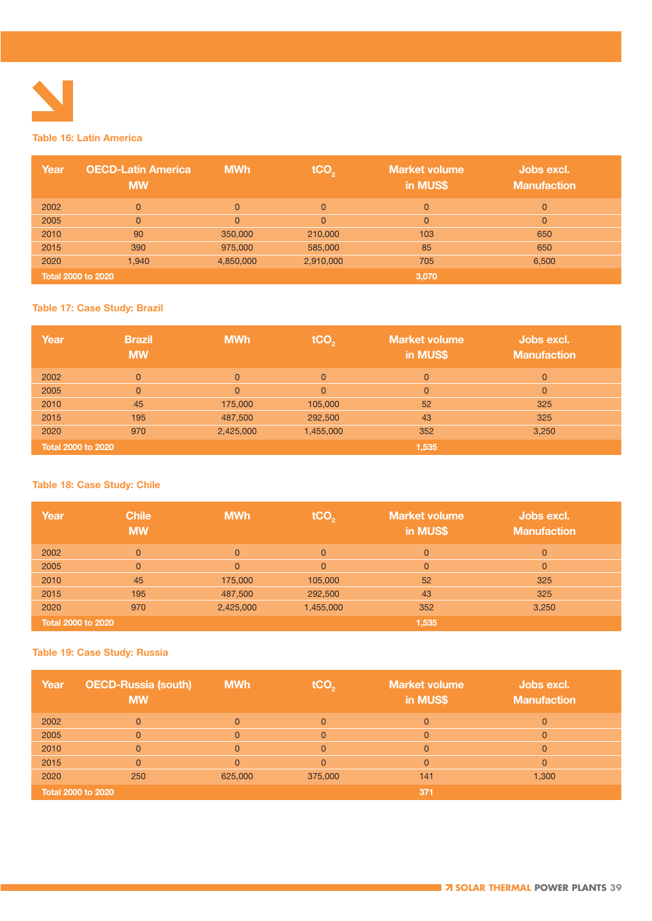Table 16: Latin America

| Year | OECD-Latin America MW | MWh | $tCO_2$ | Market volume in MUS$ | Jobs excl. Manufaction |
|---|---|---|---|---|---|
| 2002 | 0 | 0 | 0 | 0 | 0 |
| 2005 | 0 | 0 | 0 | 0 | 0 |
| 2010 | 90 | 350,000 | 210,000 | 103 | 650 |
| 2015 | 390 | 975,000 | 585,000 | 85 | 650 |
| 2020 | 1,940 | 4,850,000 | 2,910,000 | 705 | 6,500 |
| Total 2000 to 2020 | | | | 3,070 | |

Table 17: Case Study: Brazil

| Year | Brazil MW | MWh | $tCO_2$ | Market volume in MUS$ | Jobs excl. Manufaction |
|---|---|---|---|---|---|
| 2002 | 0 | 0 | 0 | 0 | 0 |
| 2005 | 0 | 0 | 0 | 0 | 0 |
| 2010 | 45 | 175,000 | 105,000 | 52 | 325 |
| 2015 | 195 | 487,500 | 292,500 | 43 | 325 |
| 2020 | 970 | 2,425,000 | 1,455,000 | 352 | 3,250 |
| Total 2000 to 2020 | | | | 1,535 | |

Table 18: Case Study: Chile

| Year | Chile MW | MWh | $tCO_2$ | Market volume in MUS$ | Jobs excl. Manufaction |
|---|---|---|---|---|---|
| 2002 | 0 | 0 | 0 | 0 | 0 |
| 2005 | 0 | 0 | 0 | 0 | 0 |
| 2010 | 45 | 175,000 | 105,000 | 52 | 325 |
| 2015 | 195 | 487,500 | 292,500 | 43 | 325 |
| 2020 | 970 | 2,425,000 | 1,455,000 | 352 | 3,250 |
| Total 2000 to 2020 | | | | 1,535 | |

Table 19: Case Study: Russia

| Year | OECD-Russia (south) MW | MWh | $tCO_2$ | Market volume in MUS$ | Jobs excl. Manufaction |
|---|---|---|---|---|---|
| 2002 | 0 | 0 | 0 | 0 | 0 |
| 2005 | 0 | 0 | 0 | 0 | 0 |
| 2010 | 0 | 0 | 0 | 0 | 0 |
| 2015 | 0 | 0 | 0 | 0 | 0 |
| 2020 | 250 | 625,000 | 375,000 | 141 | 1,300 |
| Total 2000 to 2020 | | | | 371 | |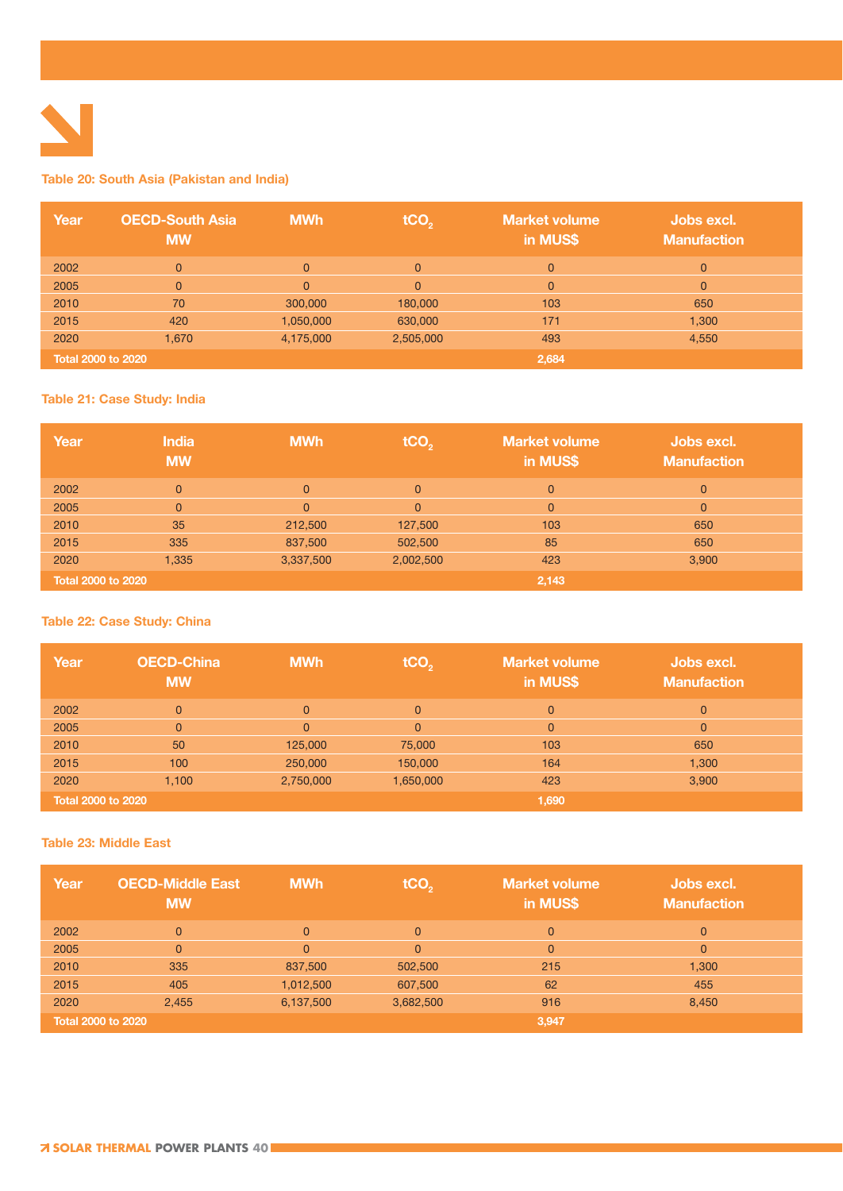**Table 20: South Asia (Pakistan and India)**

| Year | OECD-South Asia MW | MWh | $tCO_2$ | Market volume in MUS$ | Jobs excl. Manufaction |
|---|---|---|---|---|---|
| 2002 | 0 | 0 | 0 | 0 | 0 |
| 2005 | 0 | 0 | 0 | 0 | 0 |
| 2010 | 70 | 300,000 | 180,000 | 103 | 650 |
| 2015 | 420 | 1,050,000 | 630,000 | 171 | 1,300 |
| 2020 | 1,670 | 4,175,000 | 2,505,000 | 493 | 4,550 |
| Total 2000 to 2020 | | | | 2,684 | |

**Table 21: Case Study: India**

| Year | India MW | MWh | $tCO_2$ | Market volume in MUS$ | Jobs excl. Manufaction |
|---|---|---|---|---|---|
| 2002 | 0 | 0 | 0 | 0 | 0 |
| 2005 | 0 | 0 | 0 | 0 | 0 |
| 2010 | 35 | 212,500 | 127,500 | 103 | 650 |
| 2015 | 335 | 837,500 | 502,500 | 85 | 650 |
| 2020 | 1,335 | 3,337,500 | 2,002,500 | 423 | 3,900 |
| Total 2000 to 2020 | | | | 2,143 | |

**Table 22: Case Study: China**

| Year | OECD-China MW | MWh | $tCO_2$ | Market volume in MUS$ | Jobs excl. Manufaction |
|---|---|---|---|---|---|
| 2002 | 0 | 0 | 0 | 0 | 0 |
| 2005 | 0 | 0 | 0 | 0 | 0 |
| 2010 | 50 | 125,000 | 75,000 | 103 | 650 |
| 2015 | 100 | 250,000 | 150,000 | 164 | 1,300 |
| 2020 | 1,100 | 2,750,000 | 1,650,000 | 423 | 3,900 |
| Total 2000 to 2020 | | | | 1,690 | |

**Table 23: Middle East**

| Year | OECD-Middle East MW | MWh | $tCO_2$ | Market volume in MUS$ | Jobs excl. Manufaction |
|---|---|---|---|---|---|
| 2002 | 0 | 0 | 0 | 0 | 0 |
| 2005 | 0 | 0 | 0 | 0 | 0 |
| 2010 | 335 | 837,500 | 502,500 | 215 | 1,300 |
| 2015 | 405 | 1,012,500 | 607,500 | 62 | 455 |
| 2020 | 2,455 | 6,137,500 | 3,682,500 | 916 | 8,450 |
| Total 2000 to 2020 | | | | 3,947 | |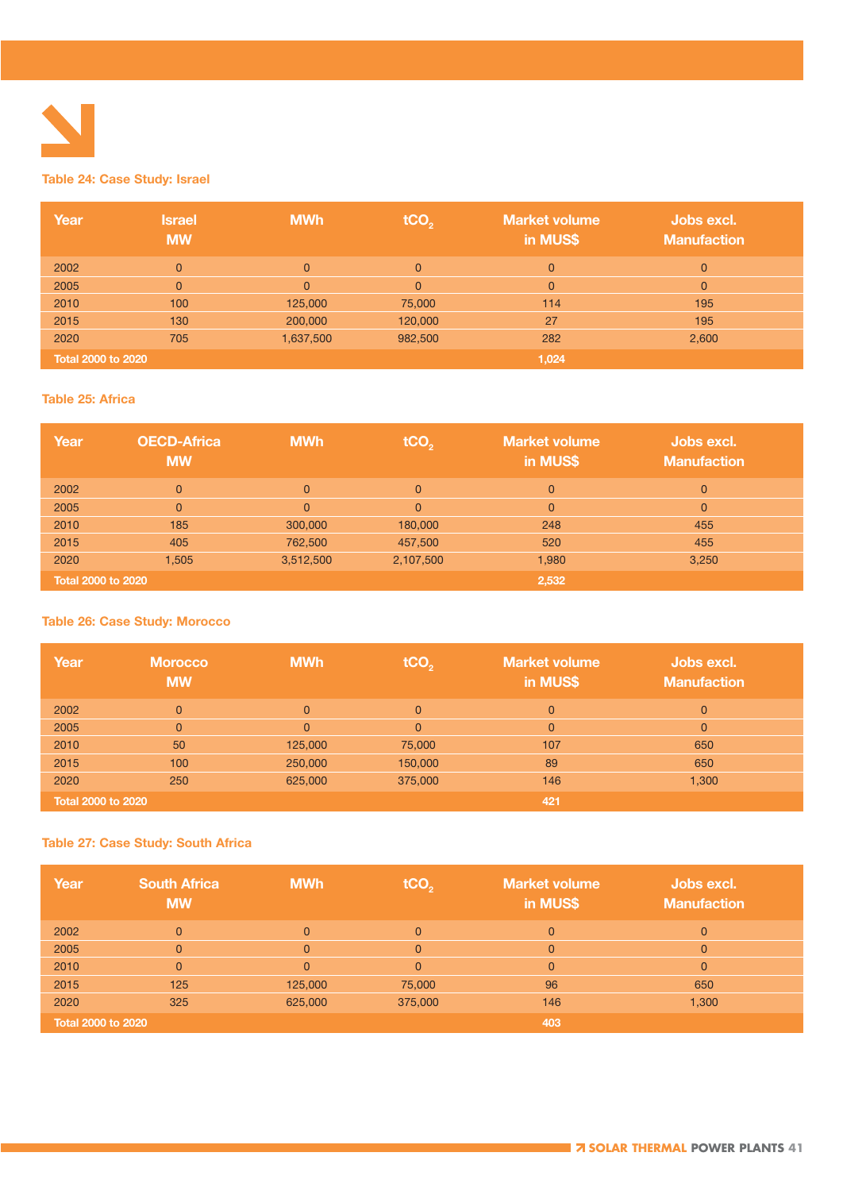Table 24: Case Study: Israel

| Year | Israel MW | MWh | $tCO_2$ | Market volume in MUS$ | Jobs excl. Manufaction |
|---|---|---|---|---|---|
| 2002 | 0 | 0 | 0 | 0 | 0 |
| 2005 | 0 | 0 | 0 | 0 | 0 |
| 2010 | 100 | 125,000 | 75,000 | 114 | 195 |
| 2015 | 130 | 200,000 | 120,000 | 27 | 195 |
| 2020 | 705 | 1,637,500 | 982,500 | 282 | 2,600 |
| Total 2000 to 2020 | | | | 1,024 | |

Table 25: Africa

| Year | OECD-Africa MW | MWh | $tCO_2$ | Market volume in MUS$ | Jobs excl. Manufaction |
|---|---|---|---|---|---|
| 2002 | 0 | 0 | 0 | 0 | 0 |
| 2005 | 0 | 0 | 0 | 0 | 0 |
| 2010 | 185 | 300,000 | 180,000 | 248 | 455 |
| 2015 | 405 | 762,500 | 457,500 | 520 | 455 |
| 2020 | 1,505 | 3,512,500 | 2,107,500 | 1,980 | 3,250 |
| Total 2000 to 2020 | | | | 2,532 | |

Table 26: Case Study: Morocco

| Year | Morocco MW | MWh | $tCO_2$ | Market volume in MUS$ | Jobs excl. Manufaction |
|---|---|---|---|---|---|
| 2002 | 0 | 0 | 0 | 0 | 0 |
| 2005 | 0 | 0 | 0 | 0 | 0 |
| 2010 | 50 | 125,000 | 75,000 | 107 | 650 |
| 2015 | 100 | 250,000 | 150,000 | 89 | 650 |
| 2020 | 250 | 625,000 | 375,000 | 146 | 1,300 |
| Total 2000 to 2020 | | | | 421 | |

Table 27: Case Study: South Africa

| Year | South Africa MW | MWh | $tCO_2$ | Market volume in MUS$ | Jobs excl. Manufaction |
|---|---|---|---|---|---|
| 2002 | 0 | 0 | 0 | 0 | 0 |
| 2005 | 0 | 0 | 0 | 0 | 0 |
| 2010 | 0 | 0 | 0 | 0 | 0 |
| 2015 | 125 | 125,000 | 75,000 | 96 | 650 |
| 2020 | 325 | 625,000 | 375,000 | 146 | 1,300 |
| Total 2000 to 2020 | | | | 403 | |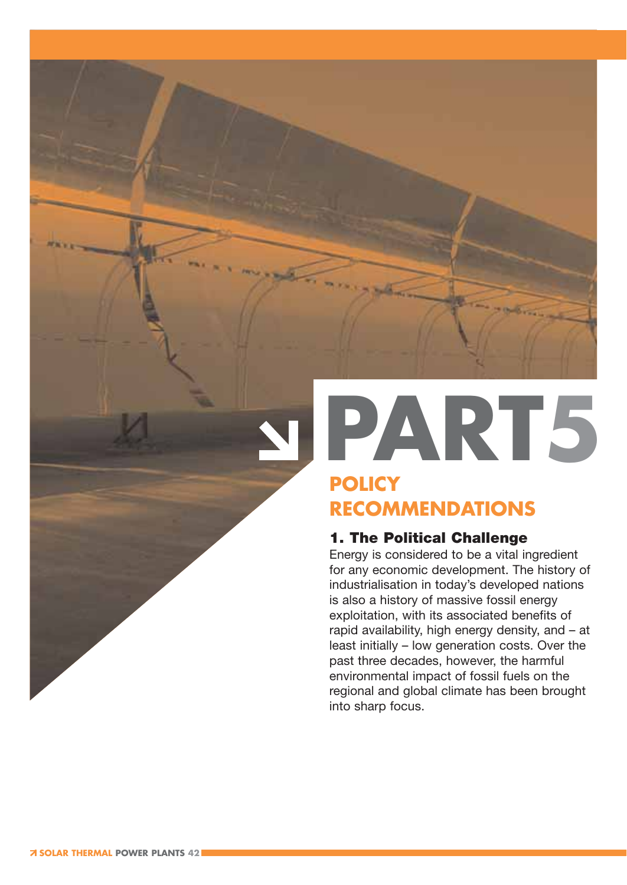# PART5

## POLICY RECOMMENDATIONS

### 1. The Political Challenge

Energy is considered to be a vital ingredient for any economic development. The history of industrialisation in today's developed nations is also a history of massive fossil energy exploitation, with its associated benefits of rapid availability, high energy density, and – at least initially – low generation costs. Over the past three decades, however, the harmful environmental impact of fossil fuels on the regional and global climate has been brought into sharp focus.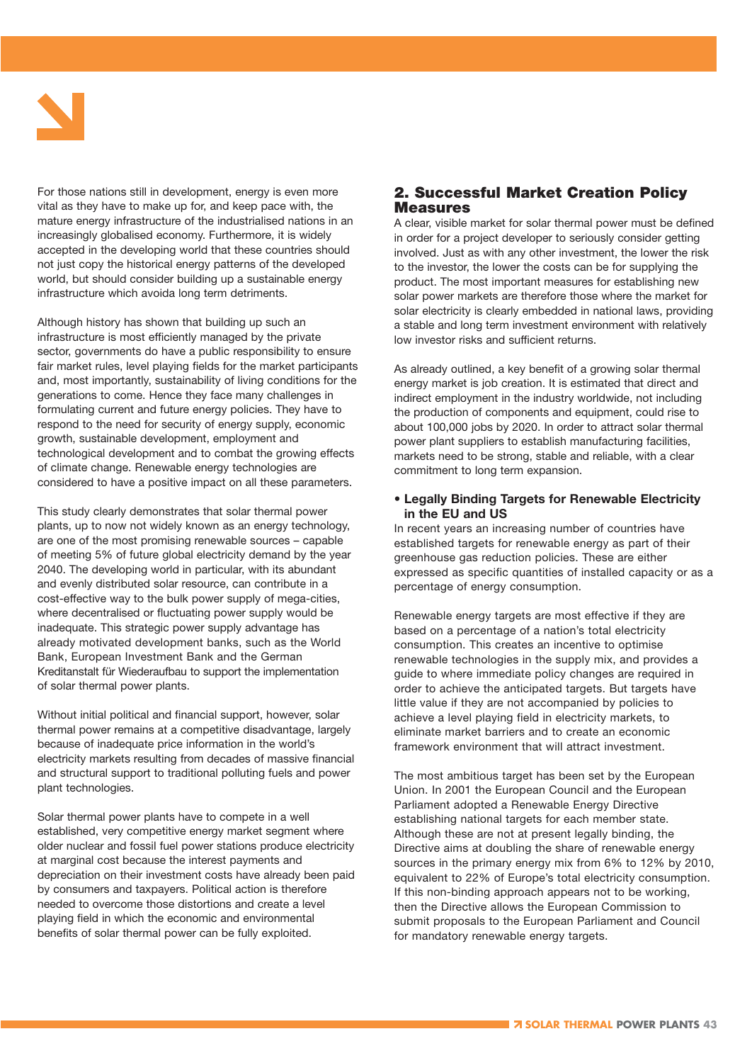For those nations still in development, energy is even more vital as they have to make up for, and keep pace with, the mature energy infrastructure of the industrialised nations in an increasingly globalised economy. Furthermore, it is widely accepted in the developing world that these countries should not just copy the historical energy patterns of the developed world, but should consider building up a sustainable energy infrastructure which avoida long term detriments.

Although history has shown that building up such an infrastructure is most efficiently managed by the private sector, governments do have a public responsibility to ensure fair market rules, level playing fields for the market participants and, most importantly, sustainability of living conditions for the generations to come. Hence they face many challenges in formulating current and future energy policies. They have to respond to the need for security of energy supply, economic growth, sustainable development, employment and technological development and to combat the growing effects of climate change. Renewable energy technologies are considered to have a positive impact on all these parameters.

This study clearly demonstrates that solar thermal power plants, up to now not widely known as an energy technology, are one of the most promising renewable sources – capable of meeting 5% of future global electricity demand by the year 2040. The developing world in particular, with its abundant and evenly distributed solar resource, can contribute in a cost-effective way to the bulk power supply of mega-cities, where decentralised or fluctuating power supply would be inadequate. This strategic power supply advantage has already motivated development banks, such as the World Bank, European Investment Bank and the German Kreditanstalt für Wiederaufbau to support the implementation of solar thermal power plants.

Without initial political and financial support, however, solar thermal power remains at a competitive disadvantage, largely because of inadequate price information in the world's electricity markets resulting from decades of massive financial and structural support to traditional polluting fuels and power plant technologies.

Solar thermal power plants have to compete in a well established, very competitive energy market segment where older nuclear and fossil fuel power stations produce electricity at marginal cost because the interest payments and depreciation on their investment costs have already been paid by consumers and taxpayers. Political action is therefore needed to overcome those distortions and create a level playing field in which the economic and environmental benefits of solar thermal power can be fully exploited.

## 2. Successful Market Creation Policy Measures

A clear, visible market for solar thermal power must be defined in order for a project developer to seriously consider getting involved. Just as with any other investment, the lower the risk to the investor, the lower the costs can be for supplying the product. The most important measures for establishing new solar power markets are therefore those where the market for solar electricity is clearly embedded in national laws, providing a stable and long term investment environment with relatively low investor risks and sufficient returns.

As already outlined, a key benefit of a growing solar thermal energy market is job creation. It is estimated that direct and indirect employment in the industry worldwide, not including the production of components and equipment, could rise to about 100,000 jobs by 2020. In order to attract solar thermal power plant suppliers to establish manufacturing facilities, markets need to be strong, stable and reliable, with a clear commitment to long term expansion.

- **Legally Binding Targets for Renewable Electricity in the EU and US**

In recent years an increasing number of countries have established targets for renewable energy as part of their greenhouse gas reduction policies. These are either expressed as specific quantities of installed capacity or as a percentage of energy consumption.

Renewable energy targets are most effective if they are based on a percentage of a nation's total electricity consumption. This creates an incentive to optimise renewable technologies in the supply mix, and provides a guide to where immediate policy changes are required in order to achieve the anticipated targets. But targets have little value if they are not accompanied by policies to achieve a level playing field in electricity markets, to eliminate market barriers and to create an economic framework environment that will attract investment.

The most ambitious target has been set by the European Union. In 2001 the European Council and the European Parliament adopted a Renewable Energy Directive establishing national targets for each member state. Although these are not at present legally binding, the Directive aims at doubling the share of renewable energy sources in the primary energy mix from 6% to 12% by 2010, equivalent to 22% of Europe's total electricity consumption. If this non-binding approach appears not to be working, then the Directive allows the European Commission to submit proposals to the European Parliament and Council for mandatory renewable energy targets.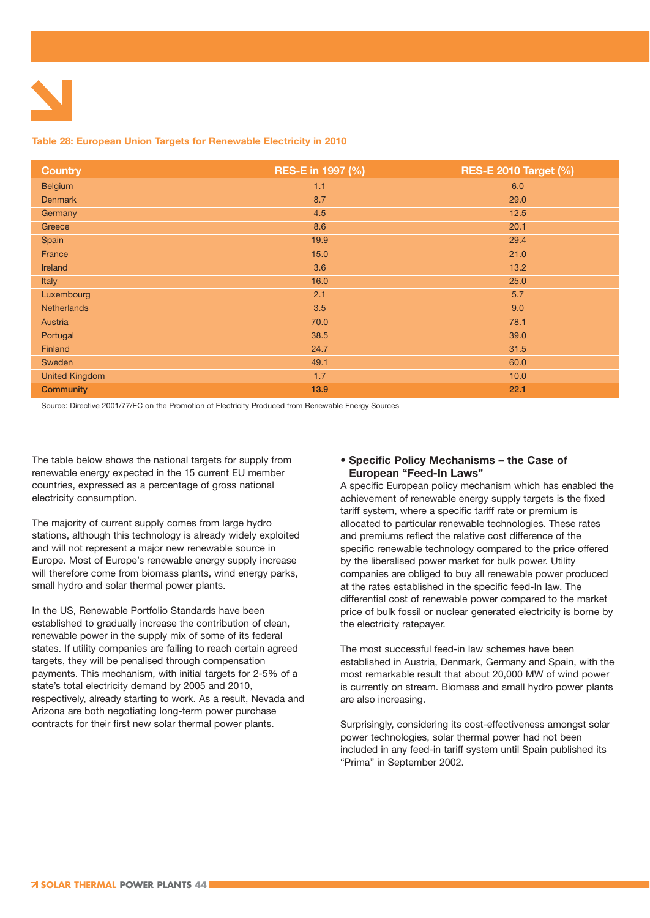**Table 28: European Union Targets for Renewable Electricity in 2010**

| Country | RES-E in 1997 (%) | RES-E 2010 Target (%) |
|---|---|---|
| Belgium | 1.1 | 6.0 |
| Denmark | 8.7 | 29.0 |
| Germany | 4.5 | 12.5 |
| Greece | 8.6 | 20.1 |
| Spain | 19.9 | 29.4 |
| France | 15.0 | 21.0 |
| Ireland | 3.6 | 13.2 |
| Italy | 16.0 | 25.0 |
| Luxembourg | 2.1 | 5.7 |
| Netherlands | 3.5 | 9.0 |
| Austria | 70.0 | 78.1 |
| Portugal | 38.5 | 39.0 |
| Finland | 24.7 | 31.5 |
| Sweden | 49.1 | 60.0 |
| United Kingdom | 1.7 | 10.0 |
| **Community** | **13.9** | **22.1** |

Source: Directive 2001/77/EC on the Promotion of Electricity Produced from Renewable Energy Sources

The table below shows the national targets for supply from renewable energy expected in the 15 current EU member countries, expressed as a percentage of gross national electricity consumption.

The majority of current supply comes from large hydro stations, although this technology is already widely exploited and will not represent a major new renewable source in Europe. Most of Europe's renewable energy supply increase will therefore come from biomass plants, wind energy parks, small hydro and solar thermal power plants.

In the US, Renewable Portfolio Standards have been established to gradually increase the contribution of clean, renewable power in the supply mix of some of its federal states. If utility companies are failing to reach certain agreed targets, they will be penalised through compensation payments. This mechanism, with initial targets for 2-5% of a state's total electricity demand by 2005 and 2010, respectively, already starting to work. As a result, Nevada and Arizona are both negotiating long-term power purchase contracts for their first new solar thermal power plants.

- **Specific Policy Mechanisms – the Case of European "Feed-In Laws"**

A specific European policy mechanism which has enabled the achievement of renewable energy supply targets is the fixed tariff system, where a specific tariff rate or premium is allocated to particular renewable technologies. These rates and premiums reflect the relative cost difference of the specific renewable technology compared to the price offered by the liberalised power market for bulk power. Utility companies are obliged to buy all renewable power produced at the rates established in the specific feed-In law. The differential cost of renewable power compared to the market price of bulk fossil or nuclear generated electricity is borne by the electricity ratepayer.

The most successful feed-in law schemes have been established in Austria, Denmark, Germany and Spain, with the most remarkable result that about 20,000 MW of wind power is currently on stream. Biomass and small hydro power plants are also increasing.

Surprisingly, considering its cost-effectiveness amongst solar power technologies, solar thermal power had not been included in any feed-in tariff system until Spain published its "Prima" in September 2002.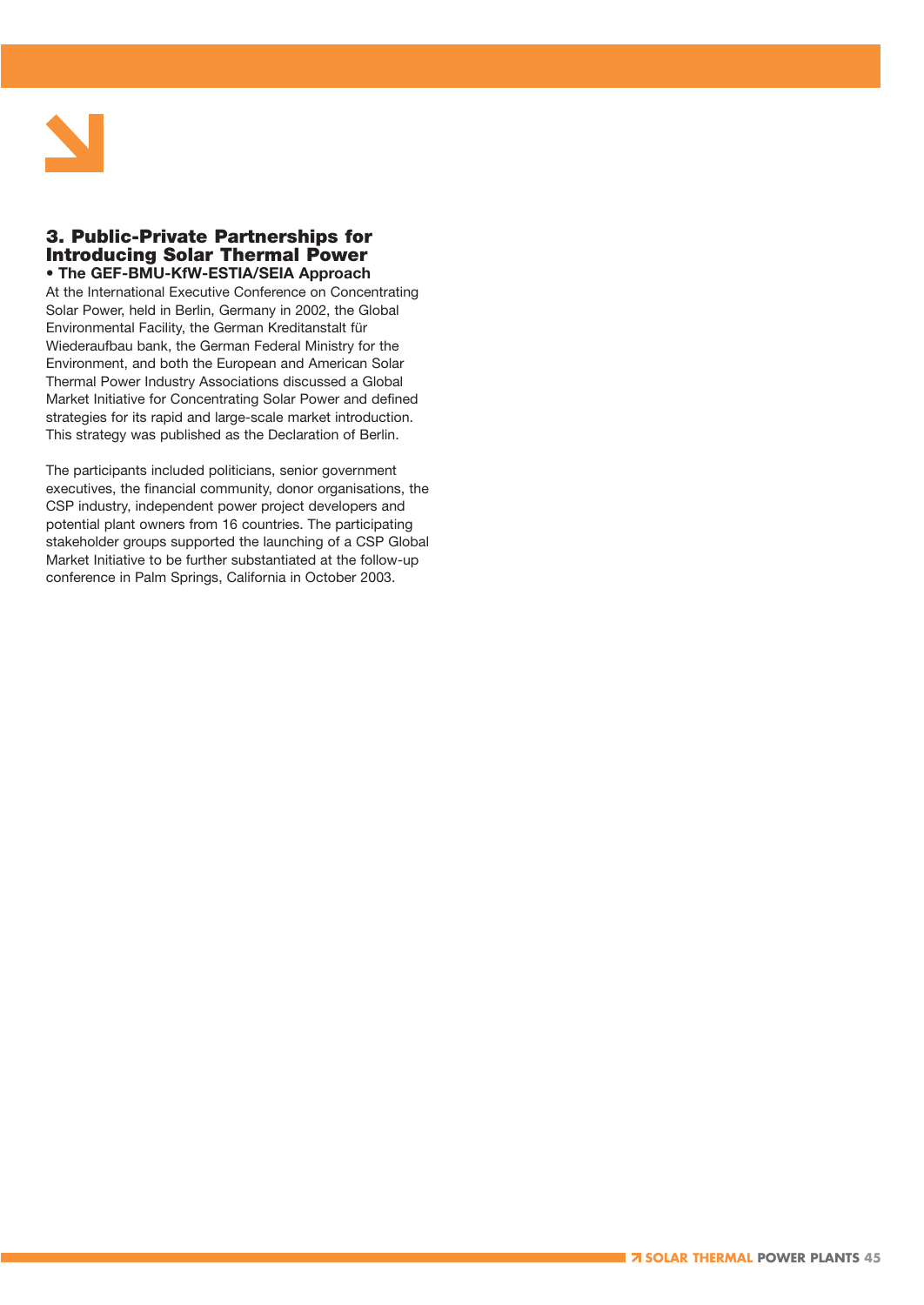## 3. Public-Private Partnerships for Introducing Solar Thermal Power

**• The GEF-BMU-KfW-ESTIA/SEIA Approach**

At the International Executive Conference on Concentrating Solar Power, held in Berlin, Germany in 2002, the Global Environmental Facility, the German Kreditanstalt für Wiederaufbau bank, the German Federal Ministry for the Environment, and both the European and American Solar Thermal Power Industry Associations discussed a Global Market Initiative for Concentrating Solar Power and defined strategies for its rapid and large-scale market introduction. This strategy was published as the Declaration of Berlin.

The participants included politicians, senior government executives, the financial community, donor organisations, the CSP industry, independent power project developers and potential plant owners from 16 countries. The participating stakeholder groups supported the launching of a CSP Global Market Initiative to be further substantiated at the follow-up conference in Palm Springs, California in October 2003.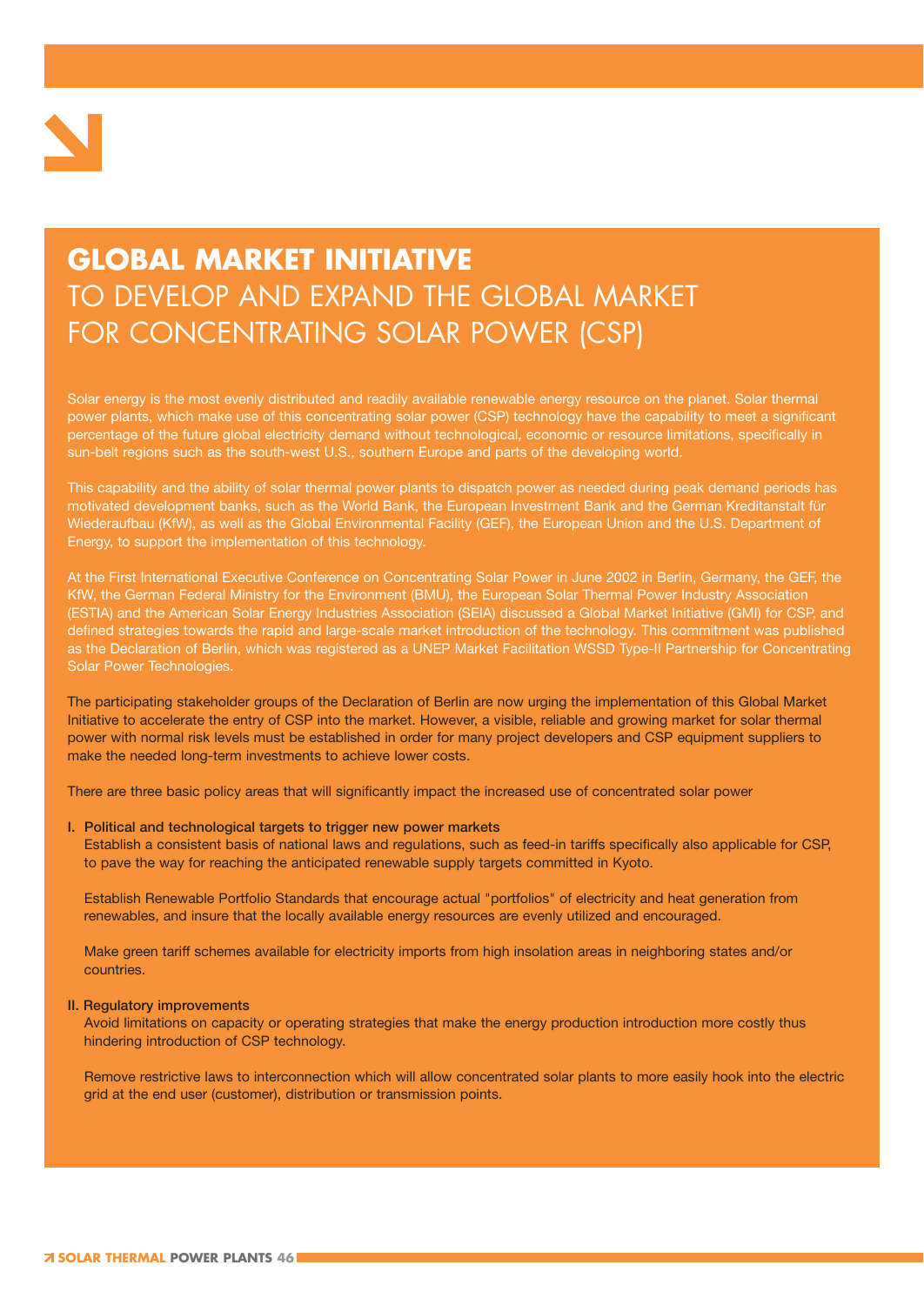# GLOBAL MARKET INITIATIVE

## TO DEVELOP AND EXPAND THE GLOBAL MARKET FOR CONCENTRATING SOLAR POWER (CSP)

Solar energy is the most evenly distributed and readily available renewable energy resource on the planet. Solar thermal power plants, which make use of this concentrating solar power (CSP) technology have the capability to meet a significant percentage of the future global electricity demand without technological, economic or resource limitations, specifically in sun-belt regions such as the south-west U.S., southern Europe and parts of the developing world.

This capability and the ability of solar thermal power plants to dispatch power as needed during peak demand periods has motivated development banks, such as the World Bank, the European Investment Bank and the German Kreditanstalt für Wiederaufbau (KfW), as well as the Global Environmental Facility (GEF), the European Union and the U.S. Department of Energy, to support the implementation of this technology.

At the First International Executive Conference on Concentrating Solar Power in June 2002 in Berlin, Germany, the GEF, the KfW, the German Federal Ministry for the Environment (BMU), the European Solar Thermal Power Industry Association (ESTIA) and the American Solar Energy Industries Association (SEIA) discussed a Global Market Initiative (GMI) for CSP, and defined strategies towards the rapid and large-scale market introduction of the technology. This commitment was published as the Declaration of Berlin, which was registered as a UNEP Market Facilitation WSSD Type-II Partnership for Concentrating Solar Power Technologies.

The participating stakeholder groups of the Declaration of Berlin are now urging the implementation of this Global Market Initiative to accelerate the entry of CSP into the market. However, a visible, reliable and growing market for solar thermal power with normal risk levels must be established in order for many project developers and CSP equipment suppliers to make the needed long-term investments to achieve lower costs.

There are three basic policy areas that will significantly impact the increased use of concentrated solar power

**I. Political and technological targets to trigger new power markets**

Establish a consistent basis of national laws and regulations, such as feed-in tariffs specifically also applicable for CSP, to pave the way for reaching the anticipated renewable supply targets committed in Kyoto.

Establish Renewable Portfolio Standards that encourage actual "portfolios" of electricity and heat generation from renewables, and insure that the locally available energy resources are evenly utilized and encouraged.

Make green tariff schemes available for electricity imports from high insolation areas in neighboring states and/or countries.

**II. Regulatory improvements**

Avoid limitations on capacity or operating strategies that make the energy production introduction more costly thus hindering introduction of CSP technology.

Remove restrictive laws to interconnection which will allow concentrated solar plants to more easily hook into the electric grid at the end user (customer), distribution or transmission points.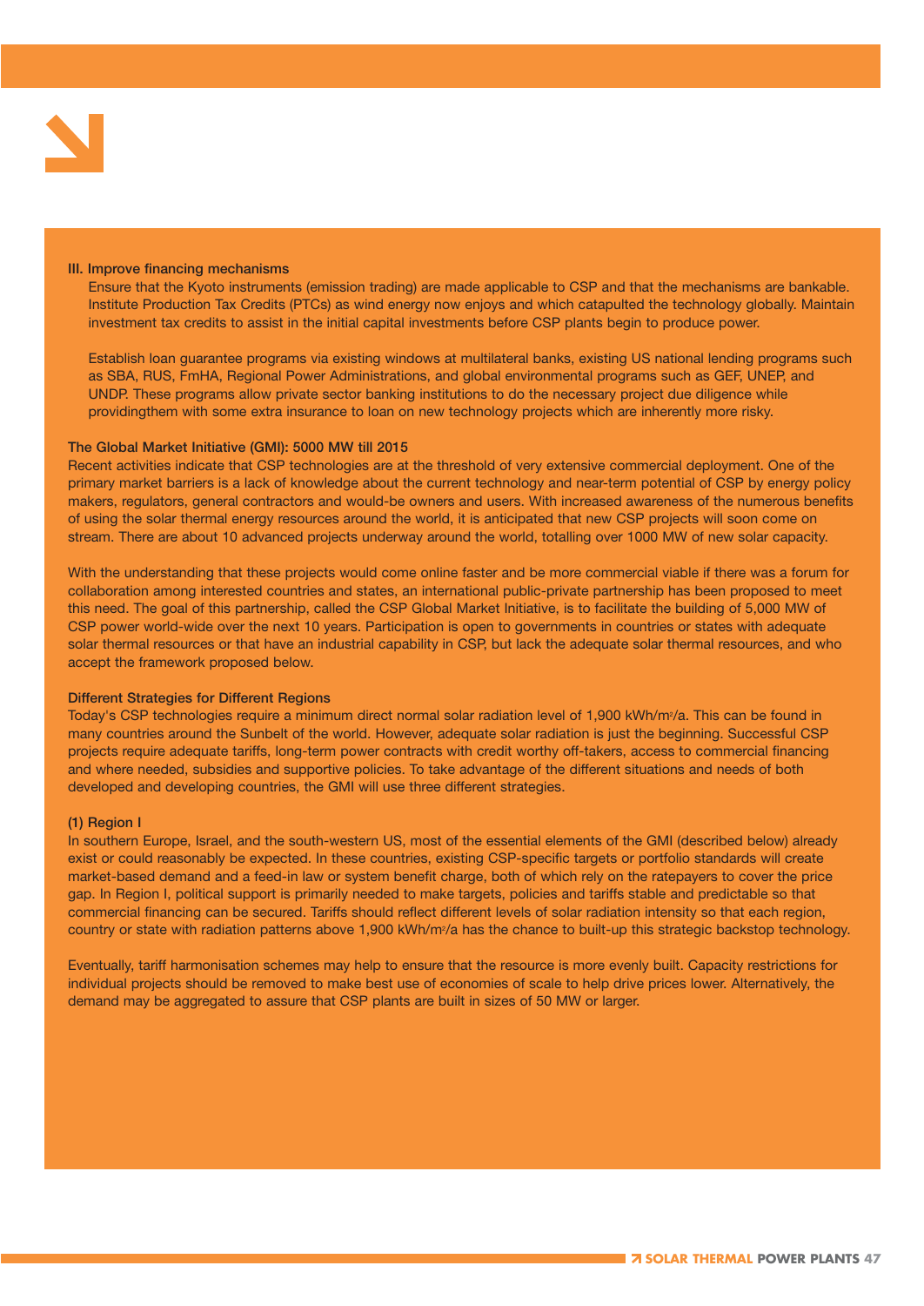### III. Improve financing mechanisms

Ensure that the Kyoto instruments (emission trading) are made applicable to CSP and that the mechanisms are bankable. Institute Production Tax Credits (PTCs) as wind energy now enjoys and which catapulted the technology globally. Maintain investment tax credits to assist in the initial capital investments before CSP plants begin to produce power.

Establish loan guarantee programs via existing windows at multilateral banks, existing US national lending programs such as SBA, RUS, FmHA, Regional Power Administrations, and global environmental programs such as GEF, UNEP, and UNDP. These programs allow private sector banking institutions to do the necessary project due diligence while providingthem with some extra insurance to loan on new technology projects which are inherently more risky.

### The Global Market Initiative (GMI): 5000 MW till 2015

Recent activities indicate that CSP technologies are at the threshold of very extensive commercial deployment. One of the primary market barriers is a lack of knowledge about the current technology and near-term potential of CSP by energy policy makers, regulators, general contractors and would-be owners and users. With increased awareness of the numerous benefits of using the solar thermal energy resources around the world, it is anticipated that new CSP projects will soon come on stream. There are about 10 advanced projects underway around the world, totalling over 1000 MW of new solar capacity.

With the understanding that these projects would come online faster and be more commercial viable if there was a forum for collaboration among interested countries and states, an international public-private partnership has been proposed to meet this need. The goal of this partnership, called the CSP Global Market Initiative, is to facilitate the building of 5,000 MW of CSP power world-wide over the next 10 years. Participation is open to governments in countries or states with adequate solar thermal resources or that have an industrial capability in CSP, but lack the adequate solar thermal resources, and who accept the framework proposed below.

### Different Strategies for Different Regions

Today's CSP technologies require a minimum direct normal solar radiation level of 1,900 kWh/m²/a. This can be found in many countries around the Sunbelt of the world. However, adequate solar radiation is just the beginning. Successful CSP projects require adequate tariffs, long-term power contracts with credit worthy off-takers, access to commercial financing and where needed, subsidies and supportive policies. To take advantage of the different situations and needs of both developed and developing countries, the GMI will use three different strategies.

#### (1) Region I

In southern Europe, Israel, and the south-western US, most of the essential elements of the GMI (described below) already exist or could reasonably be expected. In these countries, existing CSP-specific targets or portfolio standards will create market-based demand and a feed-in law or system benefit charge, both of which rely on the ratepayers to cover the price gap. In Region I, political support is primarily needed to make targets, policies and tariffs stable and predictable so that commercial financing can be secured. Tariffs should reflect different levels of solar radiation intensity so that each region, country or state with radiation patterns above 1,900 kWh/m²/a has the chance to built-up this strategic backstop technology.

Eventually, tariff harmonisation schemes may help to ensure that the resource is more evenly built. Capacity restrictions for individual projects should be removed to make best use of economies of scale to help drive prices lower. Alternatively, the demand may be aggregated to assure that CSP plants are built in sizes of 50 MW or larger.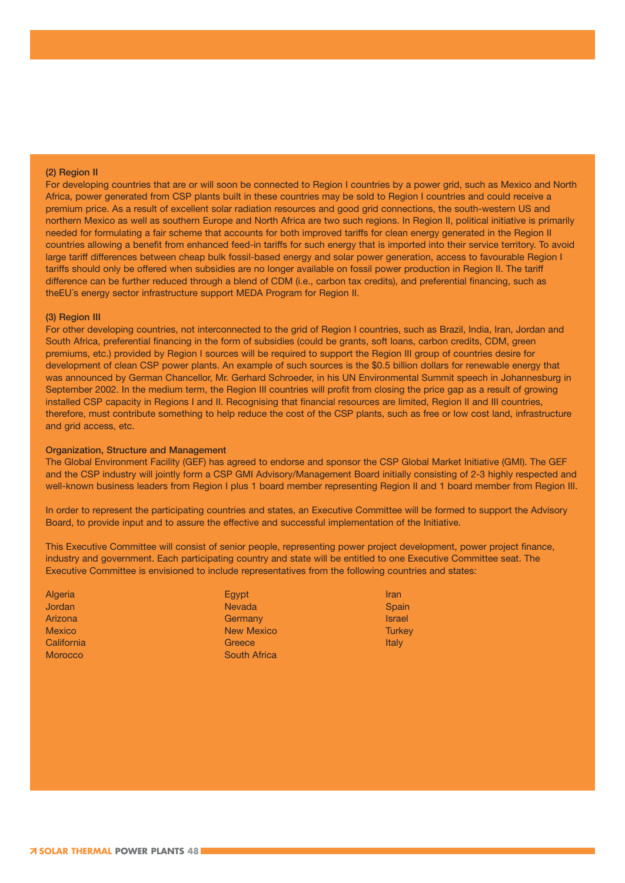**(2) Region II**

For developing countries that are or will soon be connected to Region I countries by a power grid, such as Mexico and North Africa, power generated from CSP plants built in these countries may be sold to Region I countries and could receive a premium price. As a result of excellent solar radiation resources and good grid connections, the south-western US and northern Mexico as well as southern Europe and North Africa are two such regions. In Region II, political initiative is primarily needed for formulating a fair scheme that accounts for both improved tariffs for clean energy generated in the Region II countries allowing a benefit from enhanced feed-in tariffs for such energy that is imported into their service territory. To avoid large tariff differences between cheap bulk fossil-based energy and solar power generation, access to favourable Region I tariffs should only be offered when subsidies are no longer available on fossil power production in Region II. The tariff difference can be further reduced through a blend of CDM (i.e., carbon tax credits), and preferential financing, such as theEU´s energy sector infrastructure support MEDA Program for Region II.

**(3) Region III**

For other developing countries, not interconnected to the grid of Region I countries, such as Brazil, India, Iran, Jordan and South Africa, preferential financing in the form of subsidies (could be grants, soft loans, carbon credits, CDM, green premiums, etc.) provided by Region I sources will be required to support the Region III group of countries desire for development of clean CSP power plants. An example of such sources is the $0.5 billion dollars for renewable energy that was announced by German Chancellor, Mr. Gerhard Schroeder, in his UN Environmental Summit speech in Johannesburg in September 2002. In the medium term, the Region III countries will profit from closing the price gap as a result of growing installed CSP capacity in Regions I and II. Recognising that financial resources are limited, Region II and III countries, therefore, must contribute something to help reduce the cost of the CSP plants, such as free or low cost land, infrastructure and grid access, etc.

**Organization, Structure and Management**

The Global Environment Facility (GEF) has agreed to endorse and sponsor the CSP Global Market Initiative (GMI). The GEF and the CSP industry will jointly form a CSP GMI Advisory/Management Board initially consisting of 2-3 highly respected and well-known business leaders from Region I plus 1 board member representing Region II and 1 board member from Region III.

In order to represent the participating countries and states, an Executive Committee will be formed to support the Advisory Board, to provide input and to assure the effective and successful implementation of the Initiative.

This Executive Committee will consist of senior people, representing power project development, power project finance, industry and government. Each participating country and state will be entitled to one Executive Committee seat. The Executive Committee is envisioned to include representatives from the following countries and states:

Algeria
Jordan
Arizona
Mexico
California
Morocco
Egypt
Nevada
Germany
New Mexico
Greece
South Africa
Iran
Spain
Israel
Turkey
Italy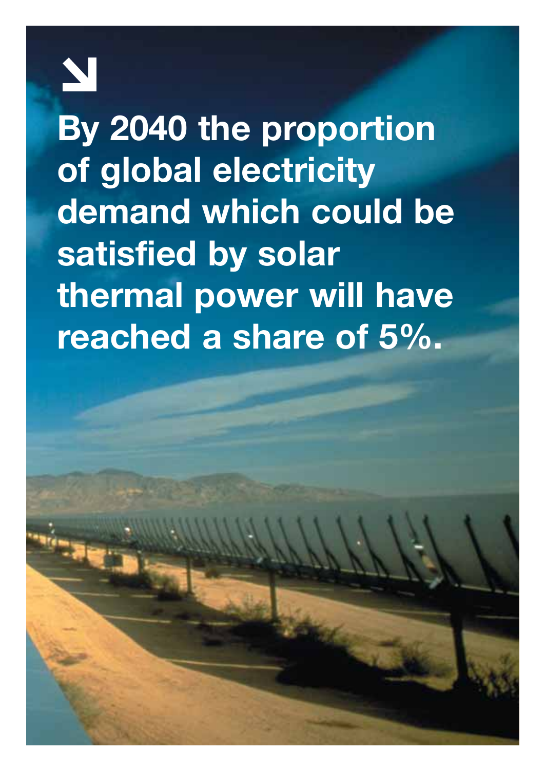**By 2040 the proportion of global electricity demand which could be satisfied by solar thermal power will have reached a share of 5%.**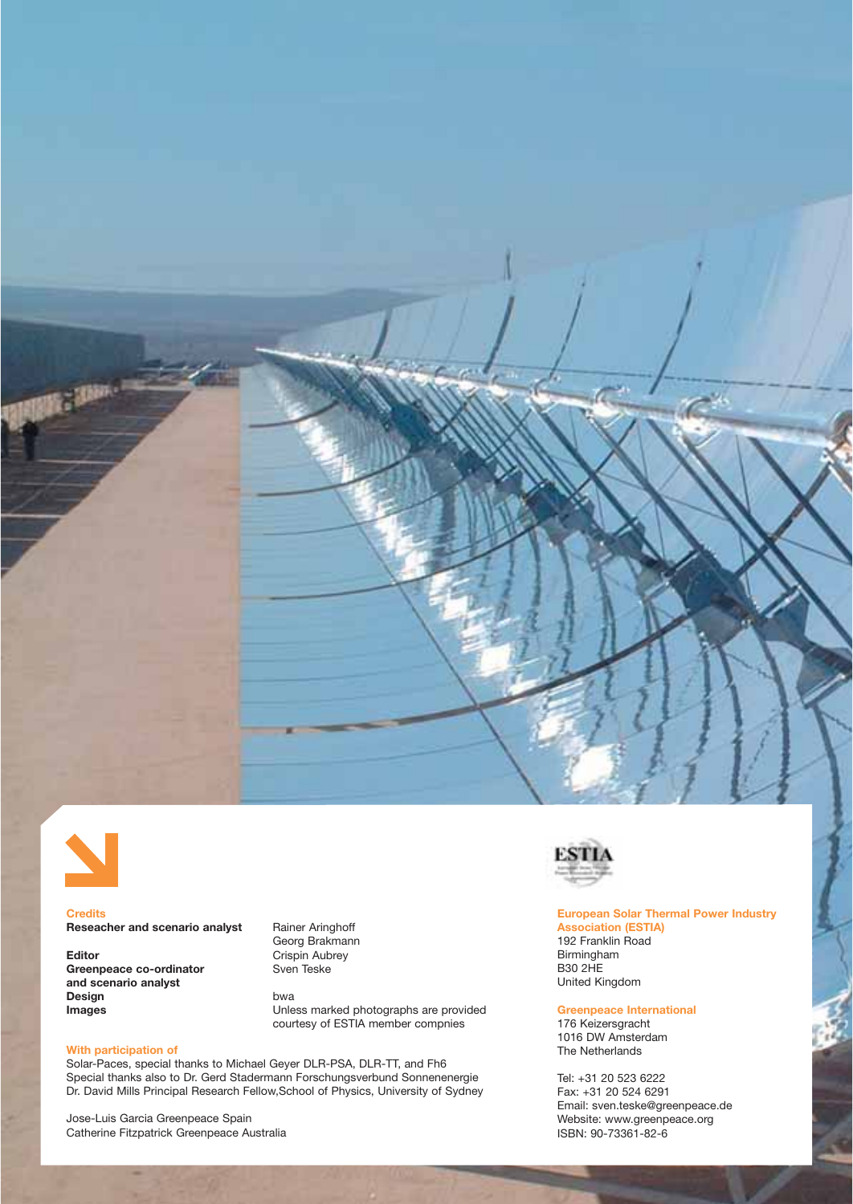**Credits**

**Reseacher and scenario analyst** Rainer Aringhoff
Georg Brakmann

**Editor** Crispin Aubrey

**Greenpeace co-ordinator and scenario analyst** Sven Teske

**Design** bwa

**Images** Unless marked photographs are provided courtesy of ESTIA member compnies

**With participation of**

Solar-Paces, special thanks to Michael Geyer DLR-PSA, DLR-TT, and Fh6
Special thanks also to Dr. Gerd Stadermann Forschungsverbund Sonnenenergie
Dr. David Mills Principal Research Fellow,School of Physics, University of Sydney

Jose-Luis Garcia Greenpeace Spain
Catherine Fitzpatrick Greenpeace Australia

ESTIA

**European Solar Thermal Power Industry Association (ESTIA)**
192 Franklin Road
Birmingham
B30 2HE
United Kingdom

**Greenpeace International**
176 Keizersgracht
1016 DW Amsterdam
The Netherlands

Tel: +31 20 523 6222
Fax: +31 20 524 6291
Email: sven.teske@greenpeace.de
Website: www.greenpeace.org
ISBN: 90-73361-82-6